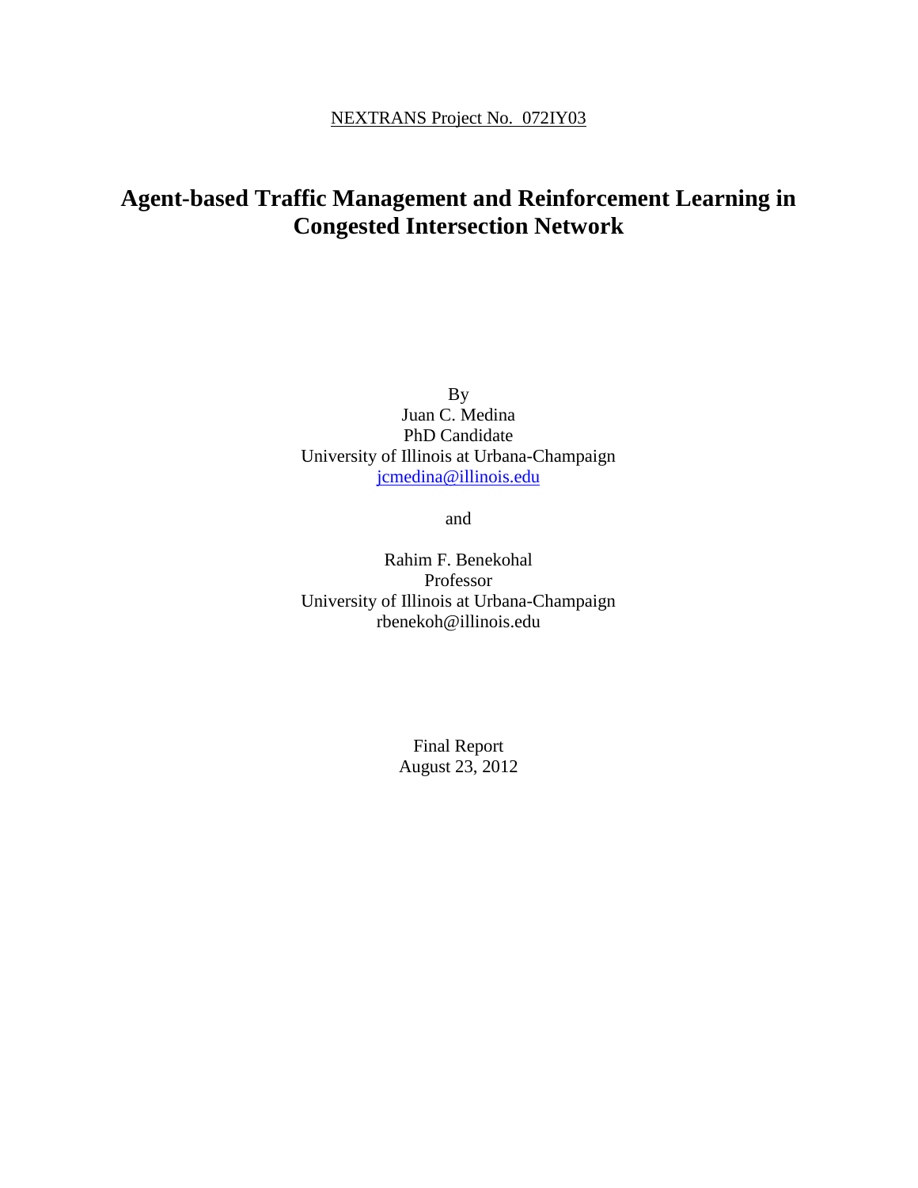NEXTRANS Project No. 072IY03

# Agent-based Traffic Management and Reinforcement Learning in Congested Intersection Network

By
Juan C. Medina
PhD Candidate
University of Illinois at Urbana-Champaign
jcmedina@illinois.edu

and

Rahim F. Benekohal
Professor
University of Illinois at Urbana-Champaign
rbenekoh@illinois.edu

Final Report
August 23, 2012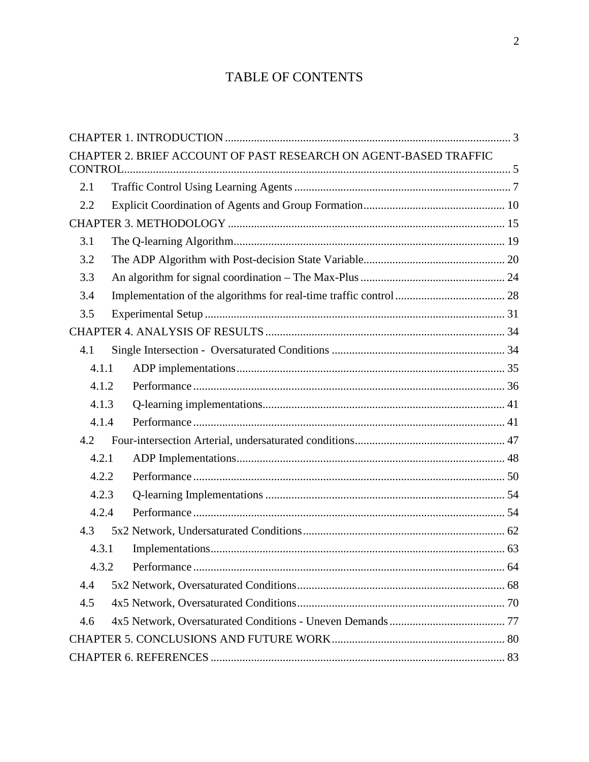# TABLE OF CONTENTS

CHAPTER 1. INTRODUCTION .................................................................................................. 3

CHAPTER 2. BRIEF ACCOUNT OF PAST RESEARCH ON AGENT-BASED TRAFFIC CONTROL .................................................................................................................................. 5

- 2.1 Traffic Control Using Learning Agents ......................................................................... 7
- 2.2 Explicit Coordination of Agents and Group Formation ................................................ 10

CHAPTER 3. METHODOLOGY ............................................................................................... 15

- 3.1 The Q-learning Algorithm ............................................................................................. 19
- 3.2 The ADP Algorithm with Post-decision State Variable ................................................ 20
- 3.3 An algorithm for signal coordination – The Max-Plus ................................................. 24
- 3.4 Implementation of the algorithms for real-time traffic control ..................................... 28
- 3.5 Experimental Setup ....................................................................................................... 31

CHAPTER 4. ANALYSIS OF RESULTS .................................................................................. 34

- 4.1 Single Intersection - Oversaturated Conditions ............................................................ 34
  - 4.1.1 ADP implementations ............................................................................................ 35
  - 4.1.2 Performance ........................................................................................................... 36
  - 4.1.3 Q-learning implementations ................................................................................... 41
  - 4.1.4 Performance ........................................................................................................... 41
- 4.2 Four-intersection Arterial, undersaturated conditions ................................................... 47
  - 4.2.1 ADP Implementations ............................................................................................ 48
  - 4.2.2 Performance ........................................................................................................... 50
  - 4.2.3 Q-learning Implementations .................................................................................. 54
  - 4.2.4 Performance ........................................................................................................... 54
- 4.3 5x2 Network, Undersaturated Conditions ..................................................................... 62
  - 4.3.1 Implementations ..................................................................................................... 63
  - 4.3.2 Performance ........................................................................................................... 64
- 4.4 5x2 Network, Oversaturated Conditions ....................................................................... 68
- 4.5 4x5 Network, Oversaturated Conditions ....................................................................... 70
- 4.6 4x5 Network, Oversaturated Conditions - Uneven Demands ........................................ 77

CHAPTER 5. CONCLUSIONS AND FUTURE WORK ............................................................ 80

CHAPTER 6. REFERENCES ..................................................................................................... 83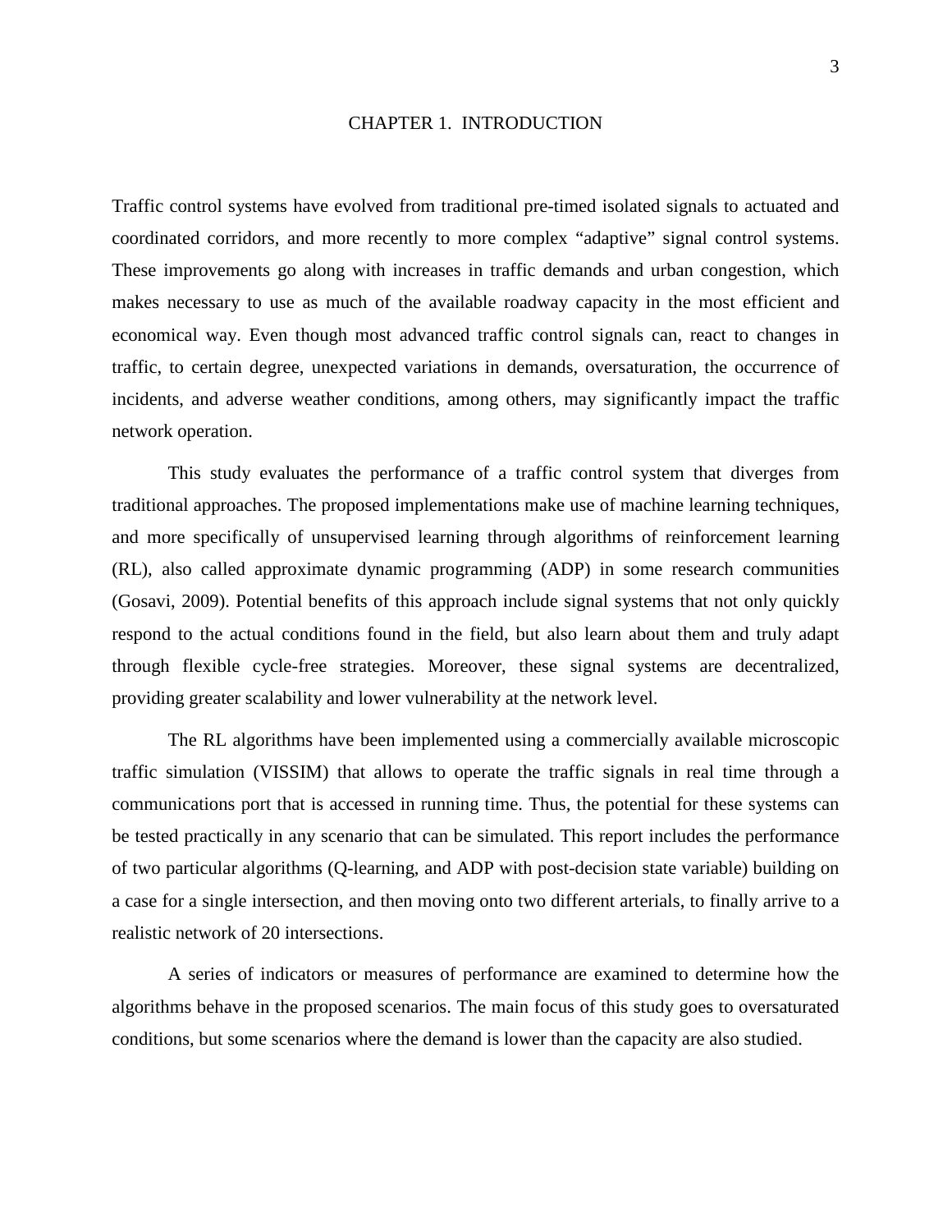# CHAPTER 1. INTRODUCTION

Traffic control systems have evolved from traditional pre-timed isolated signals to actuated and coordinated corridors, and more recently to more complex "adaptive" signal control systems. These improvements go along with increases in traffic demands and urban congestion, which makes necessary to use as much of the available roadway capacity in the most efficient and economical way. Even though most advanced traffic control signals can, react to changes in traffic, to certain degree, unexpected variations in demands, oversaturation, the occurrence of incidents, and adverse weather conditions, among others, may significantly impact the traffic network operation.

This study evaluates the performance of a traffic control system that diverges from traditional approaches. The proposed implementations make use of machine learning techniques, and more specifically of unsupervised learning through algorithms of reinforcement learning (RL), also called approximate dynamic programming (ADP) in some research communities (Gosavi, 2009). Potential benefits of this approach include signal systems that not only quickly respond to the actual conditions found in the field, but also learn about them and truly adapt through flexible cycle-free strategies. Moreover, these signal systems are decentralized, providing greater scalability and lower vulnerability at the network level.

The RL algorithms have been implemented using a commercially available microscopic traffic simulation (VISSIM) that allows to operate the traffic signals in real time through a communications port that is accessed in running time. Thus, the potential for these systems can be tested practically in any scenario that can be simulated. This report includes the performance of two particular algorithms (Q-learning, and ADP with post-decision state variable) building on a case for a single intersection, and then moving onto two different arterials, to finally arrive to a realistic network of 20 intersections.

A series of indicators or measures of performance are examined to determine how the algorithms behave in the proposed scenarios. The main focus of this study goes to oversaturated conditions, but some scenarios where the demand is lower than the capacity are also studied.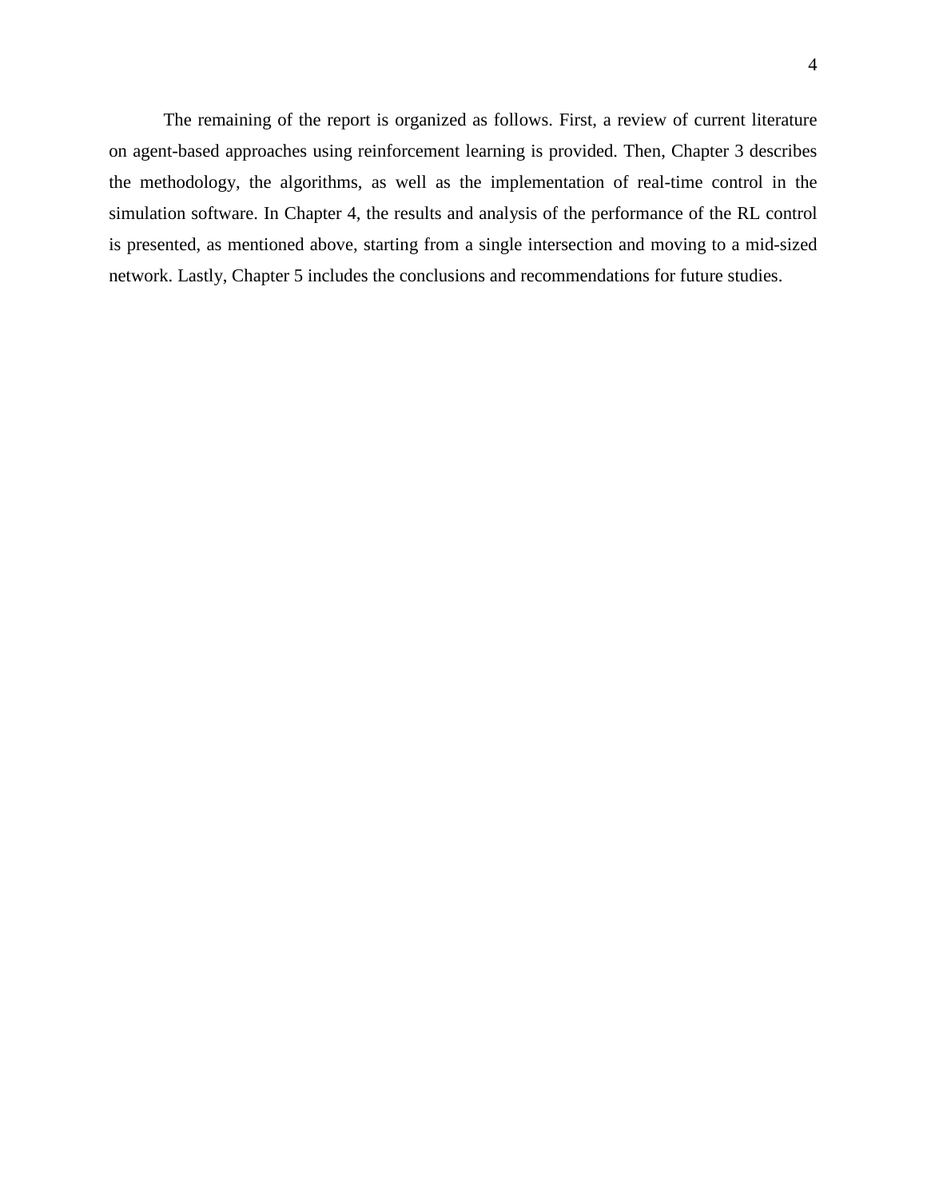The remaining of the report is organized as follows. First, a review of current literature on agent-based approaches using reinforcement learning is provided. Then, Chapter 3 describes the methodology, the algorithms, as well as the implementation of real-time control in the simulation software. In Chapter 4, the results and analysis of the performance of the RL control is presented, as mentioned above, starting from a single intersection and moving to a mid-sized network. Lastly, Chapter 5 includes the conclusions and recommendations for future studies.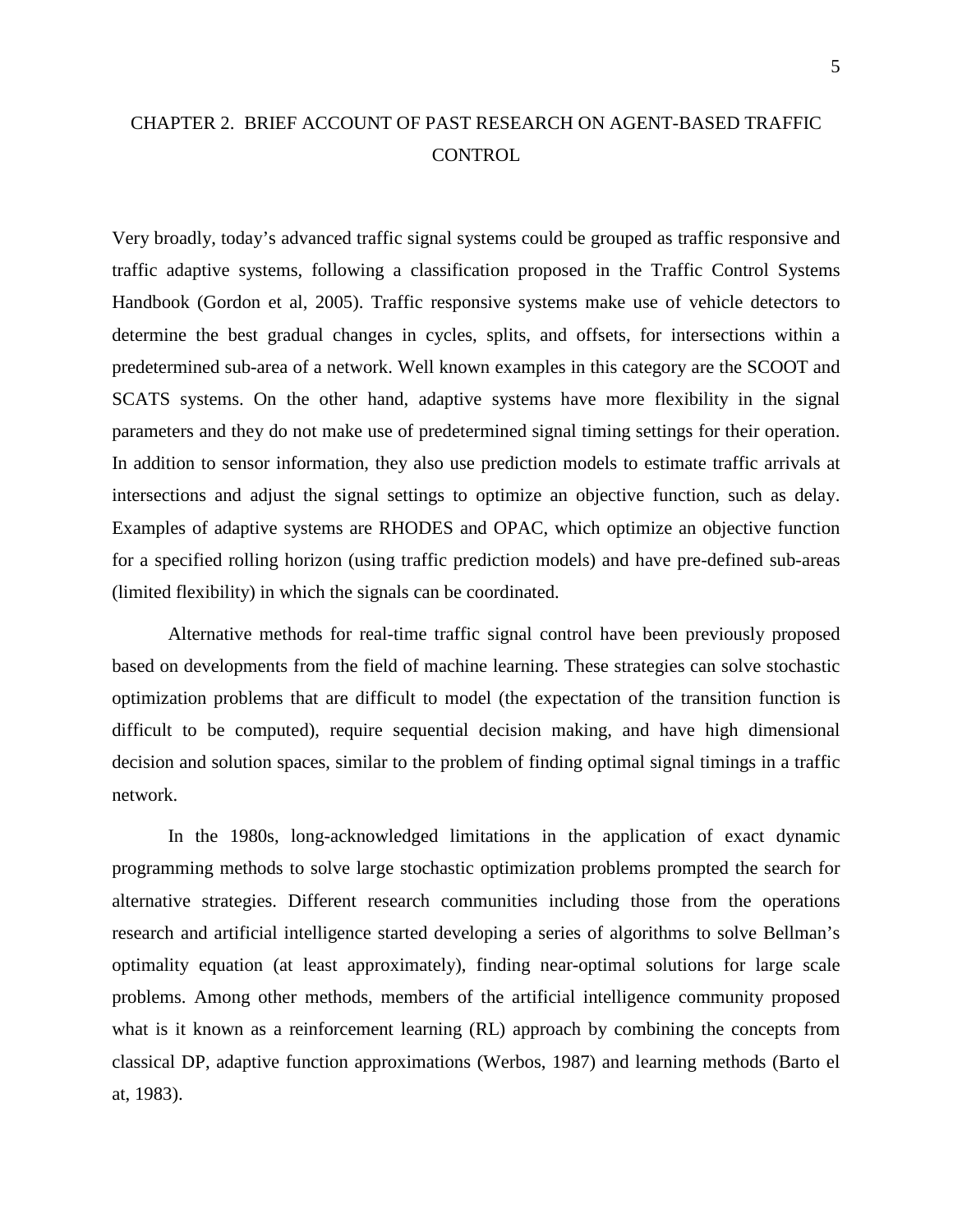# CHAPTER 2. BRIEF ACCOUNT OF PAST RESEARCH ON AGENT-BASED TRAFFIC CONTROL

Very broadly, today's advanced traffic signal systems could be grouped as traffic responsive and traffic adaptive systems, following a classification proposed in the Traffic Control Systems Handbook (Gordon et al, 2005). Traffic responsive systems make use of vehicle detectors to determine the best gradual changes in cycles, splits, and offsets, for intersections within a predetermined sub-area of a network. Well known examples in this category are the SCOOT and SCATS systems. On the other hand, adaptive systems have more flexibility in the signal parameters and they do not make use of predetermined signal timing settings for their operation. In addition to sensor information, they also use prediction models to estimate traffic arrivals at intersections and adjust the signal settings to optimize an objective function, such as delay. Examples of adaptive systems are RHODES and OPAC, which optimize an objective function for a specified rolling horizon (using traffic prediction models) and have pre-defined sub-areas (limited flexibility) in which the signals can be coordinated.

Alternative methods for real-time traffic signal control have been previously proposed based on developments from the field of machine learning. These strategies can solve stochastic optimization problems that are difficult to model (the expectation of the transition function is difficult to be computed), require sequential decision making, and have high dimensional decision and solution spaces, similar to the problem of finding optimal signal timings in a traffic network.

In the 1980s, long-acknowledged limitations in the application of exact dynamic programming methods to solve large stochastic optimization problems prompted the search for alternative strategies. Different research communities including those from the operations research and artificial intelligence started developing a series of algorithms to solve Bellman's optimality equation (at least approximately), finding near-optimal solutions for large scale problems. Among other methods, members of the artificial intelligence community proposed what is it known as a reinforcement learning (RL) approach by combining the concepts from classical DP, adaptive function approximations (Werbos, 1987) and learning methods (Barto el at, 1983).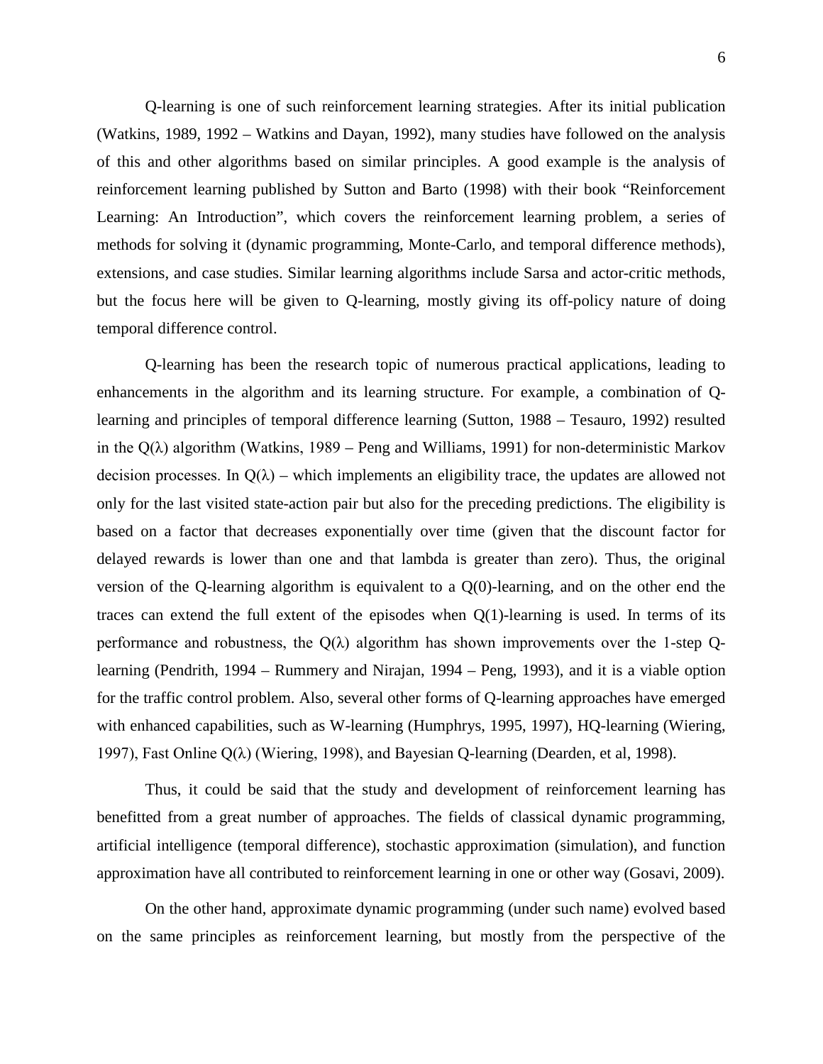Q-learning is one of such reinforcement learning strategies. After its initial publication (Watkins, 1989, 1992 – Watkins and Dayan, 1992), many studies have followed on the analysis of this and other algorithms based on similar principles. A good example is the analysis of reinforcement learning published by Sutton and Barto (1998) with their book "Reinforcement Learning: An Introduction", which covers the reinforcement learning problem, a series of methods for solving it (dynamic programming, Monte-Carlo, and temporal difference methods), extensions, and case studies. Similar learning algorithms include Sarsa and actor-critic methods, but the focus here will be given to Q-learning, mostly giving its off-policy nature of doing temporal difference control.

Q-learning has been the research topic of numerous practical applications, leading to enhancements in the algorithm and its learning structure. For example, a combination of Q-learning and principles of temporal difference learning (Sutton, 1988 – Tesauro, 1992) resulted in the Q($\lambda$) algorithm (Watkins, 1989 – Peng and Williams, 1991) for non-deterministic Markov decision processes. In Q($\lambda$) – which implements an eligibility trace, the updates are allowed not only for the last visited state-action pair but also for the preceding predictions. The eligibility is based on a factor that decreases exponentially over time (given that the discount factor for delayed rewards is lower than one and that lambda is greater than zero). Thus, the original version of the Q-learning algorithm is equivalent to a Q(0)-learning, and on the other end the traces can extend the full extent of the episodes when Q(1)-learning is used. In terms of its performance and robustness, the Q($\lambda$) algorithm has shown improvements over the 1-step Q-learning (Pendrith, 1994 – Rummery and Nirajan, 1994 – Peng, 1993), and it is a viable option for the traffic control problem. Also, several other forms of Q-learning approaches have emerged with enhanced capabilities, such as W-learning (Humphrys, 1995, 1997), HQ-learning (Wiering, 1997), Fast Online Q($\lambda$) (Wiering, 1998), and Bayesian Q-learning (Dearden, et al, 1998).

Thus, it could be said that the study and development of reinforcement learning has benefitted from a great number of approaches. The fields of classical dynamic programming, artificial intelligence (temporal difference), stochastic approximation (simulation), and function approximation have all contributed to reinforcement learning in one or other way (Gosavi, 2009).

On the other hand, approximate dynamic programming (under such name) evolved based on the same principles as reinforcement learning, but mostly from the perspective of the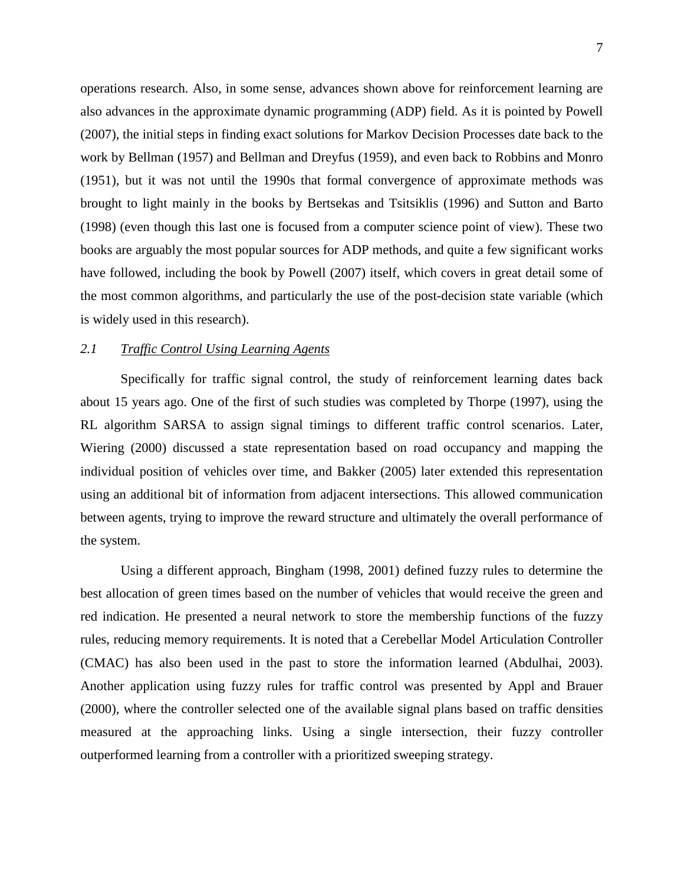operations research. Also, in some sense, advances shown above for reinforcement learning are also advances in the approximate dynamic programming (ADP) field. As it is pointed by Powell (2007), the initial steps in finding exact solutions for Markov Decision Processes date back to the work by Bellman (1957) and Bellman and Dreyfus (1959), and even back to Robbins and Monro (1951), but it was not until the 1990s that formal convergence of approximate methods was brought to light mainly in the books by Bertsekas and Tsitsiklis (1996) and Sutton and Barto (1998) (even though this last one is focused from a computer science point of view). These two books are arguably the most popular sources for ADP methods, and quite a few significant works have followed, including the book by Powell (2007) itself, which covers in great detail some of the most common algorithms, and particularly the use of the post-decision state variable (which is widely used in this research).

## *2.1 Traffic Control Using Learning Agents*

Specifically for traffic signal control, the study of reinforcement learning dates back about 15 years ago. One of the first of such studies was completed by Thorpe (1997), using the RL algorithm SARSA to assign signal timings to different traffic control scenarios. Later, Wiering (2000) discussed a state representation based on road occupancy and mapping the individual position of vehicles over time, and Bakker (2005) later extended this representation using an additional bit of information from adjacent intersections. This allowed communication between agents, trying to improve the reward structure and ultimately the overall performance of the system.

Using a different approach, Bingham (1998, 2001) defined fuzzy rules to determine the best allocation of green times based on the number of vehicles that would receive the green and red indication. He presented a neural network to store the membership functions of the fuzzy rules, reducing memory requirements. It is noted that a Cerebellar Model Articulation Controller (CMAC) has also been used in the past to store the information learned (Abdulhai, 2003). Another application using fuzzy rules for traffic control was presented by Appl and Brauer (2000), where the controller selected one of the available signal plans based on traffic densities measured at the approaching links. Using a single intersection, their fuzzy controller outperformed learning from a controller with a prioritized sweeping strategy.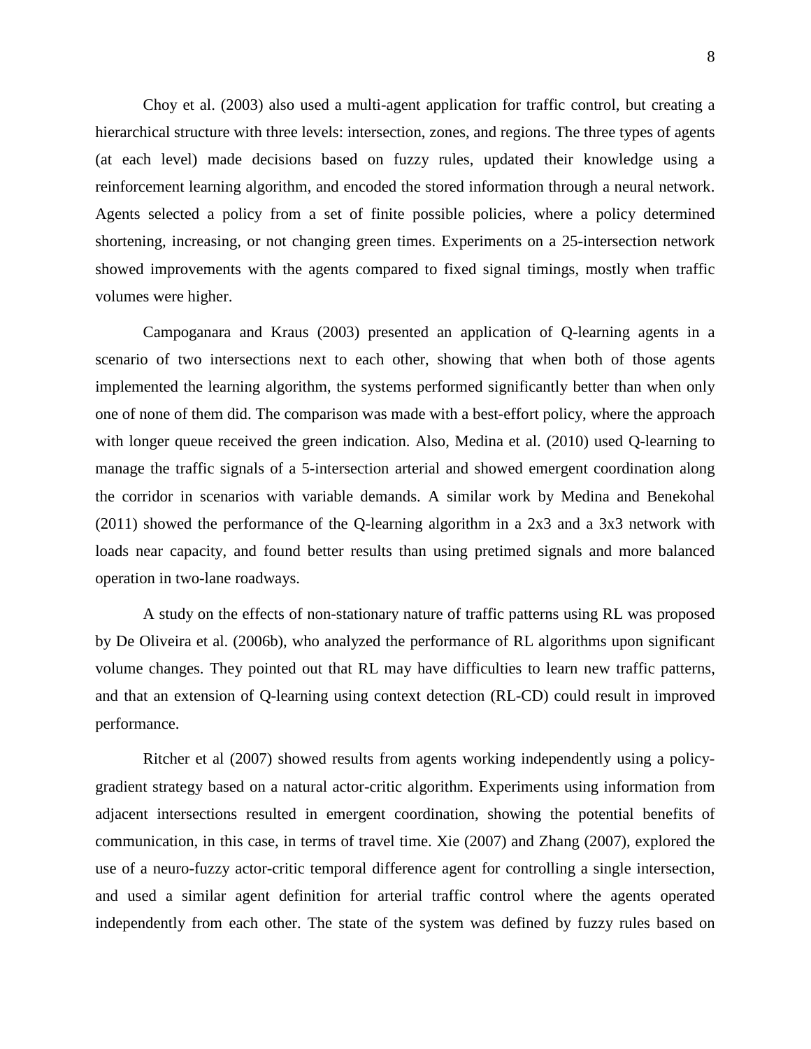Choy et al. (2003) also used a multi-agent application for traffic control, but creating a hierarchical structure with three levels: intersection, zones, and regions. The three types of agents (at each level) made decisions based on fuzzy rules, updated their knowledge using a reinforcement learning algorithm, and encoded the stored information through a neural network. Agents selected a policy from a set of finite possible policies, where a policy determined shortening, increasing, or not changing green times. Experiments on a 25-intersection network showed improvements with the agents compared to fixed signal timings, mostly when traffic volumes were higher.

Campoganara and Kraus (2003) presented an application of Q-learning agents in a scenario of two intersections next to each other, showing that when both of those agents implemented the learning algorithm, the systems performed significantly better than when only one of none of them did. The comparison was made with a best-effort policy, where the approach with longer queue received the green indication. Also, Medina et al. (2010) used Q-learning to manage the traffic signals of a 5-intersection arterial and showed emergent coordination along the corridor in scenarios with variable demands. A similar work by Medina and Benekohal (2011) showed the performance of the Q-learning algorithm in a 2x3 and a 3x3 network with loads near capacity, and found better results than using pretimed signals and more balanced operation in two-lane roadways.

A study on the effects of non-stationary nature of traffic patterns using RL was proposed by De Oliveira et al. (2006b), who analyzed the performance of RL algorithms upon significant volume changes. They pointed out that RL may have difficulties to learn new traffic patterns, and that an extension of Q-learning using context detection (RL-CD) could result in improved performance.

Ritcher et al (2007) showed results from agents working independently using a policy-gradient strategy based on a natural actor-critic algorithm. Experiments using information from adjacent intersections resulted in emergent coordination, showing the potential benefits of communication, in this case, in terms of travel time. Xie (2007) and Zhang (2007), explored the use of a neuro-fuzzy actor-critic temporal difference agent for controlling a single intersection, and used a similar agent definition for arterial traffic control where the agents operated independently from each other. The state of the system was defined by fuzzy rules based on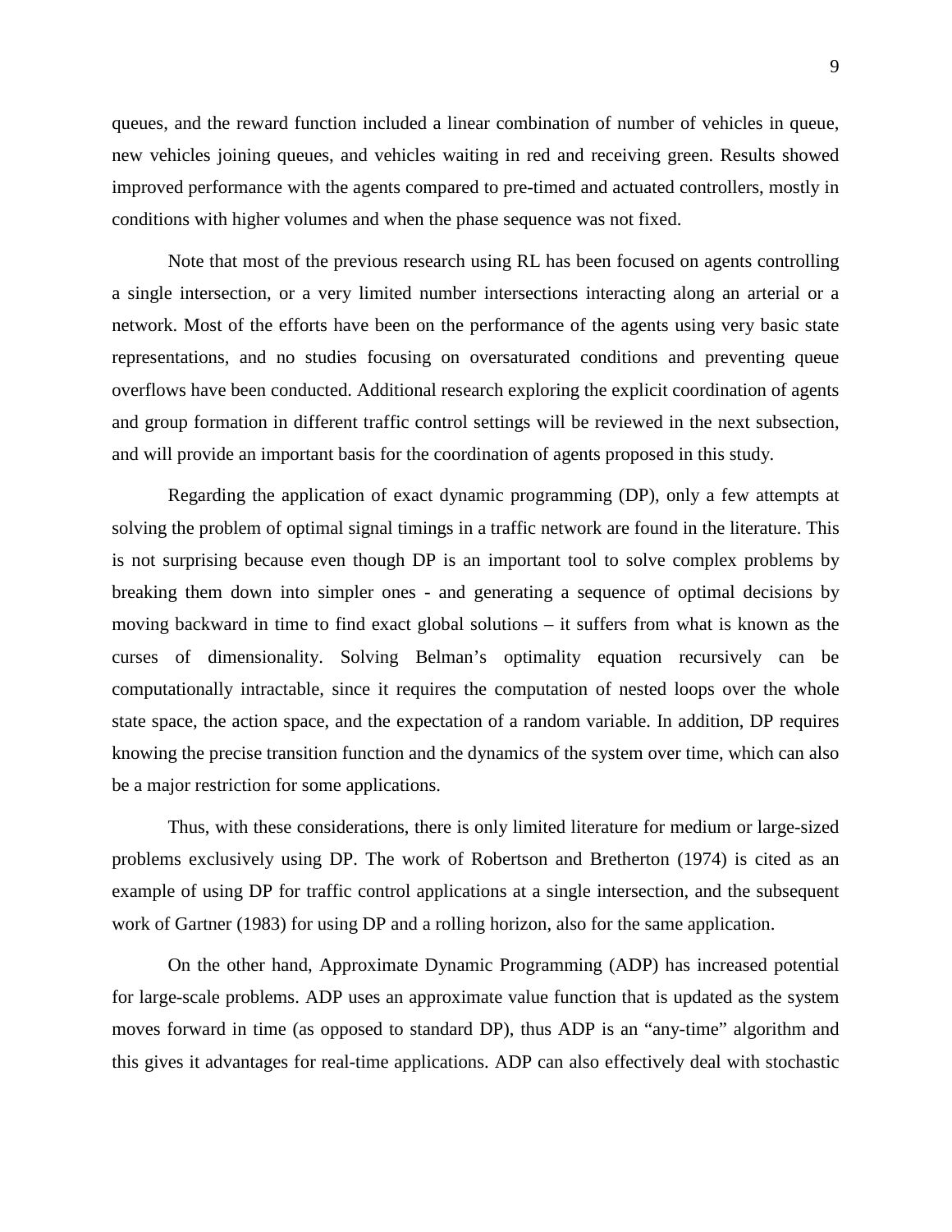queues, and the reward function included a linear combination of number of vehicles in queue, new vehicles joining queues, and vehicles waiting in red and receiving green. Results showed improved performance with the agents compared to pre-timed and actuated controllers, mostly in conditions with higher volumes and when the phase sequence was not fixed.

Note that most of the previous research using RL has been focused on agents controlling a single intersection, or a very limited number intersections interacting along an arterial or a network. Most of the efforts have been on the performance of the agents using very basic state representations, and no studies focusing on oversaturated conditions and preventing queue overflows have been conducted. Additional research exploring the explicit coordination of agents and group formation in different traffic control settings will be reviewed in the next subsection, and will provide an important basis for the coordination of agents proposed in this study.

Regarding the application of exact dynamic programming (DP), only a few attempts at solving the problem of optimal signal timings in a traffic network are found in the literature. This is not surprising because even though DP is an important tool to solve complex problems by breaking them down into simpler ones - and generating a sequence of optimal decisions by moving backward in time to find exact global solutions – it suffers from what is known as the curses of dimensionality. Solving Belman's optimality equation recursively can be computationally intractable, since it requires the computation of nested loops over the whole state space, the action space, and the expectation of a random variable. In addition, DP requires knowing the precise transition function and the dynamics of the system over time, which can also be a major restriction for some applications.

Thus, with these considerations, there is only limited literature for medium or large-sized problems exclusively using DP. The work of Robertson and Bretherton (1974) is cited as an example of using DP for traffic control applications at a single intersection, and the subsequent work of Gartner (1983) for using DP and a rolling horizon, also for the same application.

On the other hand, Approximate Dynamic Programming (ADP) has increased potential for large-scale problems. ADP uses an approximate value function that is updated as the system moves forward in time (as opposed to standard DP), thus ADP is an "any-time" algorithm and this gives it advantages for real-time applications. ADP can also effectively deal with stochastic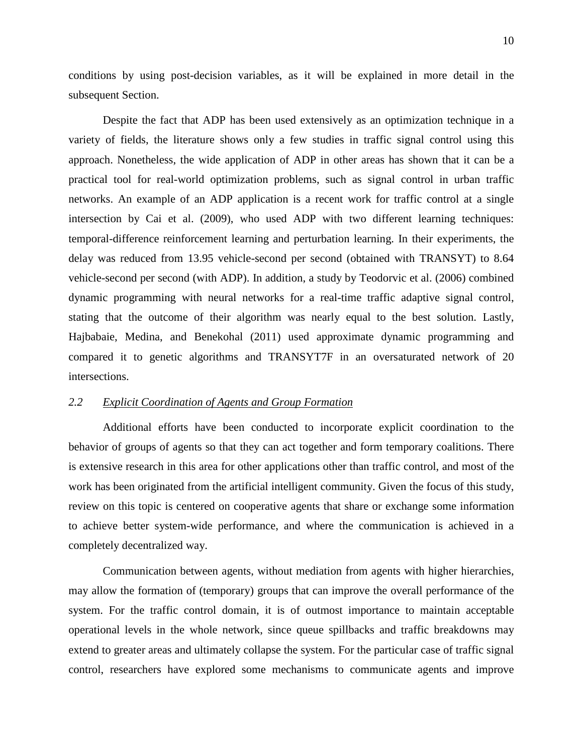conditions by using post-decision variables, as it will be explained in more detail in the subsequent Section.

Despite the fact that ADP has been used extensively as an optimization technique in a variety of fields, the literature shows only a few studies in traffic signal control using this approach. Nonetheless, the wide application of ADP in other areas has shown that it can be a practical tool for real-world optimization problems, such as signal control in urban traffic networks. An example of an ADP application is a recent work for traffic control at a single intersection by Cai et al. (2009), who used ADP with two different learning techniques: temporal-difference reinforcement learning and perturbation learning. In their experiments, the delay was reduced from 13.95 vehicle-second per second (obtained with TRANSYT) to 8.64 vehicle-second per second (with ADP). In addition, a study by Teodorvic et al. (2006) combined dynamic programming with neural networks for a real-time traffic adaptive signal control, stating that the outcome of their algorithm was nearly equal to the best solution. Lastly, Hajbabaie, Medina, and Benekohal (2011) used approximate dynamic programming and compared it to genetic algorithms and TRANSYT7F in an oversaturated network of 20 intersections.

## 2.2 *Explicit Coordination of Agents and Group Formation*

Additional efforts have been conducted to incorporate explicit coordination to the behavior of groups of agents so that they can act together and form temporary coalitions. There is extensive research in this area for other applications other than traffic control, and most of the work has been originated from the artificial intelligent community. Given the focus of this study, review on this topic is centered on cooperative agents that share or exchange some information to achieve better system-wide performance, and where the communication is achieved in a completely decentralized way.

Communication between agents, without mediation from agents with higher hierarchies, may allow the formation of (temporary) groups that can improve the overall performance of the system. For the traffic control domain, it is of outmost importance to maintain acceptable operational levels in the whole network, since queue spillbacks and traffic breakdowns may extend to greater areas and ultimately collapse the system. For the particular case of traffic signal control, researchers have explored some mechanisms to communicate agents and improve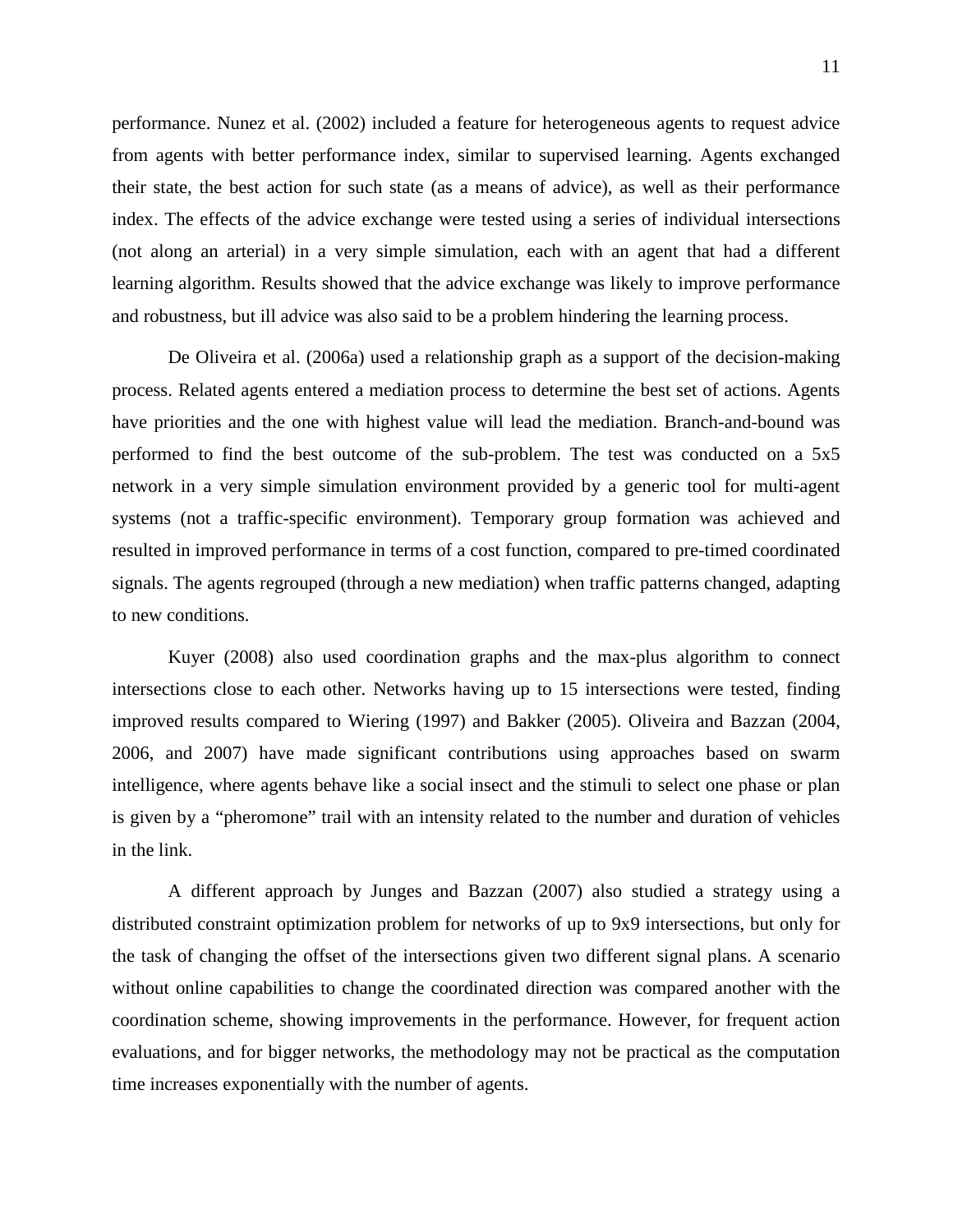performance. Nunez et al. (2002) included a feature for heterogeneous agents to request advice from agents with better performance index, similar to supervised learning. Agents exchanged their state, the best action for such state (as a means of advice), as well as their performance index. The effects of the advice exchange were tested using a series of individual intersections (not along an arterial) in a very simple simulation, each with an agent that had a different learning algorithm. Results showed that the advice exchange was likely to improve performance and robustness, but ill advice was also said to be a problem hindering the learning process.

De Oliveira et al. (2006a) used a relationship graph as a support of the decision-making process. Related agents entered a mediation process to determine the best set of actions. Agents have priorities and the one with highest value will lead the mediation. Branch-and-bound was performed to find the best outcome of the sub-problem. The test was conducted on a 5x5 network in a very simple simulation environment provided by a generic tool for multi-agent systems (not a traffic-specific environment). Temporary group formation was achieved and resulted in improved performance in terms of a cost function, compared to pre-timed coordinated signals. The agents regrouped (through a new mediation) when traffic patterns changed, adapting to new conditions.

Kuyer (2008) also used coordination graphs and the max-plus algorithm to connect intersections close to each other. Networks having up to 15 intersections were tested, finding improved results compared to Wiering (1997) and Bakker (2005). Oliveira and Bazzan (2004, 2006, and 2007) have made significant contributions using approaches based on swarm intelligence, where agents behave like a social insect and the stimuli to select one phase or plan is given by a "pheromone" trail with an intensity related to the number and duration of vehicles in the link.

A different approach by Junges and Bazzan (2007) also studied a strategy using a distributed constraint optimization problem for networks of up to 9x9 intersections, but only for the task of changing the offset of the intersections given two different signal plans. A scenario without online capabilities to change the coordinated direction was compared another with the coordination scheme, showing improvements in the performance. However, for frequent action evaluations, and for bigger networks, the methodology may not be practical as the computation time increases exponentially with the number of agents.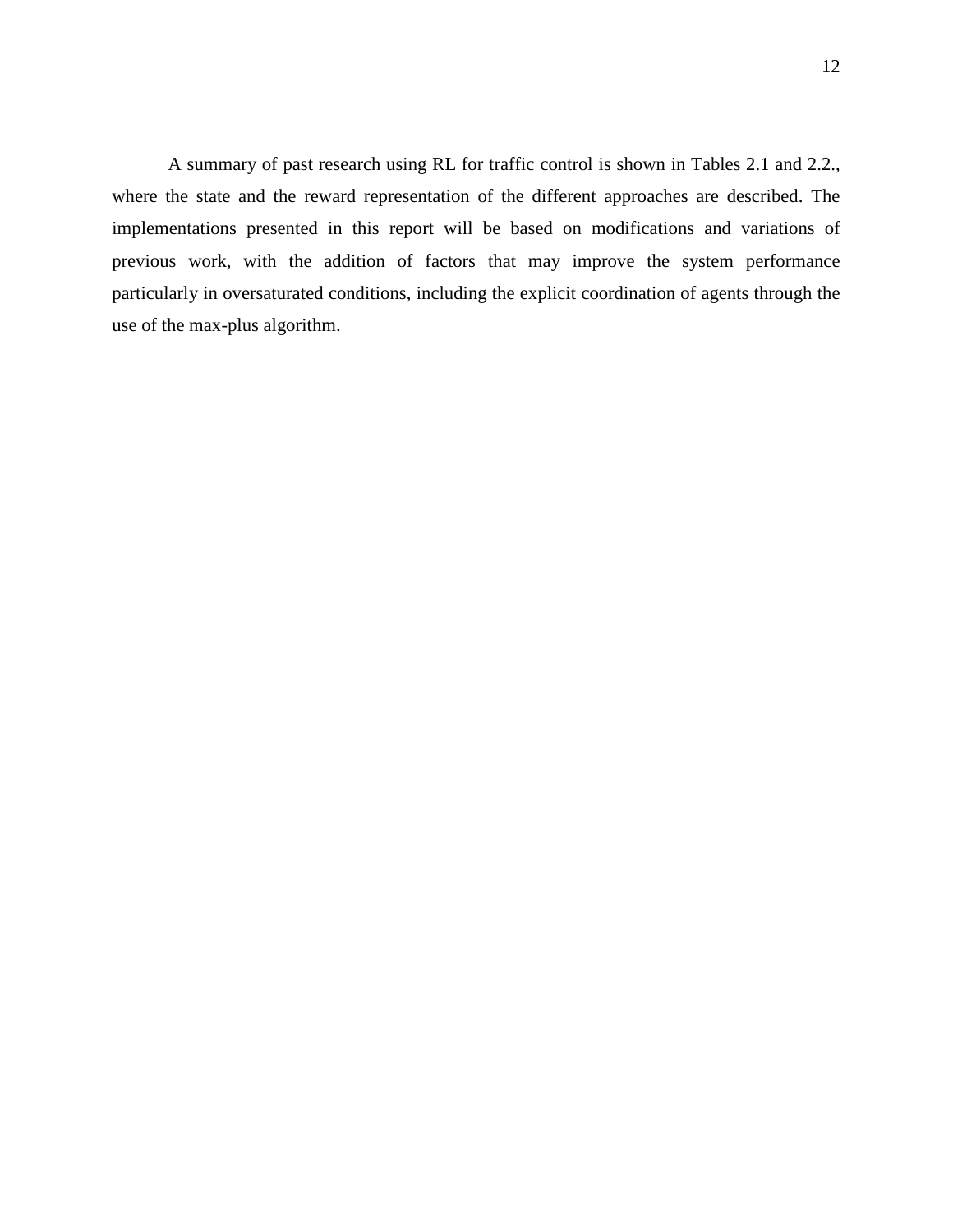A summary of past research using RL for traffic control is shown in Tables 2.1 and 2.2., where the state and the reward representation of the different approaches are described. The implementations presented in this report will be based on modifications and variations of previous work, with the addition of factors that may improve the system performance particularly in oversaturated conditions, including the explicit coordination of agents through the use of the max-plus algorithm.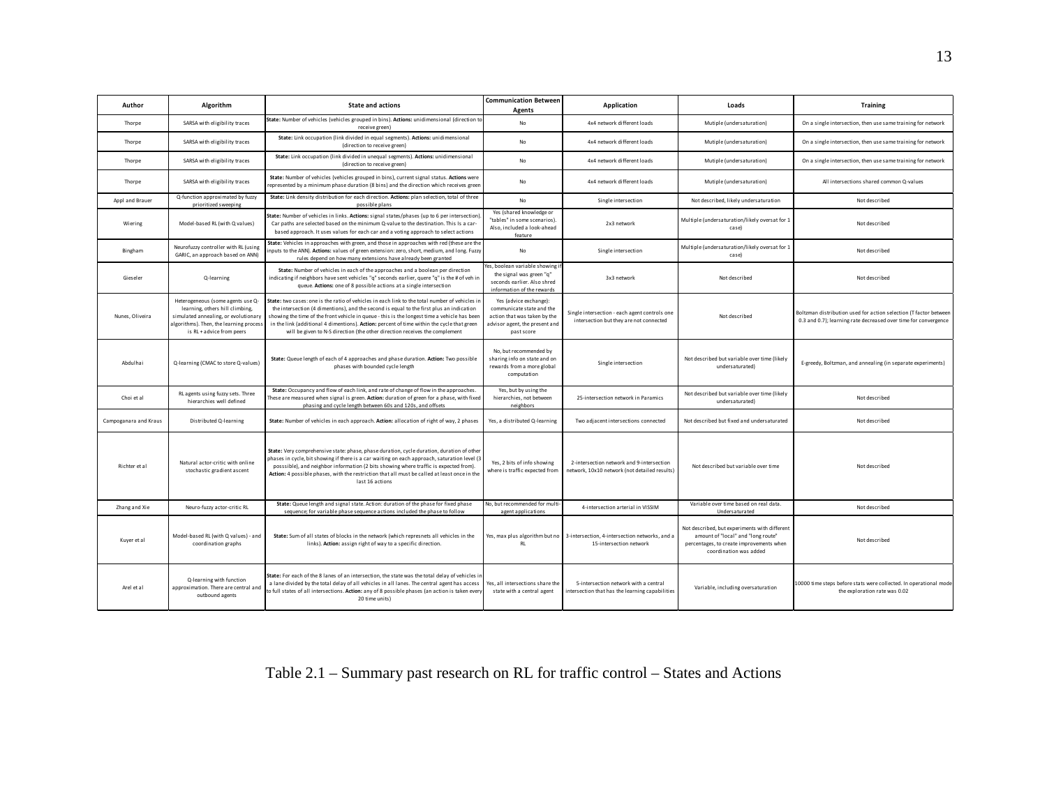| Author | Algorithm | State and actions | Communication Between Agents | Application | Loads | Training |
|---|---|---|---|---|---|---|
| Thorpe | SARSA with eligibility traces | **State:** Number of vehicles (vehicles grouped in bins). **Actions:** unidimensional (direction to receive green) | No | 4x4 network different loads | Mutiple (undersaturation) | On a single intersection, then use same training for network |
| Thorpe | SARSA with eligibility traces | **State:** Link occupation (link divided in equal segments). **Actions:** unidimensional (direction to receive green) | No | 4x4 network different loads | Mutiple (undersaturation) | On a single intersection, then use same training for network |
| Thorpe | SARSA with eligibility traces | **State:** Link occupation (link divided in unequal segments). **Actions:** unidimensional (direction to receive green) | No | 4x4 network different loads | Mutiple (undersaturation) | On a single intersection, then use same training for network |
| Thorpe | SARSA with eligibility traces | **State:** Number of vehicles (vehicles grouped in bins), current signal status. **Actions** were represented by a minimum phase duration (8 bins) and the direction which receives green | No | 4x4 network different loads | Mutiple (undersaturation) | All intersections shared common Q-values |
| Appl and Brauer | Q-function approximated by fuzzy prioritized sweeping | **State:** Link density distribution for each direction. **Actions:** plan selection, total of three possible plans | No | Single intersection | Not described, likely undersaturation | Not described |
| Wiering | Model-based RL (with Q values) | **State:** Number of vehicles in links. **Actions:** signal states/phases (up to 6 per intersection). Car paths are selected based on the minimum Q-value to the destination. This is a car-based approach. It uses values for each car and a voting approach to select actions | Yes (shared knowledge or "tables" in some scenarios). Also, included a look-ahead feature | 2x3 network | Multiple (undersaturation/likely oversat for 1 case) | Not described |
| Bingham | Neurofuzzy controller with RL (using GARIC, an approach based on ANN) | **State:** Vehicles in approaches with green, and those in approaches with red (these are the inputs to the ANN). **Actions:** values of green extension: zero, short, medium, and long. Fuzzy rules depend on how many extensions have already been granted | No | Single intersection | Multiple (undersaturation/likely oversat for 1 case) | Not described |
| Gieseler | Q-learning | **State:** Number of vehicles in each of the approaches and a boolean per direction indicating if neighbors have sent vehicles "q" seconds earlier, quere "q" is the # of veh in queue. **Actions:** one of 8 possible actions at a single intersection | Yes, boolean variable showing if the signal was green "q" seconds earlier. Also shred information of the rewards | 3x3 network | Not described | Not described |
| Nunes, Oliveira | Heterogeneous (some agents use Q-learning, others hill climbing, simulated annealing, or evolutionary algorithms). Then, the learning process is RL + advice from peers | **State:** two cases: one is the ratio of vehicles in each link to the total number of vehicles in the intersection (4 dimentions), and the second is equal to the first plus an indication showing the time of the front vehicle in queue - this is the longest time a vehicle has been in the link (additional 4 dimentions). **Action:** percent of time within the cycle that green will be given to N-S direction (the other direction receives the complement | Yes (advice exchange): communicate state and the action that was taken by the advisor agent, the present and past score | Single intersection - each agent controls one intersection but they are not connected | Not described | Boltzman distribution used for action selection (T factor between 0.3 and 0.7); learning rate decreased over time for convergence |
| Abdulhai | Q-learning (CMAC to store Q-values) | **State:** Queue length of each of 4 approaches and phase duration. **Action:** Two possible phases with bounded cycle length | No, but recommended by sharing info on state and on rewards from a more global computation | Single intersection | Not described but variable over time (likely undersaturated) | E-greedy, Boltzman, and annealing (in separate experiments) |
| Choi et al | RL agents using fuzzy sets. Three hierarchies well defined | **State:** Occupancy and flow of each link, and rate of change of flow in the approaches. These are measured when signal is green. **Action:** duration of green for a phase, with fixed phasing and cycle length between 60s and 120s, and offsets | Yes, but by using the hierarchies, not between neighbors | 25-intersection network in Paramics | Not described but variable over time (likely undersaturated) | Not described |
| Campoganara and Kraus | Distributed Q-learning | **State:** Number of vehicles in each approach. **Action:** allocation of right of way, 2 phases | Yes, a distributed Q-learning | Two adjacent intersections connected | Not described but fixed and undersaturated | Not described |
| Richter et al | Natural actor-critic with online stochastic gradient ascent | **State:** Very comprehensive state: phase, phase duration, cycle duration, duration of other phases in cycle, bit showing if there is a car waiting on each approach, saturation level (3 posssible), and neighbor information (2 bits showing where traffic is expected from). **Action:** 4 possible phases, with the restriction that all must be called at least once in the last 16 actions | Yes, 2 bits of info showing where is traffic expected from | 2-intersection network and 9-intersection network, 10x10 network (not detailed results) | Not described but variable over time | Not described |
| Zhang and Xie | Neuro-fuzzy actor-critic RL | **State:** Queue length and signal state. Action: duration of the phase for fixed phase sequence; for variable phase sequence actions included the phase to follow | No, but recommended for multi-agent applications | 4-intersection arterial in VISSIM | Variable over time based on real data. Undersaturated | Not described |
| Kuyer et al | Model-based RL (with Q values) - and coordination graphs | **State:** Sum of all states of blocks in the network (which represnets all vehicles in the links). **Action:** assign right of way to a specific direction. | Yes, max plus algorithm but no RL | 3-intersection, 4-intersection networks, and a 15-intersection network | Not described, but experiments with different amount of "local" and "long route" percentages, to create improvements when coordination was added | Not described |
| Arel et al | Q-learning with function approximation. There are central and outbound agents | **State:** For each of the 8 lanes of an intersection, the state was the total delay of vehicles in a lane divided by the total delay of all vehicles in all lanes. The central agent has access to full states of all intersections. **Action:** any of 8 possible phases (an action is taken every 20 time units) | Yes, all intersections share the state with a central agent | 5-intersection network with a central intersection that has the learning capabilities | Variable, including oversaturation | 10000 time steps before stats were collected. In operational mode the exploration rate was 0.02 |

Table 2.1 – Summary past research on RL for traffic control – States and Actions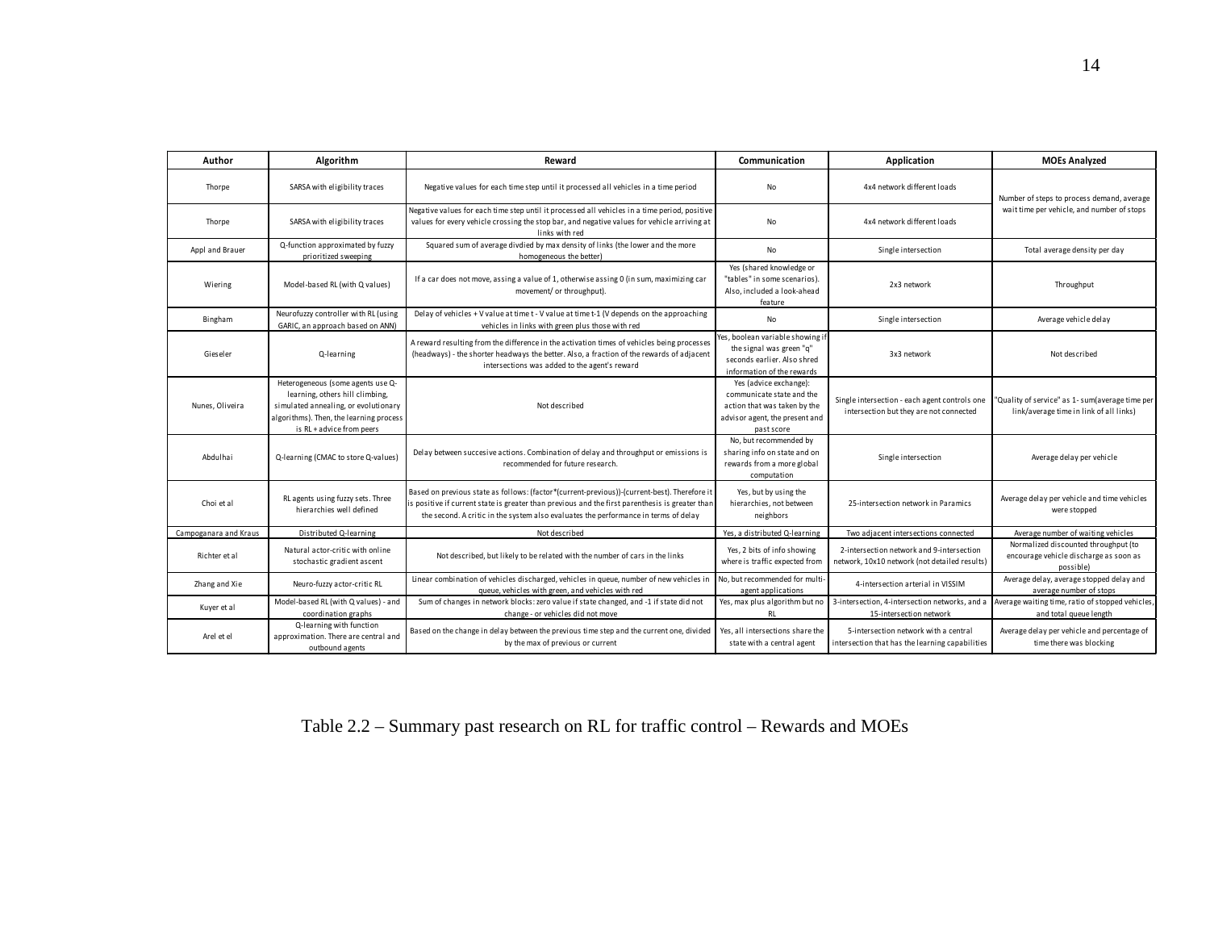| Author | Algorithm | Reward | Communication | Application | MOEs Analyzed |
|---|---|---|---|---|---|
| Thorpe | SARSA with eligibility traces | Negative values for each time step until it processed all vehicles in a time period | No | 4x4 network different loads | Number of steps to process demand, average wait time per vehicle, and number of stops |
| Thorpe | SARSA with eligibility traces | Negative values for each time step until it processed all vehicles in a time period, positive values for every vehicle crossing the stop bar, and negative values for vehicle arriving at links with red | No | 4x4 network different loads | |
| Appl and Brauer | Q-function approximated by fuzzy prioritized sweeping | Squared sum of average divdied by max density of links (the lower and the more homogeneous the better) | No | Single intersection | Total average density per day |
| Wiering | Model-based RL (with Q values) | If a car does not move, assing a value of 1, otherwise assing 0 (in sum, maximizing car movement/ or throughput). | Yes (shared knowledge or "tables" in some scenarios). Also, included a look-ahead feature | 2x3 network | Throughput |
| Bingham | Neurofuzzy controller with RL (using GARIC, an approach based on ANN) | Delay of vehicles + V value at time t - V value at time t-1 (V depends on the approaching vehicles in links with green plus those with red | No | Single intersection | Average vehicle delay |
| Gieseler | Q-learning | A reward resulting from the difference in the activation times of vehicles being processes (headways) - the shorter headways the better. Also, a fraction of the rewards of adjacent intersections was added to the agent's reward | Yes, boolean variable showing if the signal was green "q" seconds earlier. Also shred information of the rewards | 3x3 network | Not described |
| Nunes, Oliveira | Heterogeneous (some agents use Q-learning, others hill climbing, simulated annealing, or evolutionary algorithms). Then, the learning process is RL + advice from peers | Not described | Yes (advice exchange): communicate state and the action that was taken by the advisor agent, the present and past score | Single intersection - each agent controls one intersection but they are not connected | "Quality of service" as 1- sum(average time per link/average time in link of all links) |
| Abdulhai | Q-learning (CMAC to store Q-values) | Delay between succesive actions. Combination of delay and throughput or emissions is recommended for future research. | No, but recommended by sharing info on state and on rewards from a more global computation | Single intersection | Average delay per vehicle |
| Choi et al | RL agents using fuzzy sets. Three hierarchies well defined | Based on previous state as follows: (factor*(current-previous))-(current-best). Therefore it is positive if current state is greater than previous and the first parenthesis is greater than the second. A critic in the system also evaluates the performance in terms of delay | Yes, but by using the hierarchies, not between neighbors | 25-intersection network in Paramics | Average delay per vehicle and time vehicles were stopped |
| Campoganara and Kraus | Distributed Q-learning | Not described | Yes, a distributed Q-learning | Two adjacent intersections connected | Average number of waiting vehicles |
| Richter et al | Natural actor-critic with online stochastic gradient ascent | Not described, but likely to be related with the number of cars in the links | Yes, 2 bits of info showing where is traffic expected from | 2-intersection network and 9-intersection network, 10x10 network (not detailed results) | Normalized discounted throughput (to encourage vehicle discharge as soon as possible) |
| Zhang and Xie | Neuro-fuzzy actor-critic RL | Linear combination of vehicles discharged, vehicles in queue, number of new vehicles in queue, vehicles with green, and vehicles with red | No, but recommended for multi-agent applications | 4-intersection arterial in VISSIM | Average delay, average stopped delay and average number of stops |
| Kuyer et al | Model-based RL (with Q values) - and coordination graphs | Sum of changes in network blocks: zero value if state changed, and -1 if state did not change - or vehicles did not move | Yes, max plus algorithm but no RL | 3-intersection, 4-intersection networks, and a 15-intersection network | Average waiting time, ratio of stopped vehicles, and total queue length |
| Arel et el | Q-learning with function approximation. There are central and outbound agents | Based on the change in delay between the previous time step and the current one, divided by the max of previous or current | Yes, all intersections share the state with a central agent | 5-intersection network with a central intersection that has the learning capabilities | Average delay per vehicle and percentage of time there was blocking |

Table 2.2 – Summary past research on RL for traffic control – Rewards and MOEs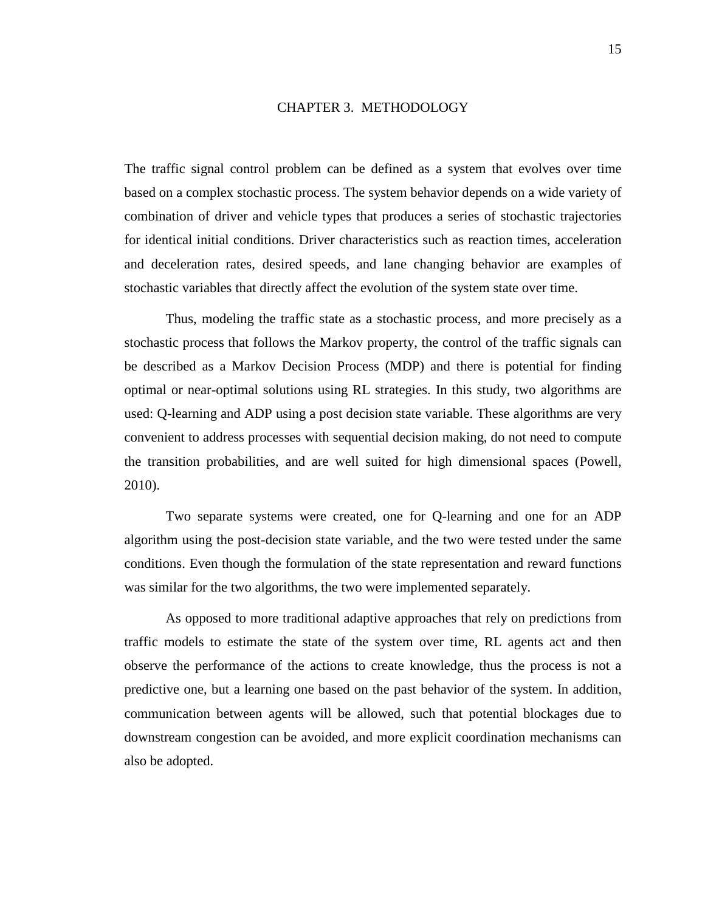# CHAPTER 3. METHODOLOGY

The traffic signal control problem can be defined as a system that evolves over time based on a complex stochastic process. The system behavior depends on a wide variety of combination of driver and vehicle types that produces a series of stochastic trajectories for identical initial conditions. Driver characteristics such as reaction times, acceleration and deceleration rates, desired speeds, and lane changing behavior are examples of stochastic variables that directly affect the evolution of the system state over time.

Thus, modeling the traffic state as a stochastic process, and more precisely as a stochastic process that follows the Markov property, the control of the traffic signals can be described as a Markov Decision Process (MDP) and there is potential for finding optimal or near-optimal solutions using RL strategies. In this study, two algorithms are used: Q-learning and ADP using a post decision state variable. These algorithms are very convenient to address processes with sequential decision making, do not need to compute the transition probabilities, and are well suited for high dimensional spaces (Powell, 2010).

Two separate systems were created, one for Q-learning and one for an ADP algorithm using the post-decision state variable, and the two were tested under the same conditions. Even though the formulation of the state representation and reward functions was similar for the two algorithms, the two were implemented separately.

As opposed to more traditional adaptive approaches that rely on predictions from traffic models to estimate the state of the system over time, RL agents act and then observe the performance of the actions to create knowledge, thus the process is not a predictive one, but a learning one based on the past behavior of the system. In addition, communication between agents will be allowed, such that potential blockages due to downstream congestion can be avoided, and more explicit coordination mechanisms can also be adopted.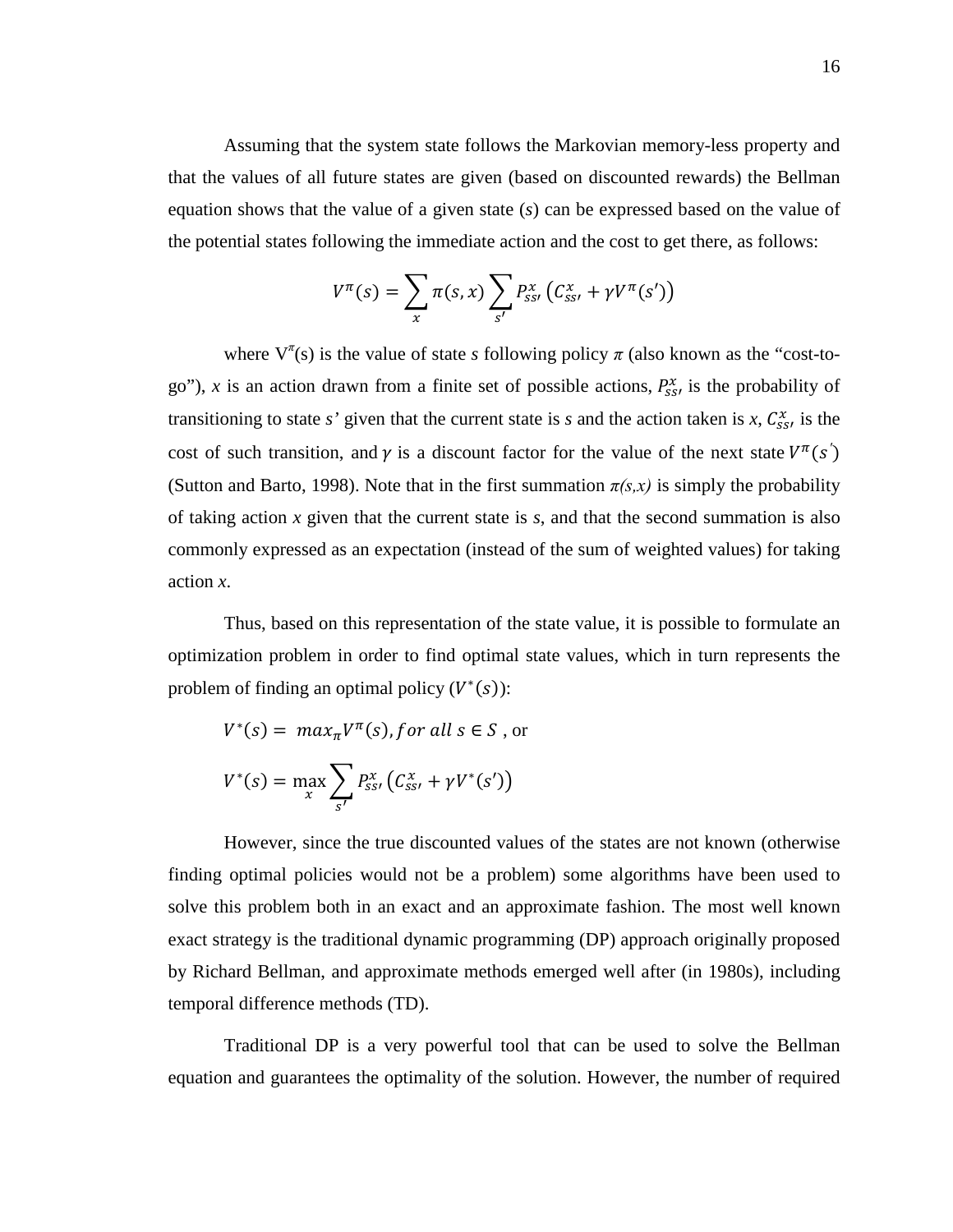Assuming that the system state follows the Markovian memory-less property and that the values of all future states are given (based on discounted rewards) the Bellman equation shows that the value of a given state ($s$) can be expressed based on the value of the potential states following the immediate action and the cost to get there, as follows:

$$V^{\pi}(s) = \sum_{x} \pi(s,x) \sum_{s'} P_{ss'}^{x} \left( C_{ss'}^{x} + \gamma V^{\pi}(s') \right)$$

where $V^{\pi}(s)$ is the value of state $s$ following policy $\pi$ (also known as the "cost-to-go"), $x$ is an action drawn from a finite set of possible actions, $P_{ss'}^{x}$ is the probability of transitioning to state $s'$ given that the current state is $s$ and the action taken is $x$, $C_{ss'}^{x}$ is the cost of such transition, and $\gamma$ is a discount factor for the value of the next state $V^{\pi}(s')$ (Sutton and Barto, 1998). Note that in the first summation $\pi(s,x)$ is simply the probability of taking action $x$ given that the current state is $s$, and that the second summation is also commonly expressed as an expectation (instead of the sum of weighted values) for taking action $x$.

Thus, based on this representation of the state value, it is possible to formulate an optimization problem in order to find optimal state values, which in turn represents the problem of finding an optimal policy ($V^{*}(s)$):

$V^{*}(s) = \ max_{\pi} V^{\pi}(s), for \ all \ s \in S$ , or

$$V^{*}(s) = \max_{x} \sum_{s'} P_{ss'}^{x} \left( C_{ss'}^{x} + \gamma V^{*}(s') \right)$$

However, since the true discounted values of the states are not known (otherwise finding optimal policies would not be a problem) some algorithms have been used to solve this problem both in an exact and an approximate fashion. The most well known exact strategy is the traditional dynamic programming (DP) approach originally proposed by Richard Bellman, and approximate methods emerged well after (in 1980s), including temporal difference methods (TD).

Traditional DP is a very powerful tool that can be used to solve the Bellman equation and guarantees the optimality of the solution. However, the number of required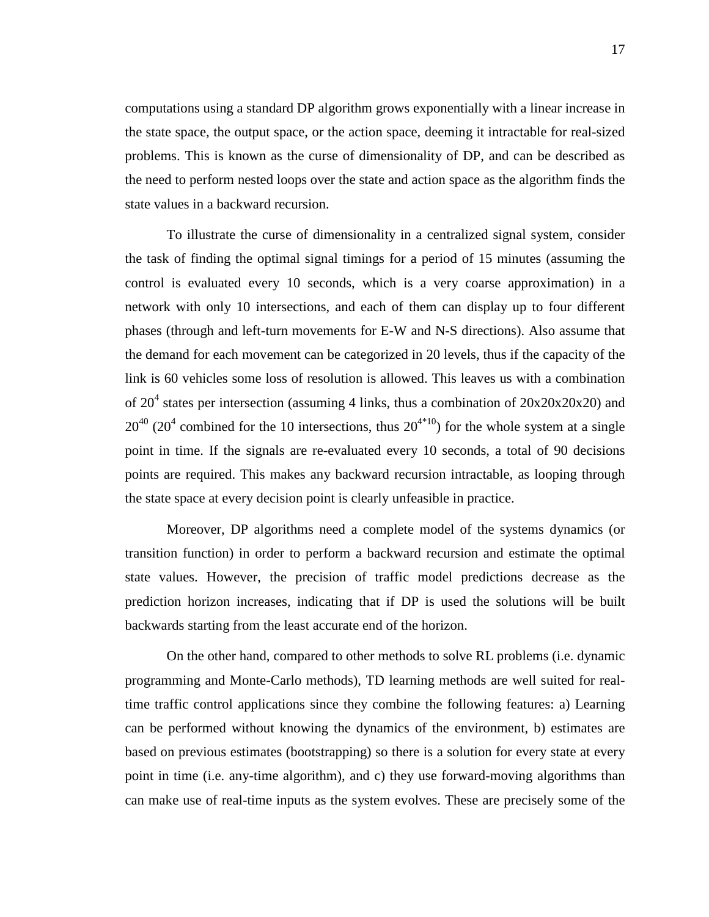computations using a standard DP algorithm grows exponentially with a linear increase in the state space, the output space, or the action space, deeming it intractable for real-sized problems. This is known as the curse of dimensionality of DP, and can be described as the need to perform nested loops over the state and action space as the algorithm finds the state values in a backward recursion.

To illustrate the curse of dimensionality in a centralized signal system, consider the task of finding the optimal signal timings for a period of 15 minutes (assuming the control is evaluated every 10 seconds, which is a very coarse approximation) in a network with only 10 intersections, and each of them can display up to four different phases (through and left-turn movements for E-W and N-S directions). Also assume that the demand for each movement can be categorized in 20 levels, thus if the capacity of the link is 60 vehicles some loss of resolution is allowed. This leaves us with a combination of $20^4$ states per intersection (assuming 4 links, thus a combination of 20x20x20x20) and $20^{40}$ ($20^4$ combined for the 10 intersections, thus $20^{4*10}$) for the whole system at a single point in time. If the signals are re-evaluated every 10 seconds, a total of 90 decisions points are required. This makes any backward recursion intractable, as looping through the state space at every decision point is clearly unfeasible in practice.

Moreover, DP algorithms need a complete model of the systems dynamics (or transition function) in order to perform a backward recursion and estimate the optimal state values. However, the precision of traffic model predictions decrease as the prediction horizon increases, indicating that if DP is used the solutions will be built backwards starting from the least accurate end of the horizon.

On the other hand, compared to other methods to solve RL problems (i.e. dynamic programming and Monte-Carlo methods), TD learning methods are well suited for real-time traffic control applications since they combine the following features: a) Learning can be performed without knowing the dynamics of the environment, b) estimates are based on previous estimates (bootstrapping) so there is a solution for every state at every point in time (i.e. any-time algorithm), and c) they use forward-moving algorithms than can make use of real-time inputs as the system evolves. These are precisely some of the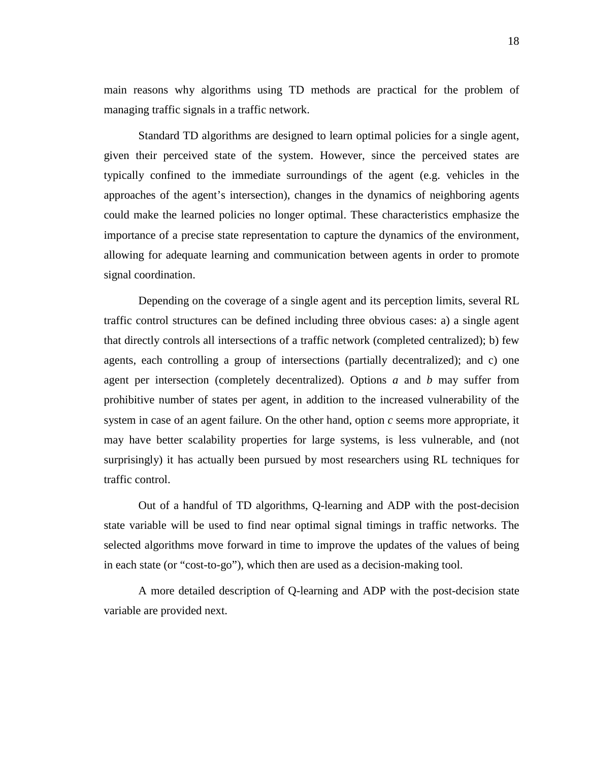main reasons why algorithms using TD methods are practical for the problem of managing traffic signals in a traffic network.

Standard TD algorithms are designed to learn optimal policies for a single agent, given their perceived state of the system. However, since the perceived states are typically confined to the immediate surroundings of the agent (e.g. vehicles in the approaches of the agent's intersection), changes in the dynamics of neighboring agents could make the learned policies no longer optimal. These characteristics emphasize the importance of a precise state representation to capture the dynamics of the environment, allowing for adequate learning and communication between agents in order to promote signal coordination.

Depending on the coverage of a single agent and its perception limits, several RL traffic control structures can be defined including three obvious cases: a) a single agent that directly controls all intersections of a traffic network (completed centralized); b) few agents, each controlling a group of intersections (partially decentralized); and c) one agent per intersection (completely decentralized). Options *a* and *b* may suffer from prohibitive number of states per agent, in addition to the increased vulnerability of the system in case of an agent failure. On the other hand, option *c* seems more appropriate, it may have better scalability properties for large systems, is less vulnerable, and (not surprisingly) it has actually been pursued by most researchers using RL techniques for traffic control.

Out of a handful of TD algorithms, Q-learning and ADP with the post-decision state variable will be used to find near optimal signal timings in traffic networks. The selected algorithms move forward in time to improve the updates of the values of being in each state (or "cost-to-go"), which then are used as a decision-making tool.

A more detailed description of Q-learning and ADP with the post-decision state variable are provided next.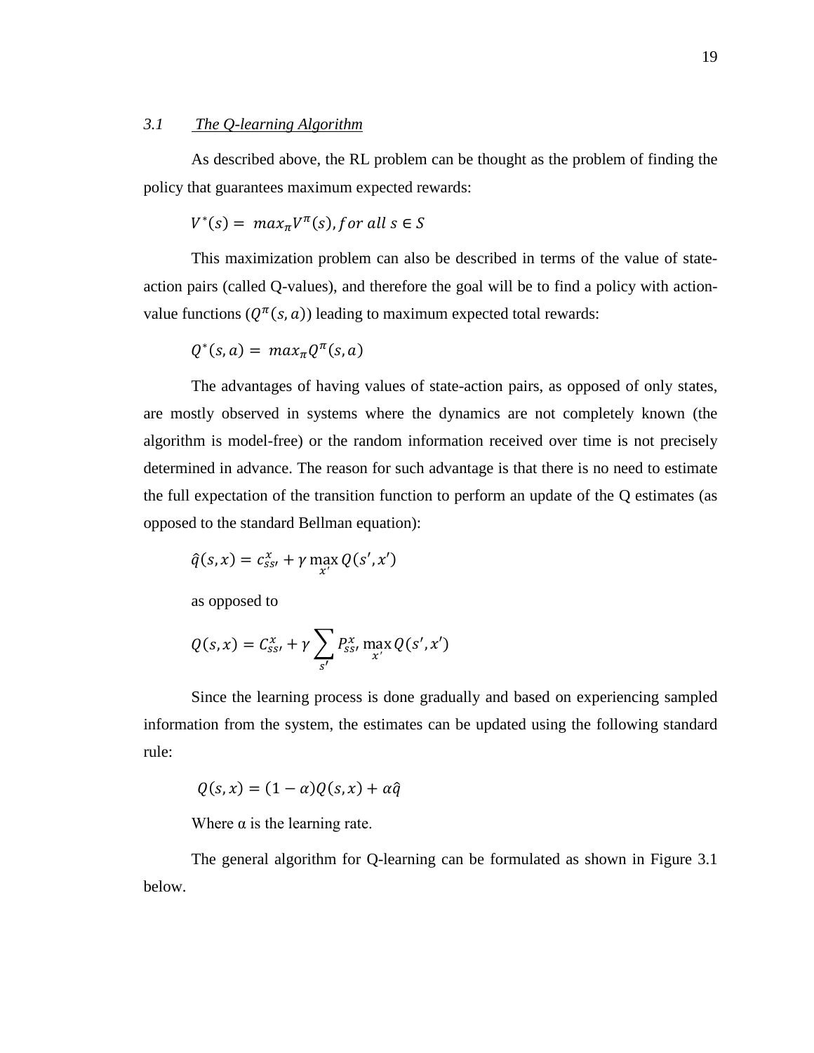### *3.1 The Q-learning Algorithm*

As described above, the RL problem can be thought as the problem of finding the policy that guarantees maximum expected rewards:

$$V^*(s) = max_\pi V^\pi(s), for\ all\ s \in S$$

This maximization problem can also be described in terms of the value of state-action pairs (called Q-values), and therefore the goal will be to find a policy with action-value functions ($Q^\pi(s,a)$) leading to maximum expected total rewards:

$$Q^*(s,a) = max_\pi Q^\pi(s,a)$$

The advantages of having values of state-action pairs, as opposed of only states, are mostly observed in systems where the dynamics are not completely known (the algorithm is model-free) or the random information received over time is not precisely determined in advance. The reason for such advantage is that there is no need to estimate the full expectation of the transition function to perform an update of the Q estimates (as opposed to the standard Bellman equation):

$$\hat{q}(s,x) = c_{ss'}^x + \gamma \max_{x'} Q(s',x')$$

as opposed to

$$Q(s,x) = C_{ss'}^x + \gamma \sum_{s'} P_{ss'}^x \max_{x'} Q(s',x')$$

Since the learning process is done gradually and based on experiencing sampled information from the system, the estimates can be updated using the following standard rule:

$$Q(s,x) = (1-\alpha)Q(s,x) + \alpha\hat{q}$$

Where $\alpha$ is the learning rate.

The general algorithm for Q-learning can be formulated as shown in Figure 3.1 below.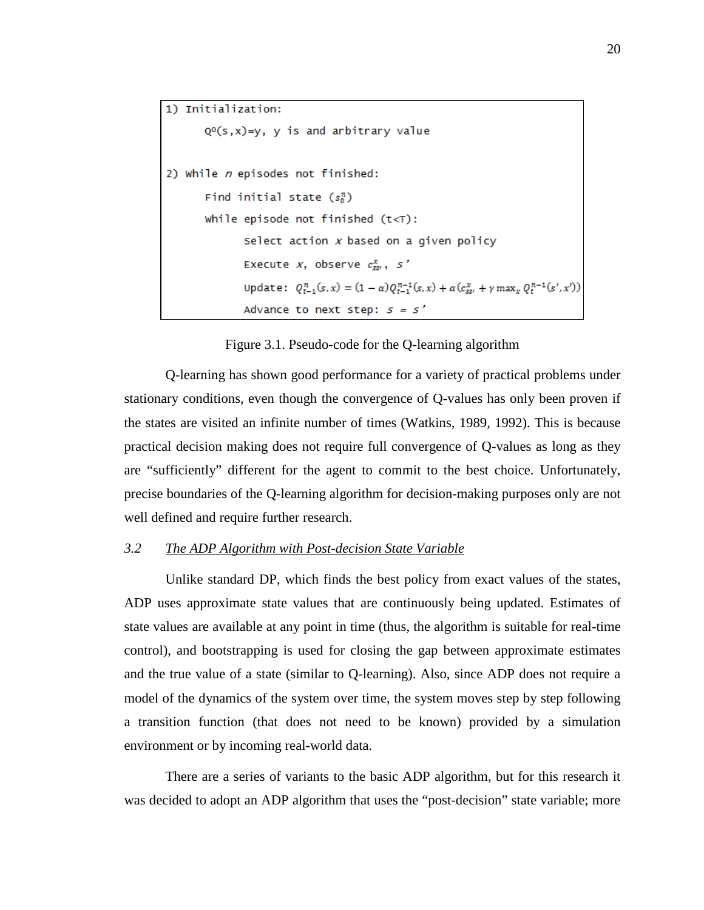```
1) Initialization:
      Q⁰(s,x)=y, y is and arbitrary value

2) while n episodes not finished:
      Find initial state (s_0^n)
      While episode not finished (t<T):
            Select action x based on a given policy
            Execute x, observe c_{ss'}^x , s'
            Update: Q_{t-1}^n(s,x) = (1 − α)Q_{t-1}^{n-1}(s,x) + α(c_{ss'}^x + γ max_x Q_t^{n-1}(s',x'))
            Advance to next step: s = s'
```

Figure 3.1. Pseudo-code for the Q-learning algorithm

Q-learning has shown good performance for a variety of practical problems under stationary conditions, even though the convergence of Q-values has only been proven if the states are visited an infinite number of times (Watkins, 1989, 1992). This is because practical decision making does not require full convergence of Q-values as long as they are "sufficiently" different for the agent to commit to the best choice. Unfortunately, precise boundaries of the Q-learning algorithm for decision-making purposes only are not well defined and require further research.

### 3.2 *The ADP Algorithm with Post-decision State Variable*

Unlike standard DP, which finds the best policy from exact values of the states, ADP uses approximate state values that are continuously being updated. Estimates of state values are available at any point in time (thus, the algorithm is suitable for real-time control), and bootstrapping is used for closing the gap between approximate estimates and the true value of a state (similar to Q-learning). Also, since ADP does not require a model of the dynamics of the system over time, the system moves step by step following a transition function (that does not need to be known) provided by a simulation environment or by incoming real-world data.

There are a series of variants to the basic ADP algorithm, but for this research it was decided to adopt an ADP algorithm that uses the "post-decision" state variable; more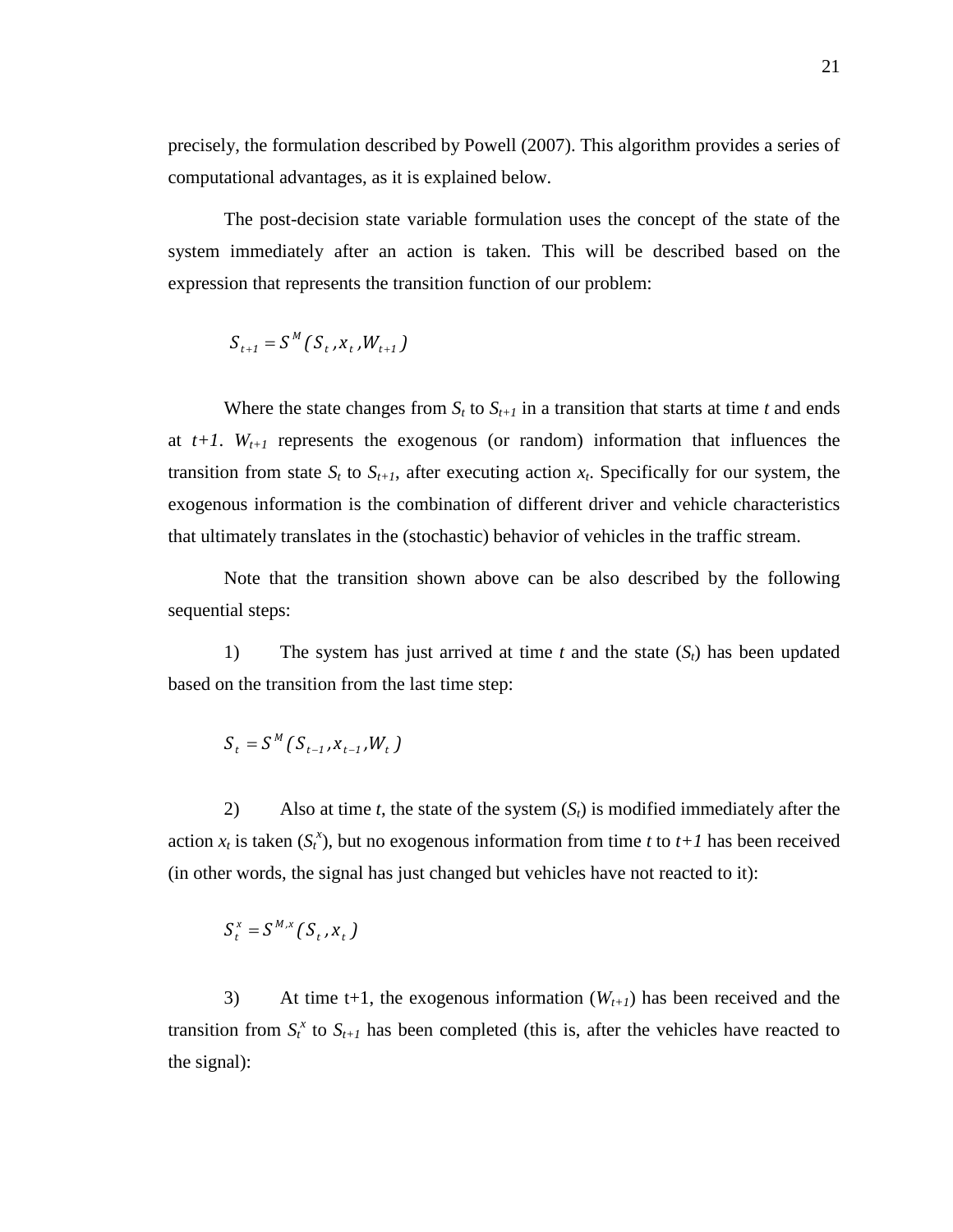precisely, the formulation described by Powell (2007). This algorithm provides a series of computational advantages, as it is explained below.

The post-decision state variable formulation uses the concept of the state of the system immediately after an action is taken. This will be described based on the expression that represents the transition function of our problem:

$$S_{t+1} = S^M(S_t, x_t, W_{t+1})$$

Where the state changes from $S_t$ to $S_{t+1}$ in a transition that starts at time $t$ and ends at $t+1$. $W_{t+1}$ represents the exogenous (or random) information that influences the transition from state $S_t$ to $S_{t+1}$, after executing action $x_t$. Specifically for our system, the exogenous information is the combination of different driver and vehicle characteristics that ultimately translates in the (stochastic) behavior of vehicles in the traffic stream.

Note that the transition shown above can be also described by the following sequential steps:

1) The system has just arrived at time $t$ and the state ($S_t$) has been updated based on the transition from the last time step:

$$S_t = S^M(S_{t-1}, x_{t-1}, W_t)$$

2) Also at time $t$, the state of the system ($S_t$) is modified immediately after the action $x_t$ is taken ($S_t^x$), but no exogenous information from time $t$ to $t+1$ has been received (in other words, the signal has just changed but vehicles have not reacted to it):

$$S_t^x = S^{M,x}(S_t, x_t)$$

3) At time t+1, the exogenous information ($W_{t+1}$) has been received and the transition from $S_t^x$ to $S_{t+1}$ has been completed (this is, after the vehicles have reacted to the signal):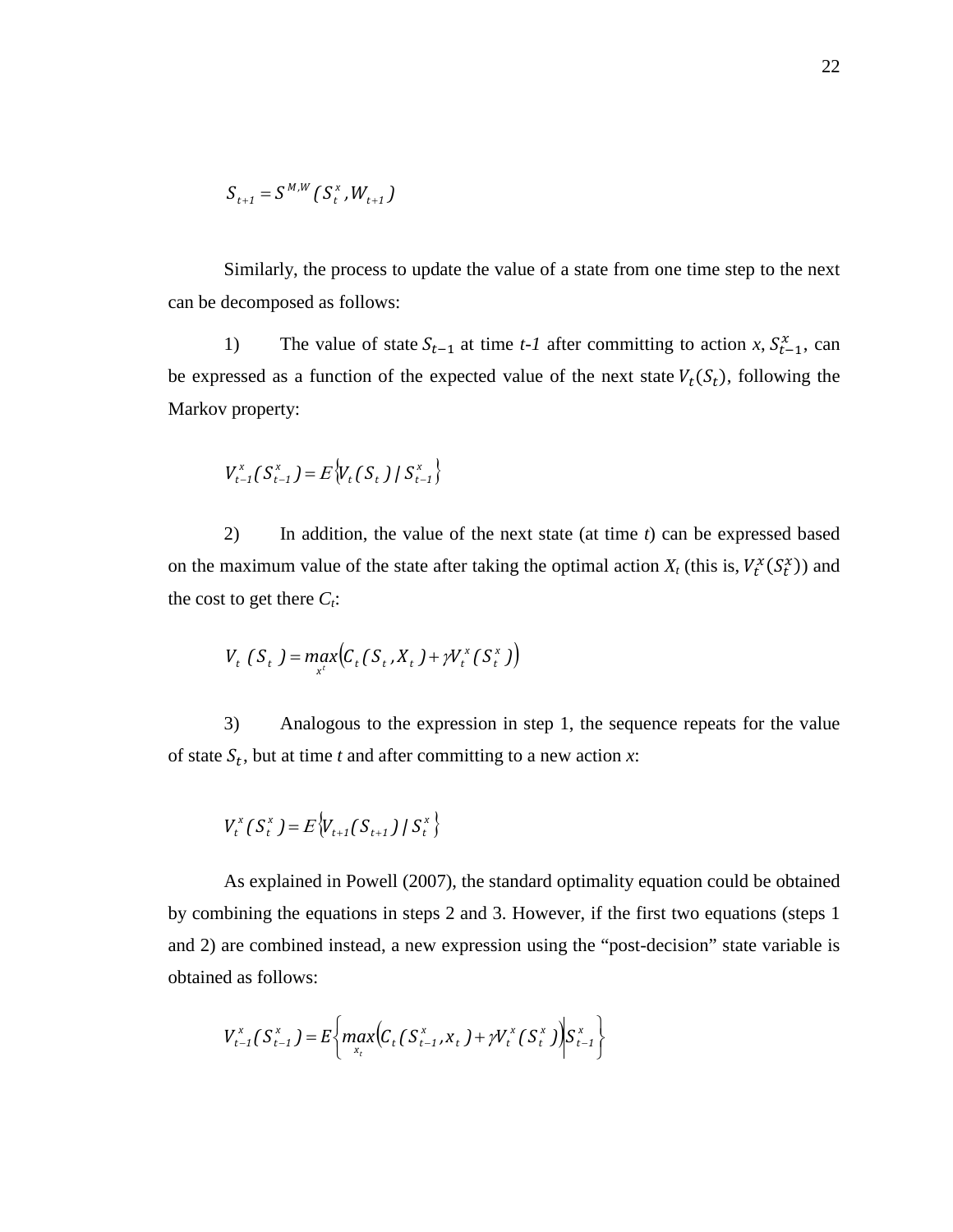$$S_{t+1} = S^{M,W}(S_t^x, W_{t+1})$$

Similarly, the process to update the value of a state from one time step to the next can be decomposed as follows:

1) The value of state $S_{t-1}$ at time *t-1* after committing to action *x*, $S_{t-1}^x$, can be expressed as a function of the expected value of the next state $V_t(S_t)$, following the Markov property:

$$V_{t-1}^x(S_{t-1}^x) = E\{V_t(S_t) / S_{t-1}^x\}$$

2) In addition, the value of the next state (at time *t*) can be expressed based on the maximum value of the state after taking the optimal action $X_t$ (this is, $V_t^x(S_t^x)$) and the cost to get there $C_t$:

$$V_t(S_t) = \max_{x^t}\left(C_t(S_t, X_t) + \gamma V_t^x(S_t^x)\right)$$

3) Analogous to the expression in step 1, the sequence repeats for the value of state $S_t$, but at time *t* and after committing to a new action *x*:

$$V_t^x(S_t^x) = E\{V_{t+1}(S_{t+1}) / S_t^x\}$$

As explained in Powell (2007), the standard optimality equation could be obtained by combining the equations in steps 2 and 3. However, if the first two equations (steps 1 and 2) are combined instead, a new expression using the "post-decision" state variable is obtained as follows:

$$V_{t-1}^x(S_{t-1}^x) = E\left\{\max_{x_t}\left(C_t(S_{t-1}^x, x_t) + \gamma V_t^x(S_t^x)\right) \middle| S_{t-1}^x\right\}$$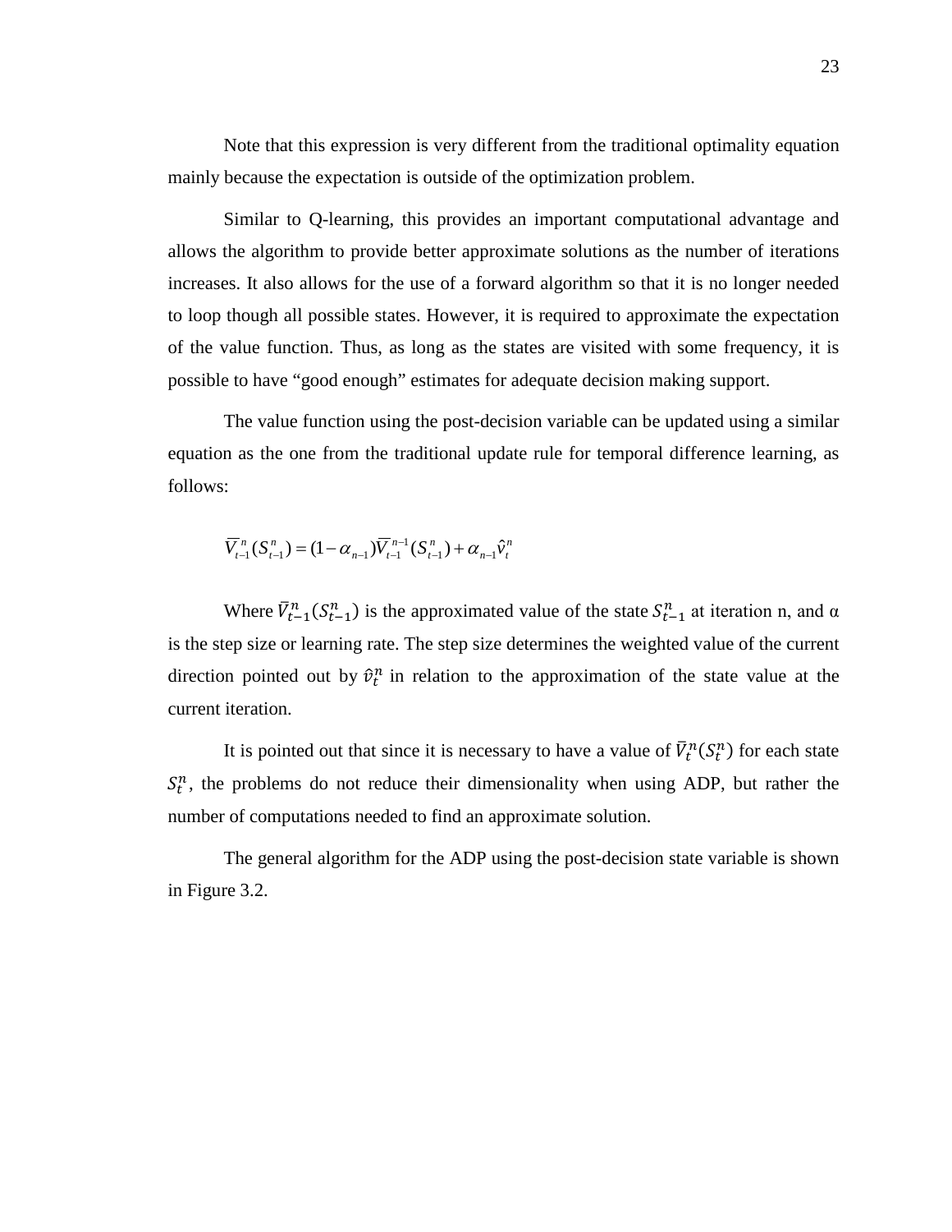Note that this expression is very different from the traditional optimality equation mainly because the expectation is outside of the optimization problem.

Similar to Q-learning, this provides an important computational advantage and allows the algorithm to provide better approximate solutions as the number of iterations increases. It also allows for the use of a forward algorithm so that it is no longer needed to loop though all possible states. However, it is required to approximate the expectation of the value function. Thus, as long as the states are visited with some frequency, it is possible to have "good enough" estimates for adequate decision making support.

The value function using the post-decision variable can be updated using a similar equation as the one from the traditional update rule for temporal difference learning, as follows:

$$\bar{V}_{t-1}^{n}(S_{t-1}^{n}) = (1-\alpha_{n-1})\bar{V}_{t-1}^{n-1}(S_{t-1}^{n}) + \alpha_{n-1}\hat{v}_{t}^{n}$$

Where $\bar{V}_{t-1}^{n}(S_{t-1}^{n})$ is the approximated value of the state $S_{t-1}^{n}$ at iteration n, and $\alpha$ is the step size or learning rate. The step size determines the weighted value of the current direction pointed out by $\hat{v}_{t}^{n}$ in relation to the approximation of the state value at the current iteration.

It is pointed out that since it is necessary to have a value of $\bar{V}_{t}^{n}(S_{t}^{n})$ for each state $S_{t}^{n}$, the problems do not reduce their dimensionality when using ADP, but rather the number of computations needed to find an approximate solution.

The general algorithm for the ADP using the post-decision state variable is shown in Figure 3.2.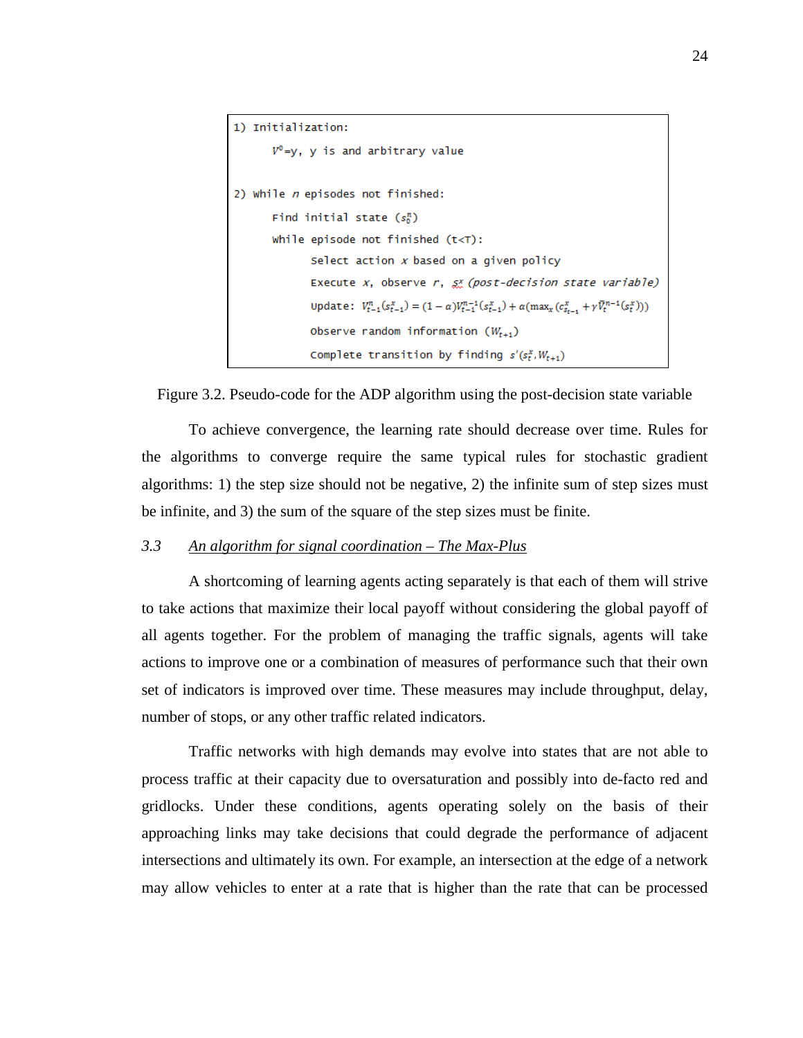```
1) Initialization:
      V^0=y, y is and arbitrary value

2) While n episodes not finished:
      Find initial state (s_0^n)
      While episode not finished (t<T):
            Select action x based on a given policy
            Execute x, observe r, s_t^x (post-decision state variable)
            Update: V_{t-1}^n(s_{t-1}^x) = (1 − α)V_{t-1}^{n-1}(s_{t-1}^x) + α(max_x (c_{s_{t-1}}^x + γ V̄_t^{n-1}(s_t^x)))
            Observe random information (W_{t+1})
            Complete transition by finding s'(s_t^x, W_{t+1})
```

Figure 3.2. Pseudo-code for the ADP algorithm using the post-decision state variable

To achieve convergence, the learning rate should decrease over time. Rules for the algorithms to converge require the same typical rules for stochastic gradient algorithms: 1) the step size should not be negative, 2) the infinite sum of step sizes must be infinite, and 3) the sum of the square of the step sizes must be finite.

### 3.3 An algorithm for signal coordination – The Max-Plus

A shortcoming of learning agents acting separately is that each of them will strive to take actions that maximize their local payoff without considering the global payoff of all agents together. For the problem of managing the traffic signals, agents will take actions to improve one or a combination of measures of performance such that their own set of indicators is improved over time. These measures may include throughput, delay, number of stops, or any other traffic related indicators.

Traffic networks with high demands may evolve into states that are not able to process traffic at their capacity due to oversaturation and possibly into de-facto red and gridlocks. Under these conditions, agents operating solely on the basis of their approaching links may take decisions that could degrade the performance of adjacent intersections and ultimately its own. For example, an intersection at the edge of a network may allow vehicles to enter at a rate that is higher than the rate that can be processed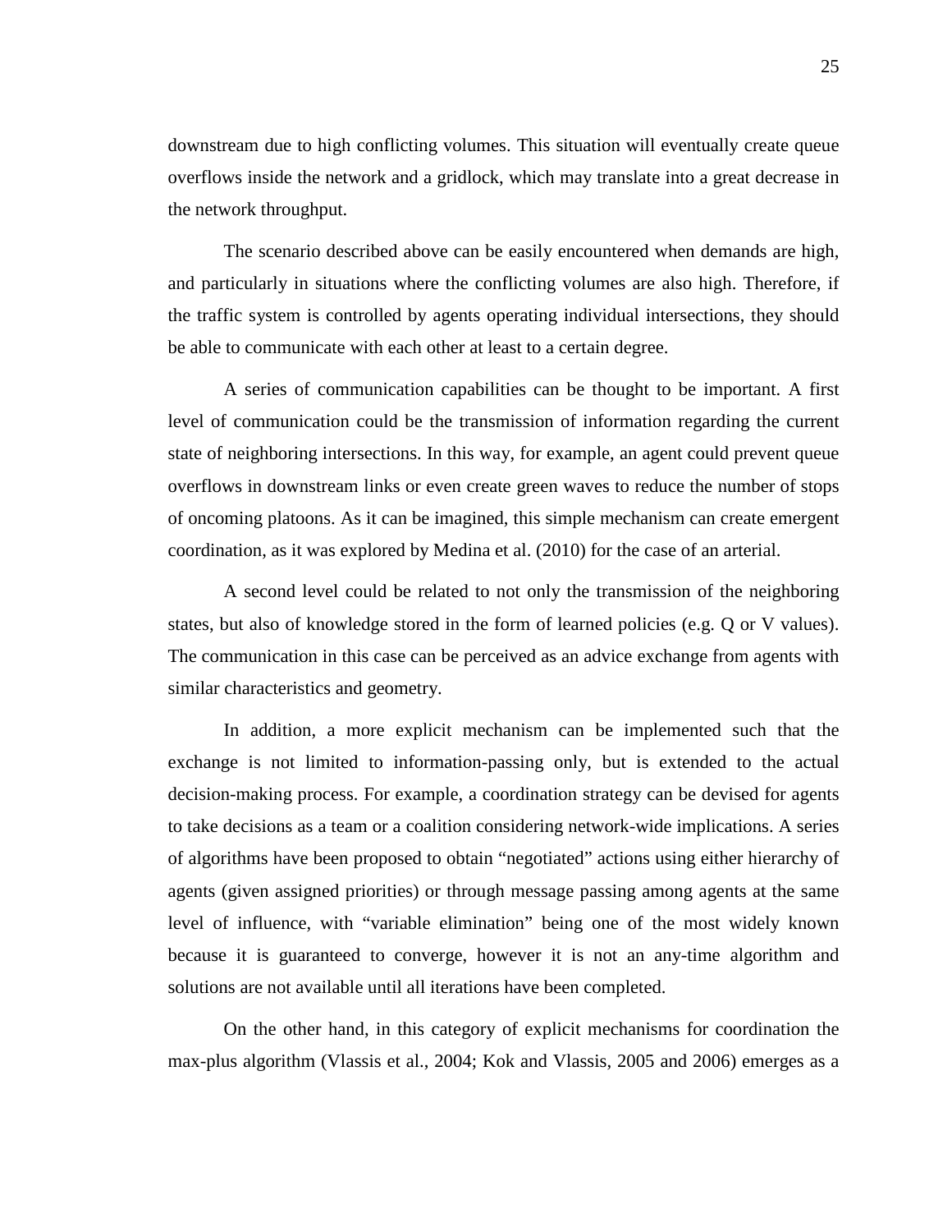downstream due to high conflicting volumes. This situation will eventually create queue overflows inside the network and a gridlock, which may translate into a great decrease in the network throughput.

The scenario described above can be easily encountered when demands are high, and particularly in situations where the conflicting volumes are also high. Therefore, if the traffic system is controlled by agents operating individual intersections, they should be able to communicate with each other at least to a certain degree.

A series of communication capabilities can be thought to be important. A first level of communication could be the transmission of information regarding the current state of neighboring intersections. In this way, for example, an agent could prevent queue overflows in downstream links or even create green waves to reduce the number of stops of oncoming platoons. As it can be imagined, this simple mechanism can create emergent coordination, as it was explored by Medina et al. (2010) for the case of an arterial.

A second level could be related to not only the transmission of the neighboring states, but also of knowledge stored in the form of learned policies (e.g. Q or V values). The communication in this case can be perceived as an advice exchange from agents with similar characteristics and geometry.

In addition, a more explicit mechanism can be implemented such that the exchange is not limited to information-passing only, but is extended to the actual decision-making process. For example, a coordination strategy can be devised for agents to take decisions as a team or a coalition considering network-wide implications. A series of algorithms have been proposed to obtain "negotiated" actions using either hierarchy of agents (given assigned priorities) or through message passing among agents at the same level of influence, with "variable elimination" being one of the most widely known because it is guaranteed to converge, however it is not an any-time algorithm and solutions are not available until all iterations have been completed.

On the other hand, in this category of explicit mechanisms for coordination the max-plus algorithm (Vlassis et al., 2004; Kok and Vlassis, 2005 and 2006) emerges as a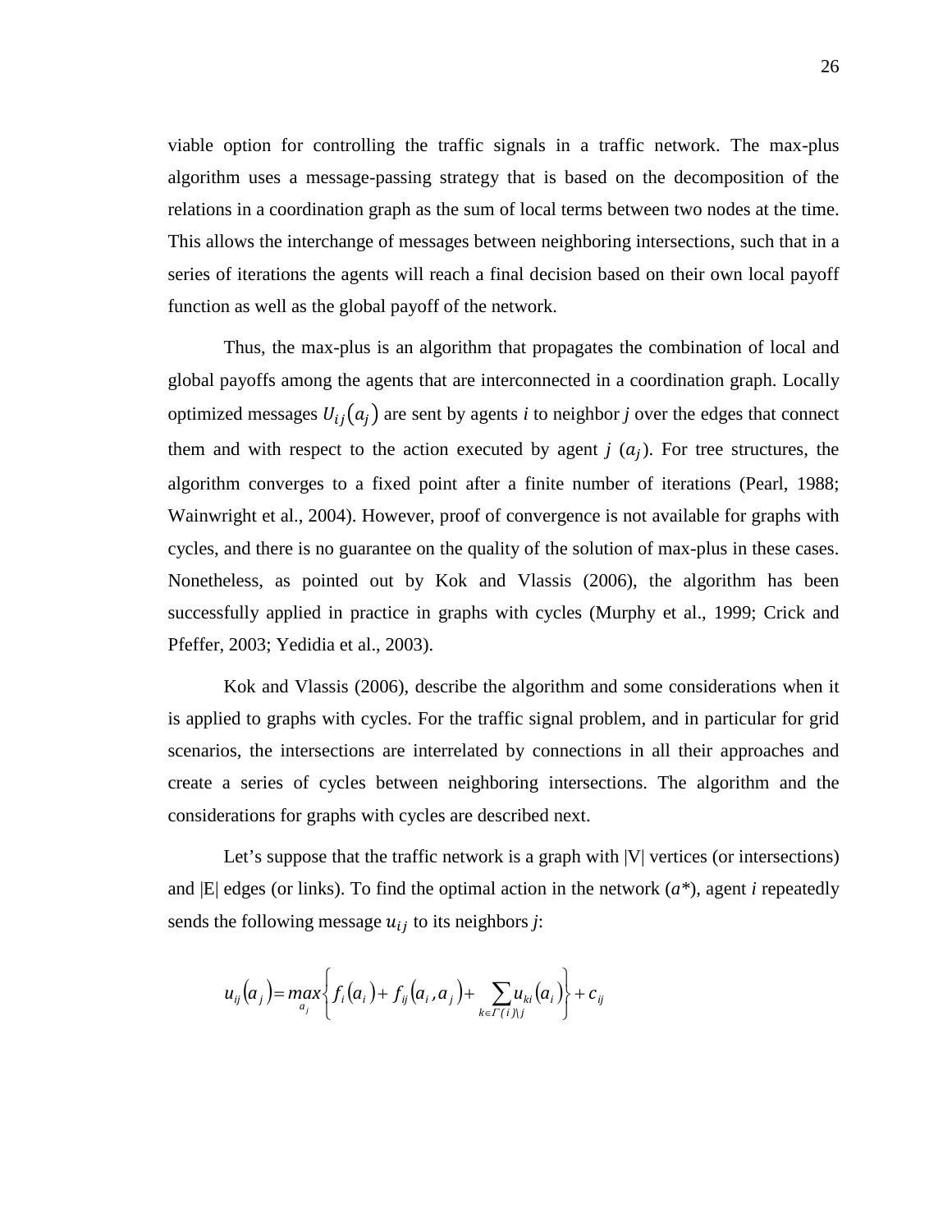viable option for controlling the traffic signals in a traffic network. The max-plus algorithm uses a message-passing strategy that is based on the decomposition of the relations in a coordination graph as the sum of local terms between two nodes at the time. This allows the interchange of messages between neighboring intersections, such that in a series of iterations the agents will reach a final decision based on their own local payoff function as well as the global payoff of the network.

Thus, the max-plus is an algorithm that propagates the combination of local and global payoffs among the agents that are interconnected in a coordination graph. Locally optimized messages $U_{ij}(a_j)$ are sent by agents *i* to neighbor *j* over the edges that connect them and with respect to the action executed by agent *j* ($a_j$). For tree structures, the algorithm converges to a fixed point after a finite number of iterations (Pearl, 1988; Wainwright et al., 2004). However, proof of convergence is not available for graphs with cycles, and there is no guarantee on the quality of the solution of max-plus in these cases. Nonetheless, as pointed out by Kok and Vlassis (2006), the algorithm has been successfully applied in practice in graphs with cycles (Murphy et al., 1999; Crick and Pfeffer, 2003; Yedidia et al., 2003).

Kok and Vlassis (2006), describe the algorithm and some considerations when it is applied to graphs with cycles. For the traffic signal problem, and in particular for grid scenarios, the intersections are interrelated by connections in all their approaches and create a series of cycles between neighboring intersections. The algorithm and the considerations for graphs with cycles are described next.

Let's suppose that the traffic network is a graph with |V| vertices (or intersections) and |E| edges (or links). To find the optimal action in the network ($a^*$), agent *i* repeatedly sends the following message $u_{ij}$ to its neighbors *j*:

$$u_{ij}(a_j) = \max_{a_j} \left\{ f_i(a_i) + f_{ij}(a_i, a_j) + \sum_{k \in \Gamma(i) \backslash j} u_{ki}(a_i) \right\} + c_{ij}$$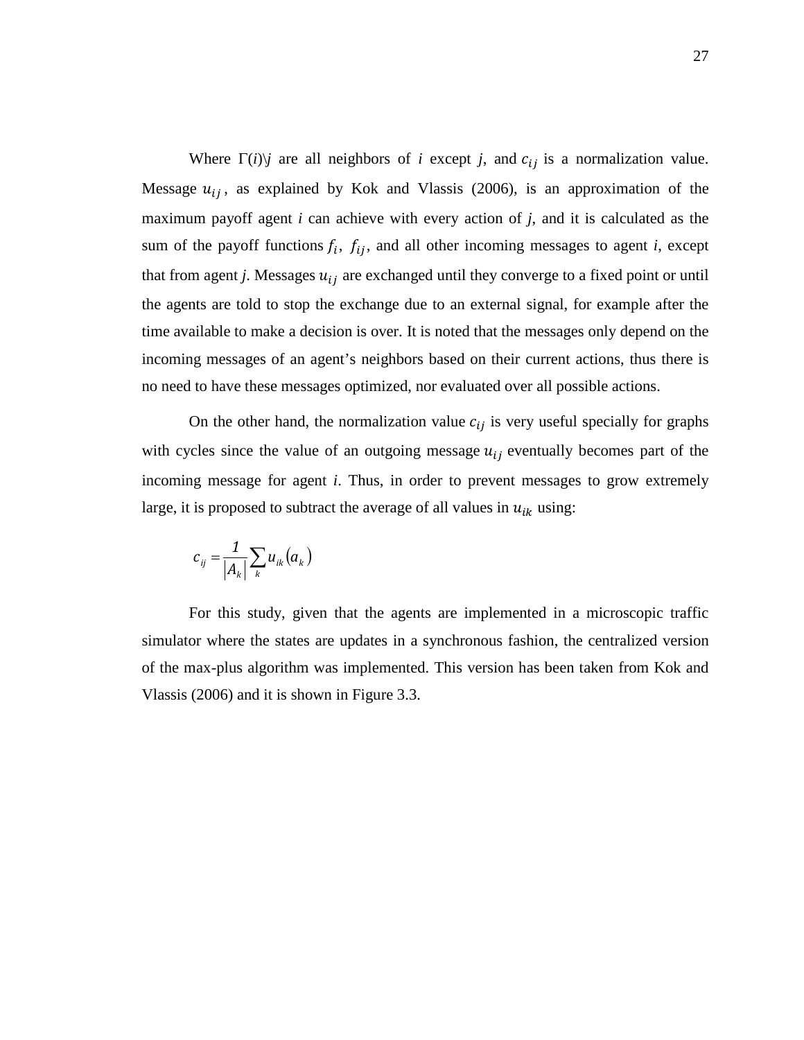Where $\Gamma(i)\backslash j$ are all neighbors of *i* except *j*, and $c_{ij}$ is a normalization value. Message $u_{ij}$, as explained by Kok and Vlassis (2006), is an approximation of the maximum payoff agent *i* can achieve with every action of *j*, and it is calculated as the sum of the payoff functions $f_i$, $f_{ij}$, and all other incoming messages to agent *i*, except that from agent *j*. Messages $u_{ij}$ are exchanged until they converge to a fixed point or until the agents are told to stop the exchange due to an external signal, for example after the time available to make a decision is over. It is noted that the messages only depend on the incoming messages of an agent's neighbors based on their current actions, thus there is no need to have these messages optimized, nor evaluated over all possible actions.

On the other hand, the normalization value $c_{ij}$ is very useful specially for graphs with cycles since the value of an outgoing message $u_{ij}$ eventually becomes part of the incoming message for agent *i*. Thus, in order to prevent messages to grow extremely large, it is proposed to subtract the average of all values in $u_{ik}$ using:

$$c_{ij} = \frac{1}{|A_k|} \sum_k u_{ik}(a_k)$$

For this study, given that the agents are implemented in a microscopic traffic simulator where the states are updates in a synchronous fashion, the centralized version of the max-plus algorithm was implemented. This version has been taken from Kok and Vlassis (2006) and it is shown in Figure 3.3.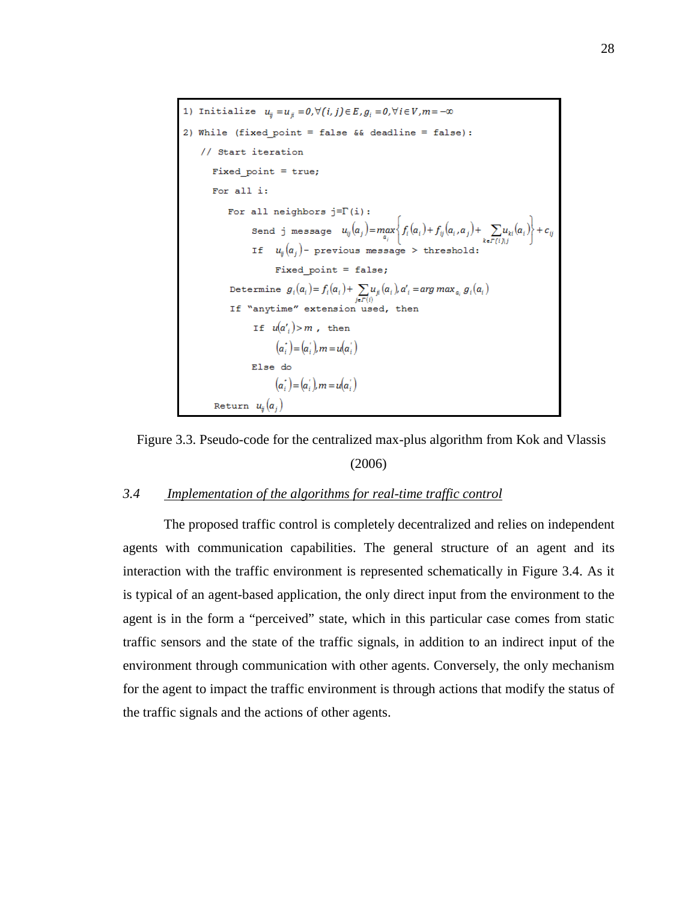```
1) Initialize  u_ij = u_ji = 0, ∀(i,j) ∈ E, g_i = 0, ∀i ∈ V, m = −∞
2) While (fixed_point = false && deadline = false):
   // Start iteration
     Fixed_point = true;
     For all i:
        For all neighbors j=Γ(i):
             Send j message  u_ij(a_j) = max_{a_i} { f_i(a_i) + f_ij(a_i, a_j) + Σ_{k∈Γ(i)\j} u_ki(a_i) } + c_ij
             If  u_ij(a_j) − previous message > threshold:
                  Fixed_point = false;
        Determine g_i(a_i) = f_i(a_i) + Σ_{j∈Γ(i)} u_ji(a_i), a'_i = arg max_{a_i} g_i(a_i)
        If "anytime" extension used, then
             If  u(a'_i) > m ,  then
                  (a*_i) = (a'_i), m = u(a'_i)
             Else do
                  (a*_i) = (a'_i), m = u(a'_i)
     Return  u_ij(a_j)
```

Figure 3.3. Pseudo-code for the centralized max-plus algorithm from Kok and Vlassis (2006)

### *3.4 Implementation of the algorithms for real-time traffic control*

The proposed traffic control is completely decentralized and relies on independent agents with communication capabilities. The general structure of an agent and its interaction with the traffic environment is represented schematically in Figure 3.4. As it is typical of an agent-based application, the only direct input from the environment to the agent is in the form a "perceived" state, which in this particular case comes from static traffic sensors and the state of the traffic signals, in addition to an indirect input of the environment through communication with other agents. Conversely, the only mechanism for the agent to impact the traffic environment is through actions that modify the status of the traffic signals and the actions of other agents.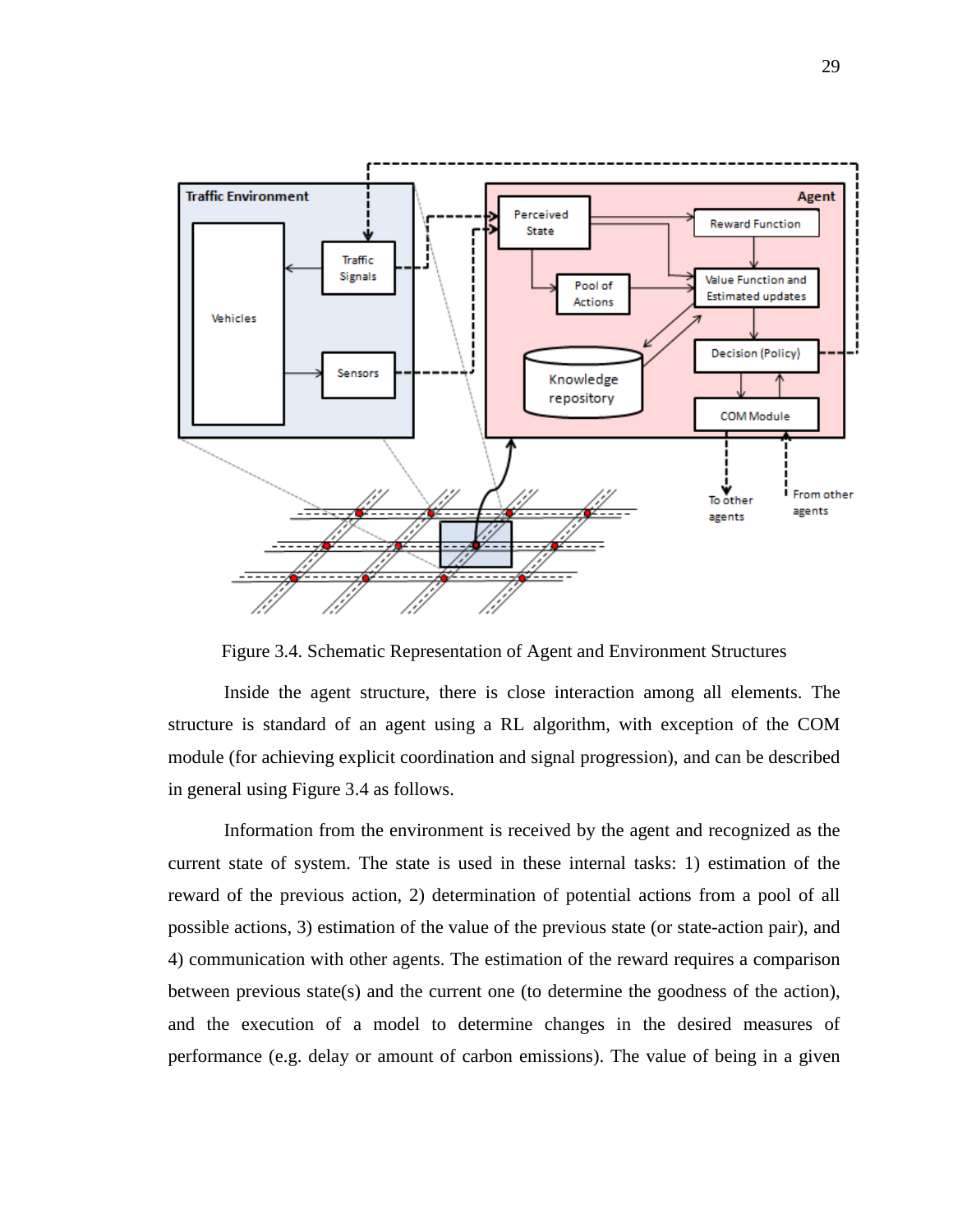Figure 3.4. Schematic Representation of Agent and Environment Structures

Inside the agent structure, there is close interaction among all elements. The structure is standard of an agent using a RL algorithm, with exception of the COM module (for achieving explicit coordination and signal progression), and can be described in general using Figure 3.4 as follows.

Information from the environment is received by the agent and recognized as the current state of system. The state is used in these internal tasks: 1) estimation of the reward of the previous action, 2) determination of potential actions from a pool of all possible actions, 3) estimation of the value of the previous state (or state-action pair), and 4) communication with other agents. The estimation of the reward requires a comparison between previous state(s) and the current one (to determine the goodness of the action), and the execution of a model to determine changes in the desired measures of performance (e.g. delay or amount of carbon emissions). The value of being in a given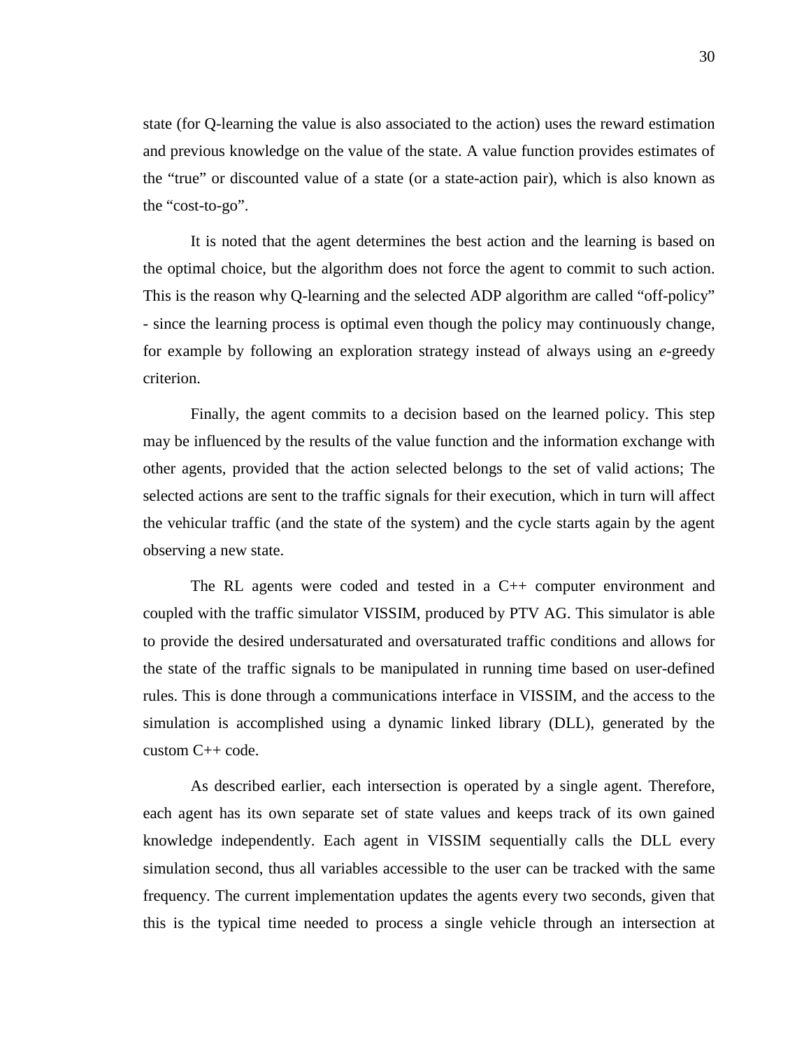state (for Q-learning the value is also associated to the action) uses the reward estimation and previous knowledge on the value of the state. A value function provides estimates of the "true" or discounted value of a state (or a state-action pair), which is also known as the "cost-to-go".

It is noted that the agent determines the best action and the learning is based on the optimal choice, but the algorithm does not force the agent to commit to such action. This is the reason why Q-learning and the selected ADP algorithm are called "off-policy" - since the learning process is optimal even though the policy may continuously change, for example by following an exploration strategy instead of always using an *e*-greedy criterion.

Finally, the agent commits to a decision based on the learned policy. This step may be influenced by the results of the value function and the information exchange with other agents, provided that the action selected belongs to the set of valid actions; The selected actions are sent to the traffic signals for their execution, which in turn will affect the vehicular traffic (and the state of the system) and the cycle starts again by the agent observing a new state.

The RL agents were coded and tested in a C++ computer environment and coupled with the traffic simulator VISSIM, produced by PTV AG. This simulator is able to provide the desired undersaturated and oversaturated traffic conditions and allows for the state of the traffic signals to be manipulated in running time based on user-defined rules. This is done through a communications interface in VISSIM, and the access to the simulation is accomplished using a dynamic linked library (DLL), generated by the custom C++ code.

As described earlier, each intersection is operated by a single agent. Therefore, each agent has its own separate set of state values and keeps track of its own gained knowledge independently. Each agent in VISSIM sequentially calls the DLL every simulation second, thus all variables accessible to the user can be tracked with the same frequency. The current implementation updates the agents every two seconds, given that this is the typical time needed to process a single vehicle through an intersection at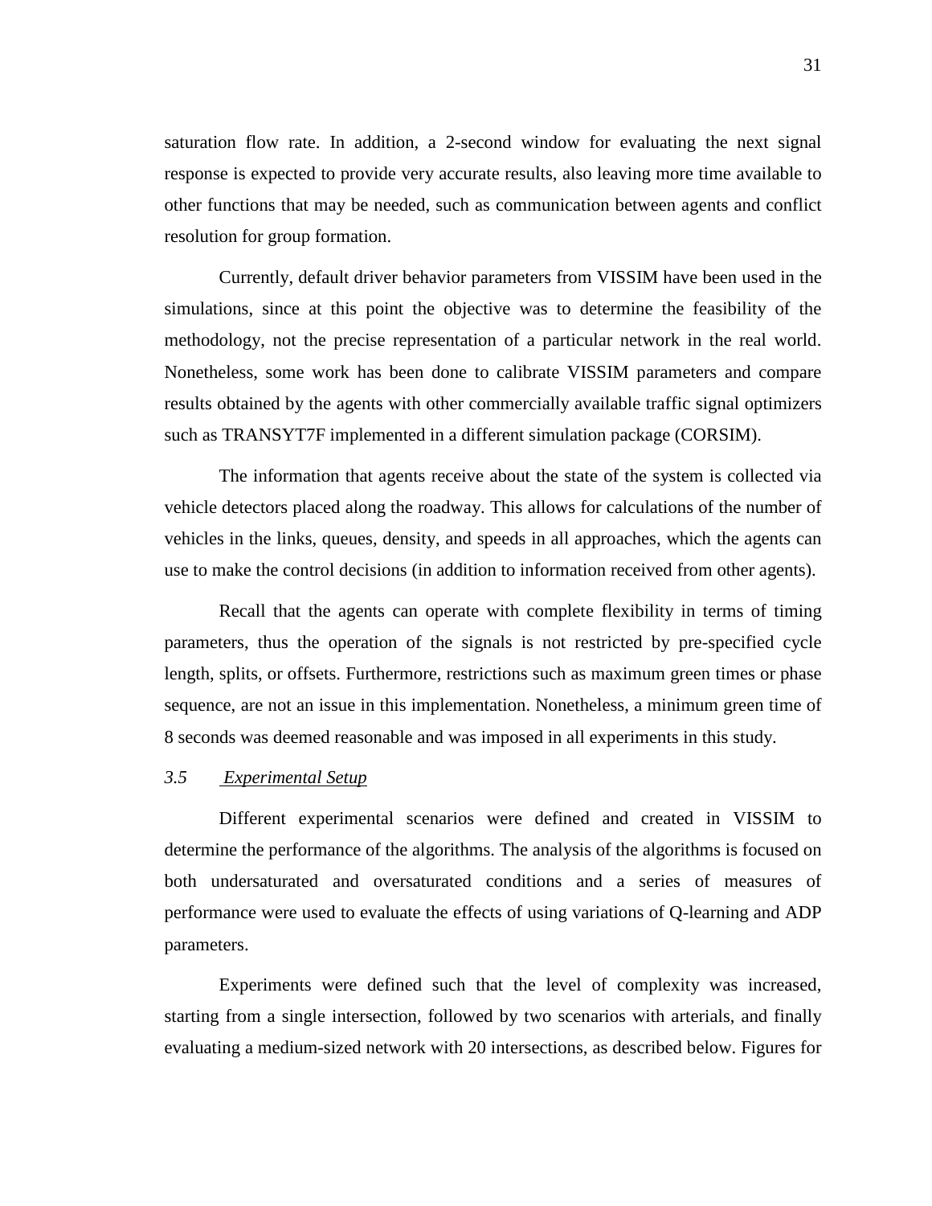saturation flow rate. In addition, a 2-second window for evaluating the next signal response is expected to provide very accurate results, also leaving more time available to other functions that may be needed, such as communication between agents and conflict resolution for group formation.

Currently, default driver behavior parameters from VISSIM have been used in the simulations, since at this point the objective was to determine the feasibility of the methodology, not the precise representation of a particular network in the real world. Nonetheless, some work has been done to calibrate VISSIM parameters and compare results obtained by the agents with other commercially available traffic signal optimizers such as TRANSYT7F implemented in a different simulation package (CORSIM).

The information that agents receive about the state of the system is collected via vehicle detectors placed along the roadway. This allows for calculations of the number of vehicles in the links, queues, density, and speeds in all approaches, which the agents can use to make the control decisions (in addition to information received from other agents).

Recall that the agents can operate with complete flexibility in terms of timing parameters, thus the operation of the signals is not restricted by pre-specified cycle length, splits, or offsets. Furthermore, restrictions such as maximum green times or phase sequence, are not an issue in this implementation. Nonetheless, a minimum green time of 8 seconds was deemed reasonable and was imposed in all experiments in this study.

### *3.5 Experimental Setup*

Different experimental scenarios were defined and created in VISSIM to determine the performance of the algorithms. The analysis of the algorithms is focused on both undersaturated and oversaturated conditions and a series of measures of performance were used to evaluate the effects of using variations of Q-learning and ADP parameters.

Experiments were defined such that the level of complexity was increased, starting from a single intersection, followed by two scenarios with arterials, and finally evaluating a medium-sized network with 20 intersections, as described below. Figures for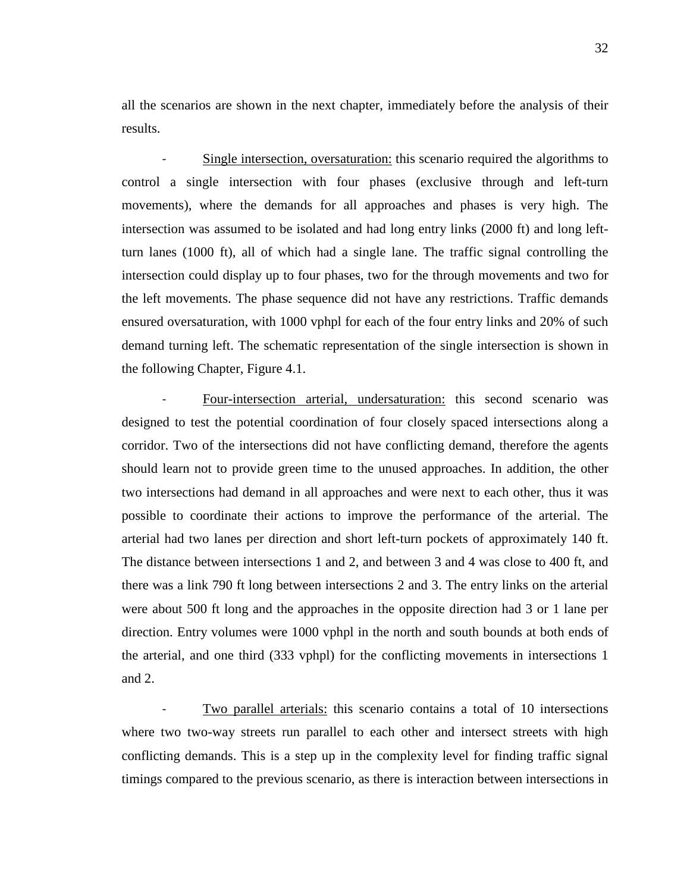all the scenarios are shown in the next chapter, immediately before the analysis of their results.

- Single intersection, oversaturation: this scenario required the algorithms to control a single intersection with four phases (exclusive through and left-turn movements), where the demands for all approaches and phases is very high. The intersection was assumed to be isolated and had long entry links (2000 ft) and long left-turn lanes (1000 ft), all of which had a single lane. The traffic signal controlling the intersection could display up to four phases, two for the through movements and two for the left movements. The phase sequence did not have any restrictions. Traffic demands ensured oversaturation, with 1000 vphpl for each of the four entry links and 20% of such demand turning left. The schematic representation of the single intersection is shown in the following Chapter, Figure 4.1.

- Four-intersection arterial, undersaturation: this second scenario was designed to test the potential coordination of four closely spaced intersections along a corridor. Two of the intersections did not have conflicting demand, therefore the agents should learn not to provide green time to the unused approaches. In addition, the other two intersections had demand in all approaches and were next to each other, thus it was possible to coordinate their actions to improve the performance of the arterial. The arterial had two lanes per direction and short left-turn pockets of approximately 140 ft. The distance between intersections 1 and 2, and between 3 and 4 was close to 400 ft, and there was a link 790 ft long between intersections 2 and 3. The entry links on the arterial were about 500 ft long and the approaches in the opposite direction had 3 or 1 lane per direction. Entry volumes were 1000 vphpl in the north and south bounds at both ends of the arterial, and one third (333 vphpl) for the conflicting movements in intersections 1 and 2.

- Two parallel arterials: this scenario contains a total of 10 intersections where two two-way streets run parallel to each other and intersect streets with high conflicting demands. This is a step up in the complexity level for finding traffic signal timings compared to the previous scenario, as there is interaction between intersections in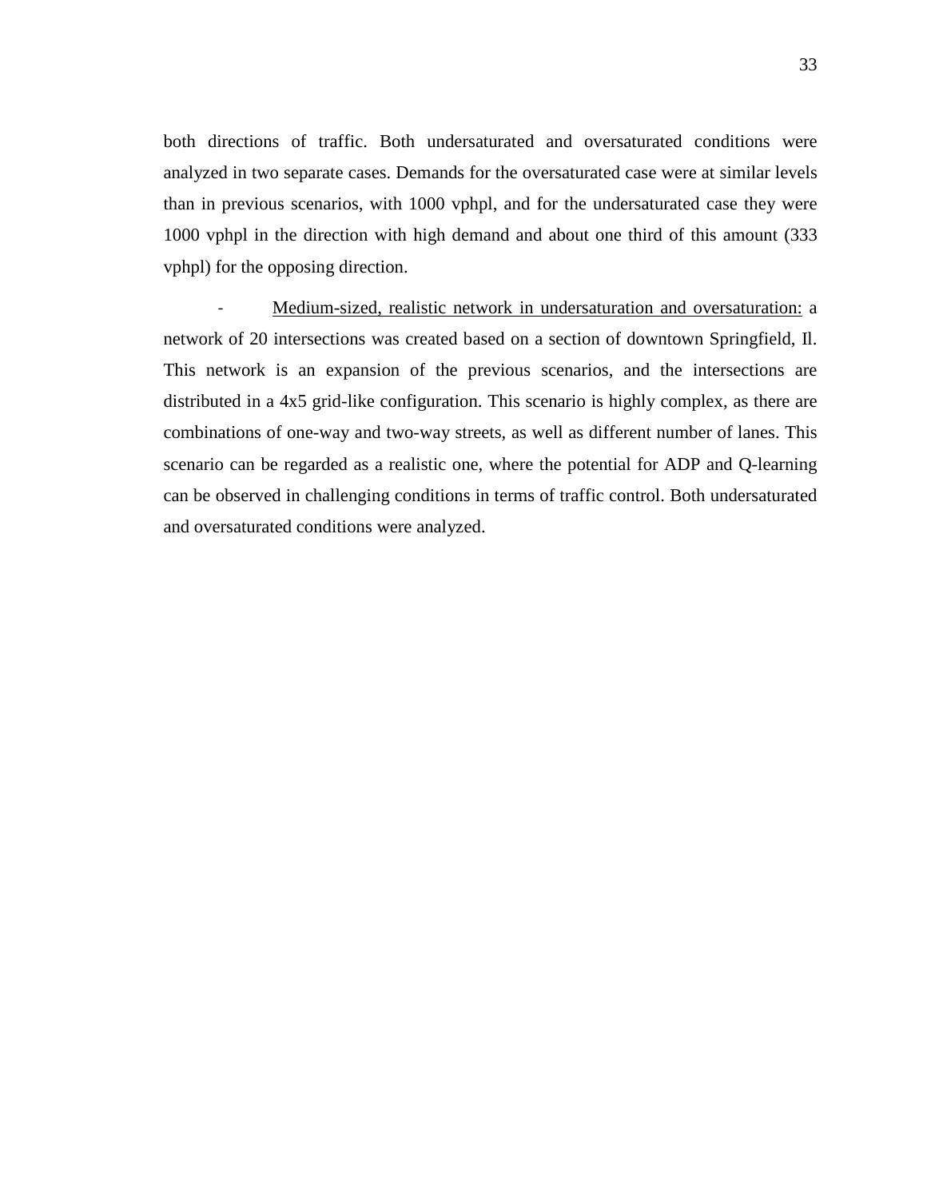both directions of traffic. Both undersaturated and oversaturated conditions were analyzed in two separate cases. Demands for the oversaturated case were at similar levels than in previous scenarios, with 1000 vphpl, and for the undersaturated case they were 1000 vphpl in the direction with high demand and about one third of this amount (333 vphpl) for the opposing direction.

- <u>Medium-sized, realistic network in undersaturation and oversaturation:</u> a network of 20 intersections was created based on a section of downtown Springfield, Il. This network is an expansion of the previous scenarios, and the intersections are distributed in a 4x5 grid-like configuration. This scenario is highly complex, as there are combinations of one-way and two-way streets, as well as different number of lanes. This scenario can be regarded as a realistic one, where the potential for ADP and Q-learning can be observed in challenging conditions in terms of traffic control. Both undersaturated and oversaturated conditions were analyzed.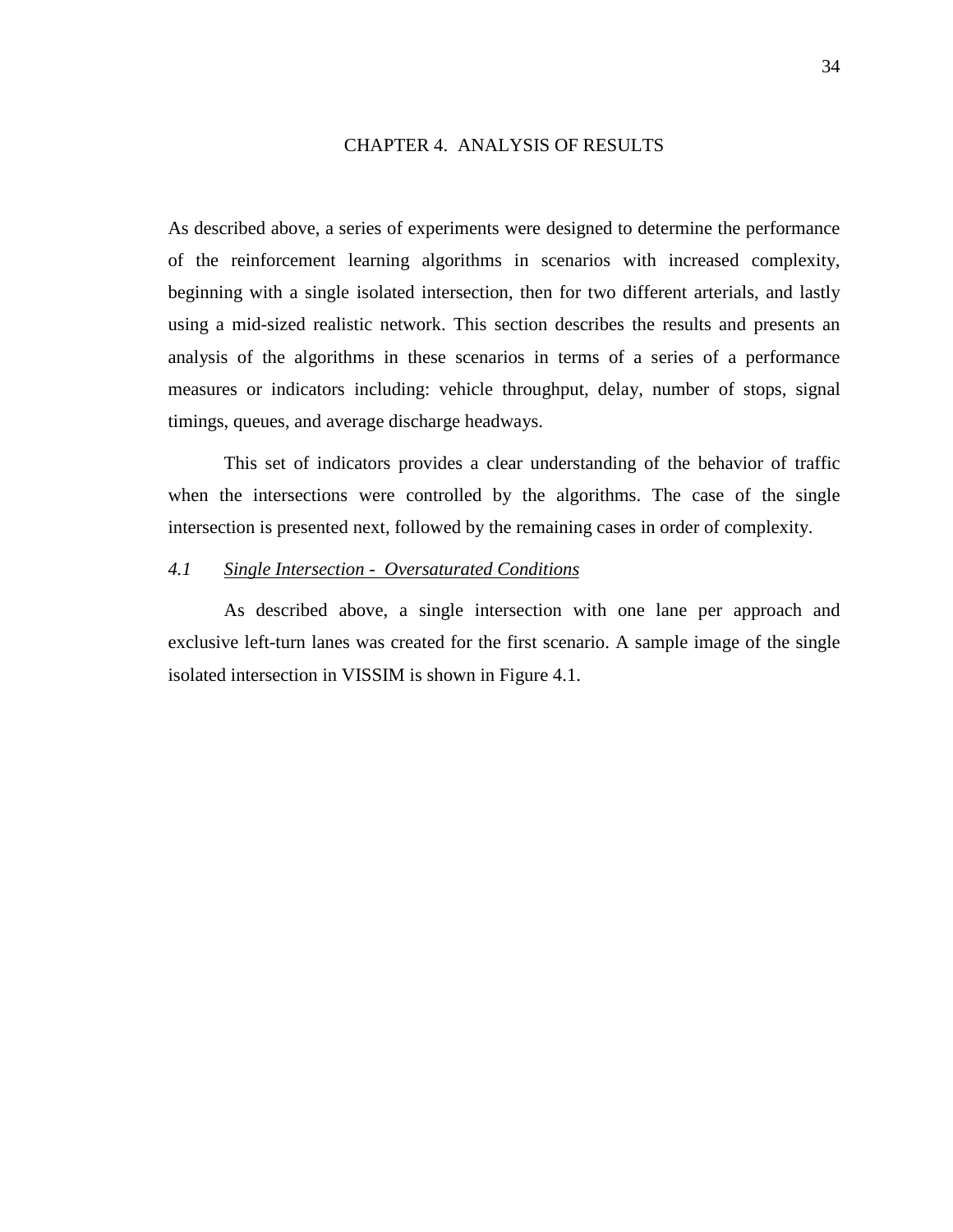# CHAPTER 4. ANALYSIS OF RESULTS

As described above, a series of experiments were designed to determine the performance of the reinforcement learning algorithms in scenarios with increased complexity, beginning with a single isolated intersection, then for two different arterials, and lastly using a mid-sized realistic network. This section describes the results and presents an analysis of the algorithms in these scenarios in terms of a series of a performance measures or indicators including: vehicle throughput, delay, number of stops, signal timings, queues, and average discharge headways.

This set of indicators provides a clear understanding of the behavior of traffic when the intersections were controlled by the algorithms. The case of the single intersection is presented next, followed by the remaining cases in order of complexity.

## *4.1 Single Intersection - Oversaturated Conditions*

As described above, a single intersection with one lane per approach and exclusive left-turn lanes was created for the first scenario. A sample image of the single isolated intersection in VISSIM is shown in Figure 4.1.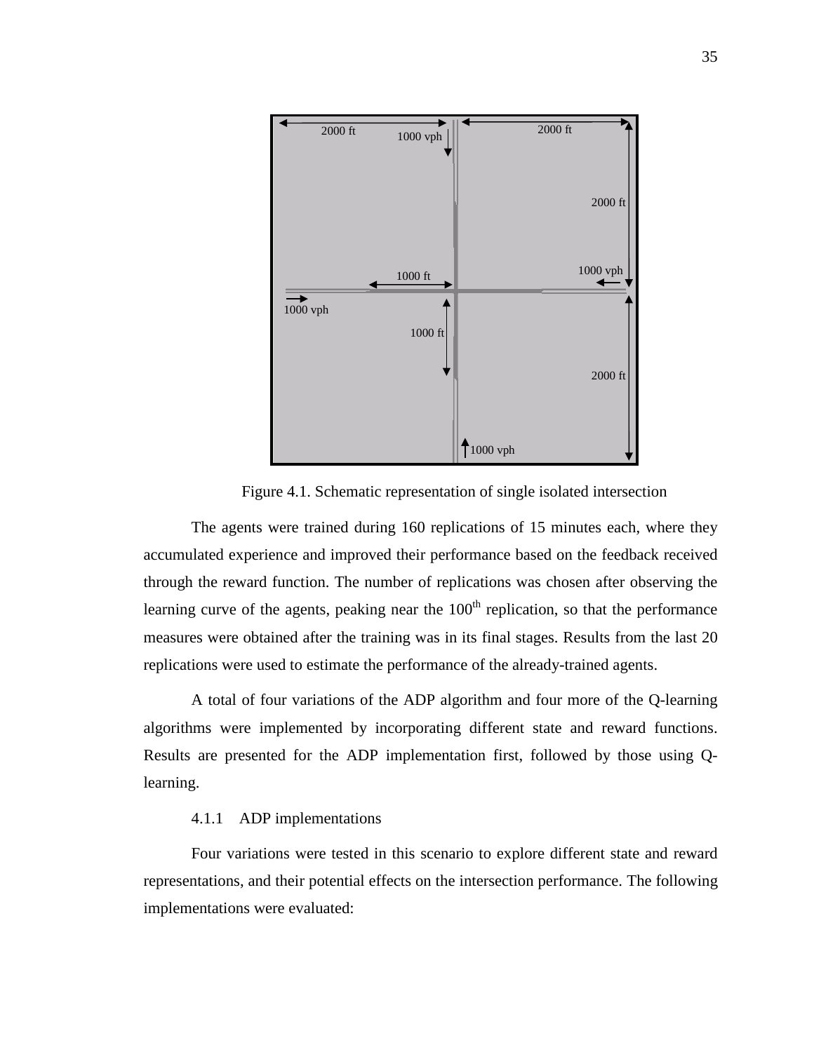Figure 4.1. Schematic representation of single isolated intersection

The agents were trained during 160 replications of 15 minutes each, where they accumulated experience and improved their performance based on the feedback received through the reward function. The number of replications was chosen after observing the learning curve of the agents, peaking near the 100$^{th}$ replication, so that the performance measures were obtained after the training was in its final stages. Results from the last 20 replications were used to estimate the performance of the already-trained agents.

A total of four variations of the ADP algorithm and four more of the Q-learning algorithms were implemented by incorporating different state and reward functions. Results are presented for the ADP implementation first, followed by those using Q-learning.

#### 4.1.1 ADP implementations

Four variations were tested in this scenario to explore different state and reward representations, and their potential effects on the intersection performance. The following implementations were evaluated: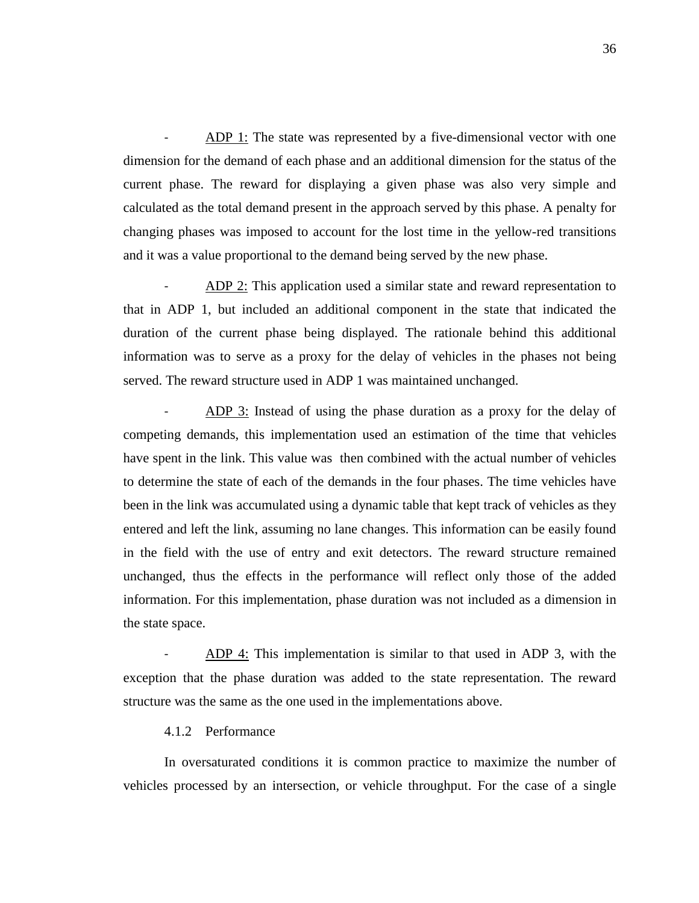- <u>ADP 1:</u> The state was represented by a five-dimensional vector with one dimension for the demand of each phase and an additional dimension for the status of the current phase. The reward for displaying a given phase was also very simple and calculated as the total demand present in the approach served by this phase. A penalty for changing phases was imposed to account for the lost time in the yellow-red transitions and it was a value proportional to the demand being served by the new phase.

- <u>ADP 2:</u> This application used a similar state and reward representation to that in ADP 1, but included an additional component in the state that indicated the duration of the current phase being displayed. The rationale behind this additional information was to serve as a proxy for the delay of vehicles in the phases not being served. The reward structure used in ADP 1 was maintained unchanged.

- <u>ADP 3:</u> Instead of using the phase duration as a proxy for the delay of competing demands, this implementation used an estimation of the time that vehicles have spent in the link. This value was then combined with the actual number of vehicles to determine the state of each of the demands in the four phases. The time vehicles have been in the link was accumulated using a dynamic table that kept track of vehicles as they entered and left the link, assuming no lane changes. This information can be easily found in the field with the use of entry and exit detectors. The reward structure remained unchanged, thus the effects in the performance will reflect only those of the added information. For this implementation, phase duration was not included as a dimension in the state space.

- <u>ADP 4:</u> This implementation is similar to that used in ADP 3, with the exception that the phase duration was added to the state representation. The reward structure was the same as the one used in the implementations above.

#### 4.1.2 Performance

In oversaturated conditions it is common practice to maximize the number of vehicles processed by an intersection, or vehicle throughput. For the case of a single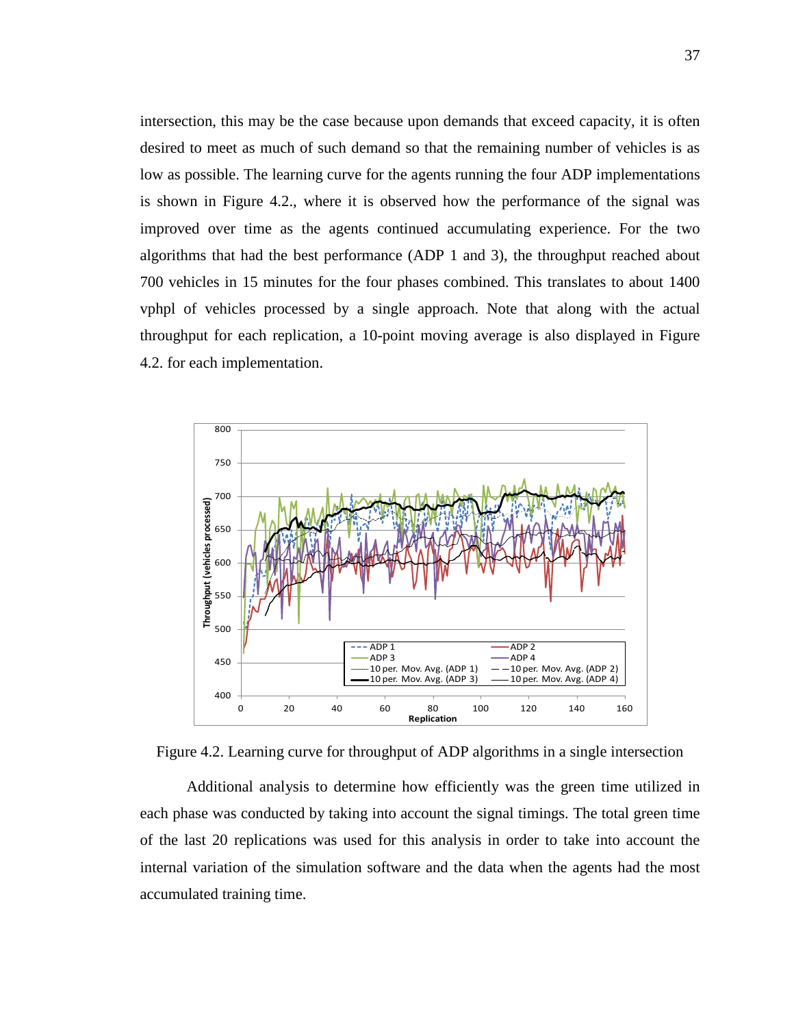intersection, this may be the case because upon demands that exceed capacity, it is often desired to meet as much of such demand so that the remaining number of vehicles is as low as possible. The learning curve for the agents running the four ADP implementations is shown in Figure 4.2., where it is observed how the performance of the signal was improved over time as the agents continued accumulating experience. For the two algorithms that had the best performance (ADP 1 and 3), the throughput reached about 700 vehicles in 15 minutes for the four phases combined. This translates to about 1400 vphpl of vehicles processed by a single approach. Note that along with the actual throughput for each replication, a 10-point moving average is also displayed in Figure 4.2. for each implementation.

Figure 4.2. Learning curve for throughput of ADP algorithms in a single intersection

Additional analysis to determine how efficiently was the green time utilized in each phase was conducted by taking into account the signal timings. The total green time of the last 20 replications was used for this analysis in order to take into account the internal variation of the simulation software and the data when the agents had the most accumulated training time.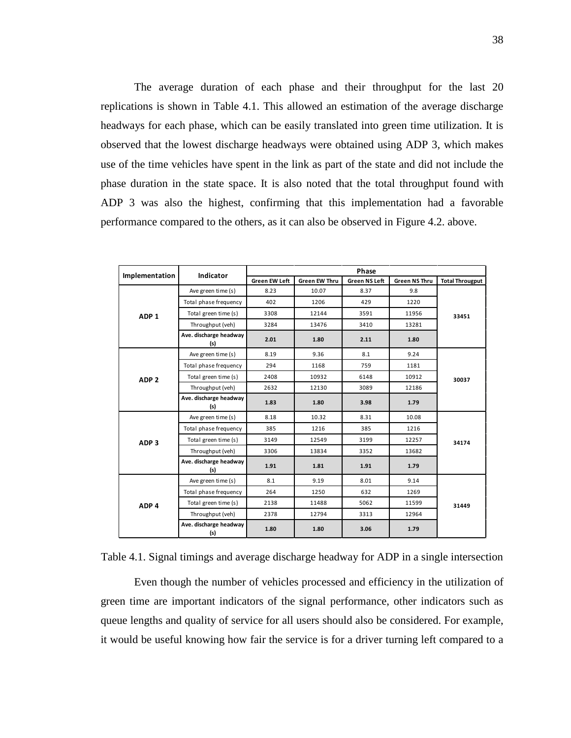The average duration of each phase and their throughput for the last 20 replications is shown in Table 4.1. This allowed an estimation of the average discharge headways for each phase, which can be easily translated into green time utilization. It is observed that the lowest discharge headways were obtained using ADP 3, which makes use of the time vehicles have spent in the link as part of the state and did not include the phase duration in the state space. It is also noted that the total throughput found with ADP 3 was also the highest, confirming that this implementation had a favorable performance compared to the others, as it can also be observed in Figure 4.2. above.

| Implementation | Indicator | Phase | | | | |
|---|---|---|---|---|---|---|
| | | Green EW Left | Green EW Thru | Green NS Left | Green NS Thru | Total Througput |
| ADP 1 | Ave green time (s) | 8.23 | 10.07 | 8.37 | 9.8 | 33451 |
| | Total phase frequency | 402 | 1206 | 429 | 1220 | |
| | Total green time (s) | 3308 | 12144 | 3591 | 11956 | |
| | Throughput (veh) | 3284 | 13476 | 3410 | 13281 | |
| | **Ave. discharge headway (s)** | **2.01** | **1.80** | **2.11** | **1.80** | |
| ADP 2 | Ave green time (s) | 8.19 | 9.36 | 8.1 | 9.24 | 30037 |
| | Total phase frequency | 294 | 1168 | 759 | 1181 | |
| | Total green time (s) | 2408 | 10932 | 6148 | 10912 | |
| | Throughput (veh) | 2632 | 12130 | 3089 | 12186 | |
| | **Ave. discharge headway (s)** | **1.83** | **1.80** | **3.98** | **1.79** | |
| ADP 3 | Ave green time (s) | 8.18 | 10.32 | 8.31 | 10.08 | 34174 |
| | Total phase frequency | 385 | 1216 | 385 | 1216 | |
| | Total green time (s) | 3149 | 12549 | 3199 | 12257 | |
| | Throughput (veh) | 3306 | 13834 | 3352 | 13682 | |
| | **Ave. discharge headway (s)** | **1.91** | **1.81** | **1.91** | **1.79** | |
| ADP 4 | Ave green time (s) | 8.1 | 9.19 | 8.01 | 9.14 | 31449 |
| | Total phase frequency | 264 | 1250 | 632 | 1269 | |
| | Total green time (s) | 2138 | 11488 | 5062 | 11599 | |
| | Throughput (veh) | 2378 | 12794 | 3313 | 12964 | |
| | **Ave. discharge headway (s)** | **1.80** | **1.80** | **3.06** | **1.79** | |

Table 4.1. Signal timings and average discharge headway for ADP in a single intersection

Even though the number of vehicles processed and efficiency in the utilization of green time are important indicators of the signal performance, other indicators such as queue lengths and quality of service for all users should also be considered. For example, it would be useful knowing how fair the service is for a driver turning left compared to a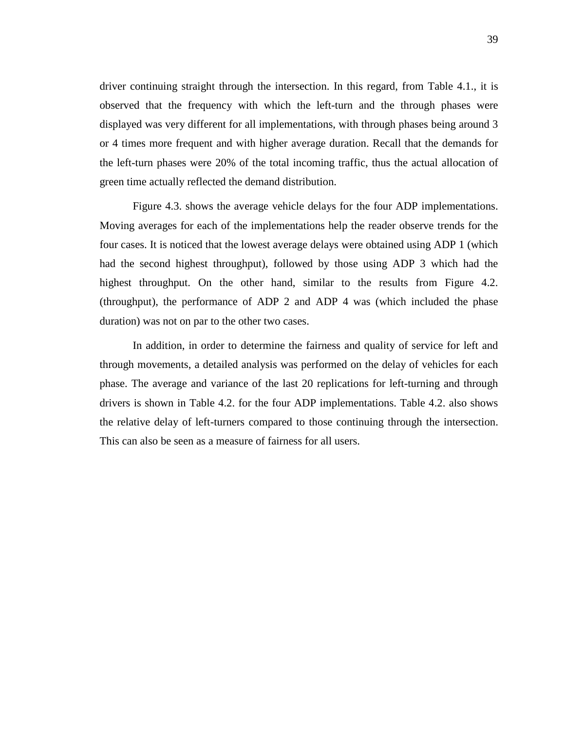driver continuing straight through the intersection. In this regard, from Table 4.1., it is observed that the frequency with which the left-turn and the through phases were displayed was very different for all implementations, with through phases being around 3 or 4 times more frequent and with higher average duration. Recall that the demands for the left-turn phases were 20% of the total incoming traffic, thus the actual allocation of green time actually reflected the demand distribution.

Figure 4.3. shows the average vehicle delays for the four ADP implementations. Moving averages for each of the implementations help the reader observe trends for the four cases. It is noticed that the lowest average delays were obtained using ADP 1 (which had the second highest throughput), followed by those using ADP 3 which had the highest throughput. On the other hand, similar to the results from Figure 4.2. (throughput), the performance of ADP 2 and ADP 4 was (which included the phase duration) was not on par to the other two cases.

In addition, in order to determine the fairness and quality of service for left and through movements, a detailed analysis was performed on the delay of vehicles for each phase. The average and variance of the last 20 replications for left-turning and through drivers is shown in Table 4.2. for the four ADP implementations. Table 4.2. also shows the relative delay of left-turners compared to those continuing through the intersection. This can also be seen as a measure of fairness for all users.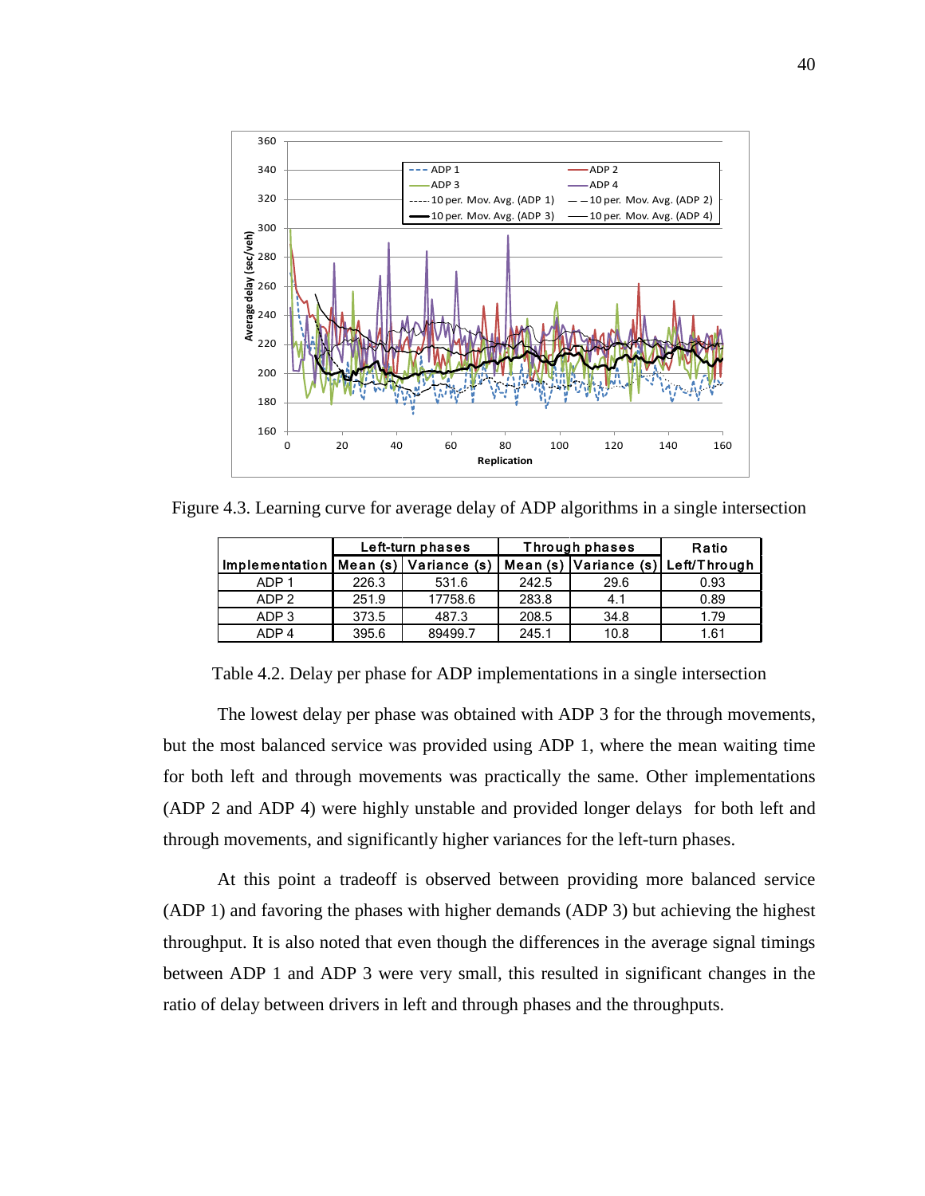Figure 4.3. Learning curve for average delay of ADP algorithms in a single intersection

| Implementation | Left-turn phases | | Through phases | | Ratio |
|---|---|---|---|---|---|
| | Mean (s) | Variance (s) | Mean (s) | Variance (s) | Left/Through |
| ADP 1 | 226.3 | 531.6 | 242.5 | 29.6 | 0.93 |
| ADP 2 | 251.9 | 17758.6 | 283.8 | 4.1 | 0.89 |
| ADP 3 | 373.5 | 487.3 | 208.5 | 34.8 | 1.79 |
| ADP 4 | 395.6 | 89499.7 | 245.1 | 10.8 | 1.61 |

Table 4.2. Delay per phase for ADP implementations in a single intersection

The lowest delay per phase was obtained with ADP 3 for the through movements, but the most balanced service was provided using ADP 1, where the mean waiting time for both left and through movements was practically the same. Other implementations (ADP 2 and ADP 4) were highly unstable and provided longer delays for both left and through movements, and significantly higher variances for the left-turn phases.

At this point a tradeoff is observed between providing more balanced service (ADP 1) and favoring the phases with higher demands (ADP 3) but achieving the highest throughput. It is also noted that even though the differences in the average signal timings between ADP 1 and ADP 3 were very small, this resulted in significant changes in the ratio of delay between drivers in left and through phases and the throughputs.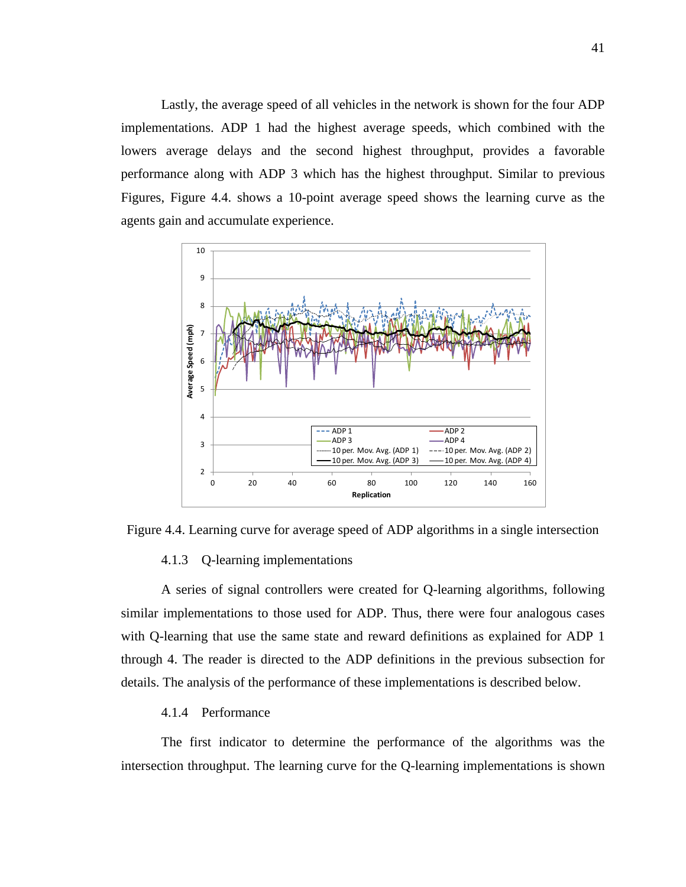Lastly, the average speed of all vehicles in the network is shown for the four ADP implementations. ADP 1 had the highest average speeds, which combined with the lowers average delays and the second highest throughput, provides a favorable performance along with ADP 3 which has the highest throughput. Similar to previous Figures, Figure 4.4. shows a 10-point average speed shows the learning curve as the agents gain and accumulate experience.

Figure 4.4. Learning curve for average speed of ADP algorithms in a single intersection

### 4.1.3 Q-learning implementations

A series of signal controllers were created for Q-learning algorithms, following similar implementations to those used for ADP. Thus, there were four analogous cases with Q-learning that use the same state and reward definitions as explained for ADP 1 through 4. The reader is directed to the ADP definitions in the previous subsection for details. The analysis of the performance of these implementations is described below.

### 4.1.4 Performance

The first indicator to determine the performance of the algorithms was the intersection throughput. The learning curve for the Q-learning implementations is shown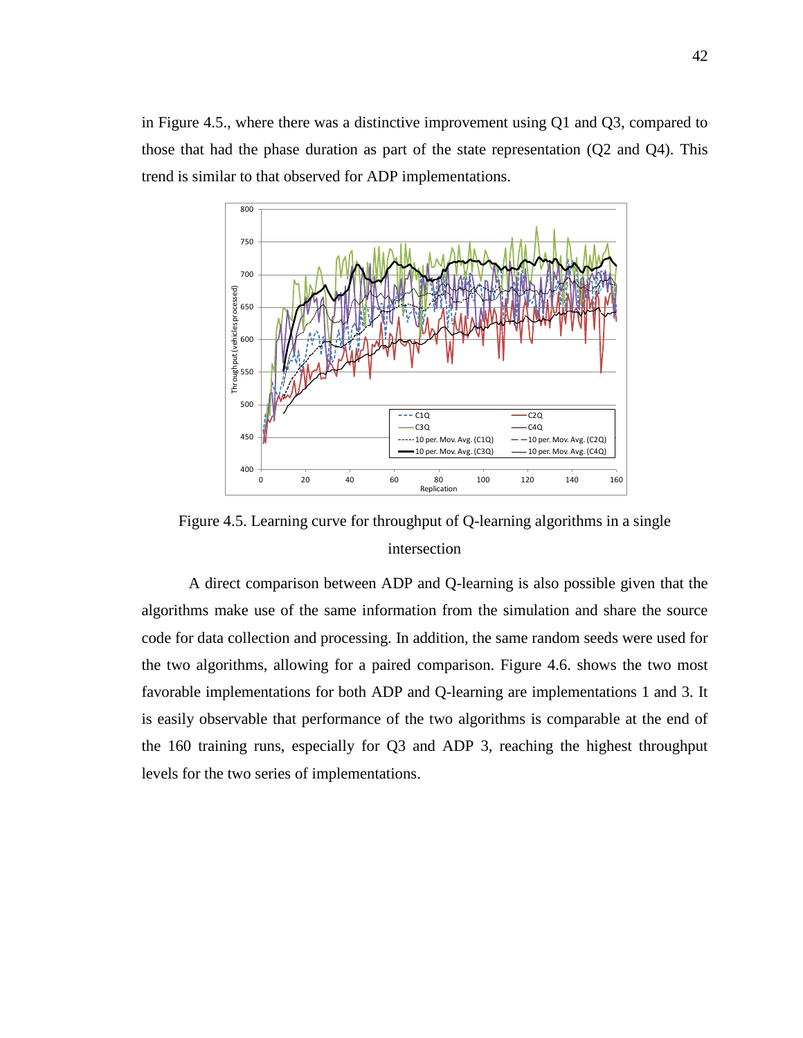in Figure 4.5., where there was a distinctive improvement using Q1 and Q3, compared to those that had the phase duration as part of the state representation (Q2 and Q4). This trend is similar to that observed for ADP implementations.

Figure 4.5. Learning curve for throughput of Q-learning algorithms in a single intersection

A direct comparison between ADP and Q-learning is also possible given that the algorithms make use of the same information from the simulation and share the source code for data collection and processing. In addition, the same random seeds were used for the two algorithms, allowing for a paired comparison. Figure 4.6. shows the two most favorable implementations for both ADP and Q-learning are implementations 1 and 3. It is easily observable that performance of the two algorithms is comparable at the end of the 160 training runs, especially for Q3 and ADP 3, reaching the highest throughput levels for the two series of implementations.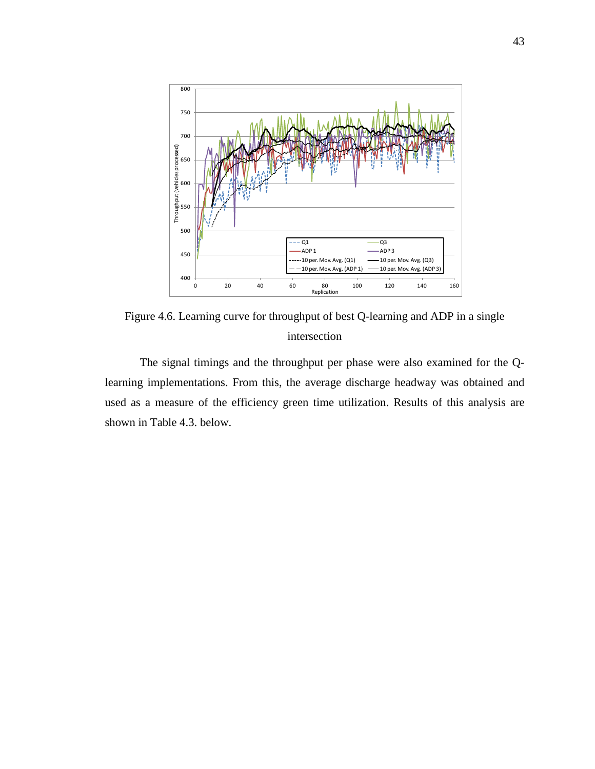Figure 4.6. Learning curve for throughput of best Q-learning and ADP in a single intersection

The signal timings and the throughput per phase were also examined for the Q-learning implementations. From this, the average discharge headway was obtained and used as a measure of the efficiency green time utilization. Results of this analysis are shown in Table 4.3. below.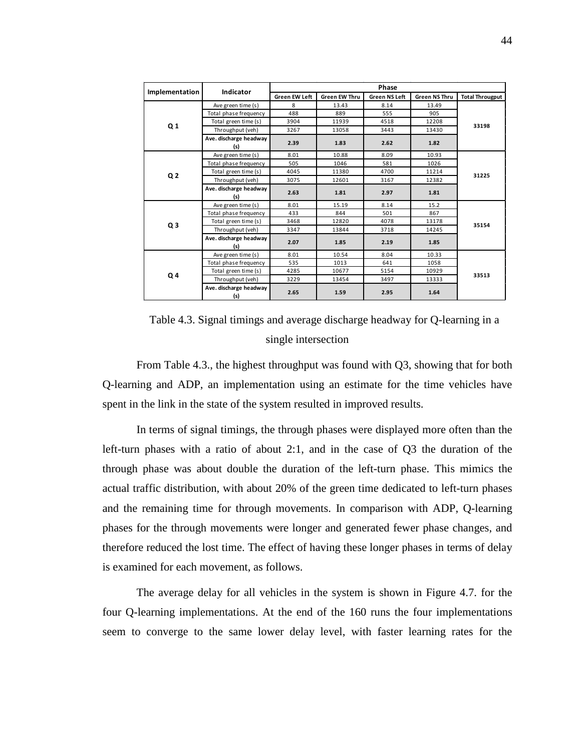| Implementation | Indicator | Phase | | | | |
|---|---|---|---|---|---|---|
| | | Green EW Left | Green EW Thru | Green NS Left | Green NS Thru | Total Througput |
| Q 1 | Ave green time (s) | 8 | 13.43 | 8.14 | 13.49 | 33198 |
| | Total phase frequency | 488 | 889 | 555 | 905 | |
| | Total green time (s) | 3904 | 11939 | 4518 | 12208 | |
| | Throughput (veh) | 3267 | 13058 | 3443 | 13430 | |
| | **Ave. discharge headway (s)** | **2.39** | **1.83** | **2.62** | **1.82** | |
| Q 2 | Ave green time (s) | 8.01 | 10.88 | 8.09 | 10.93 | 31225 |
| | Total phase frequency | 505 | 1046 | 581 | 1026 | |
| | Total green time (s) | 4045 | 11380 | 4700 | 11214 | |
| | Throughput (veh) | 3075 | 12601 | 3167 | 12382 | |
| | **Ave. discharge headway (s)** | **2.63** | **1.81** | **2.97** | **1.81** | |
| Q 3 | Ave green time (s) | 8.01 | 15.19 | 8.14 | 15.2 | 35154 |
| | Total phase frequency | 433 | 844 | 501 | 867 | |
| | Total green time (s) | 3468 | 12820 | 4078 | 13178 | |
| | Throughput (veh) | 3347 | 13844 | 3718 | 14245 | |
| | **Ave. discharge headway (s)** | **2.07** | **1.85** | **2.19** | **1.85** | |
| Q 4 | Ave green time (s) | 8.01 | 10.54 | 8.04 | 10.33 | 33513 |
| | Total phase frequency | 535 | 1013 | 641 | 1058 | |
| | Total green time (s) | 4285 | 10677 | 5154 | 10929 | |
| | Throughput (veh) | 3229 | 13454 | 3497 | 13333 | |
| | **Ave. discharge headway (s)** | **2.65** | **1.59** | **2.95** | **1.64** | |

Table 4.3. Signal timings and average discharge headway for Q-learning in a single intersection

From Table 4.3., the highest throughput was found with Q3, showing that for both Q-learning and ADP, an implementation using an estimate for the time vehicles have spent in the link in the state of the system resulted in improved results.

In terms of signal timings, the through phases were displayed more often than the left-turn phases with a ratio of about 2:1, and in the case of Q3 the duration of the through phase was about double the duration of the left-turn phase. This mimics the actual traffic distribution, with about 20% of the green time dedicated to left-turn phases and the remaining time for through movements. In comparison with ADP, Q-learning phases for the through movements were longer and generated fewer phase changes, and therefore reduced the lost time. The effect of having these longer phases in terms of delay is examined for each movement, as follows.

The average delay for all vehicles in the system is shown in Figure 4.7. for the four Q-learning implementations. At the end of the 160 runs the four implementations seem to converge to the same lower delay level, with faster learning rates for the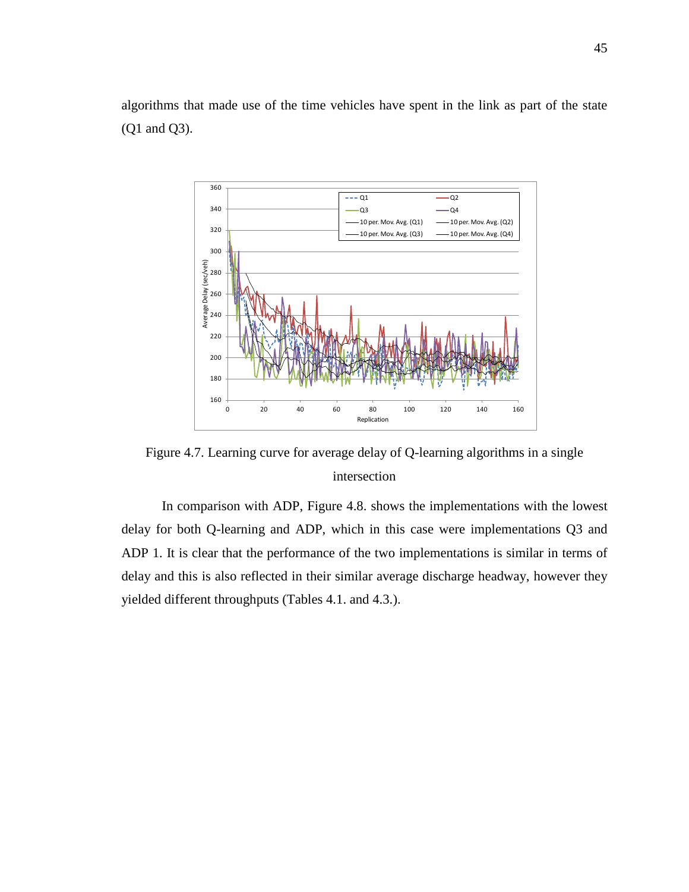algorithms that made use of the time vehicles have spent in the link as part of the state (Q1 and Q3).

Figure 4.7. Learning curve for average delay of Q-learning algorithms in a single intersection

In comparison with ADP, Figure 4.8. shows the implementations with the lowest delay for both Q-learning and ADP, which in this case were implementations Q3 and ADP 1. It is clear that the performance of the two implementations is similar in terms of delay and this is also reflected in their similar average discharge headway, however they yielded different throughputs (Tables 4.1. and 4.3.).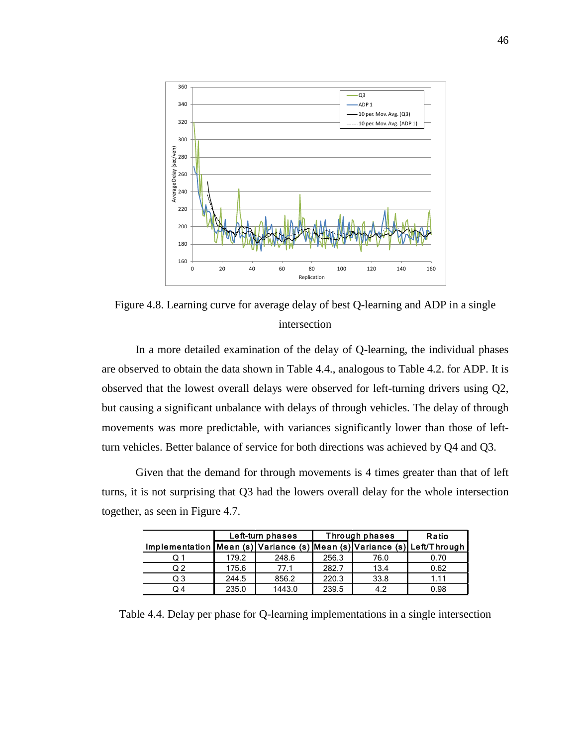Figure 4.8. Learning curve for average delay of best Q-learning and ADP in a single intersection

In a more detailed examination of the delay of Q-learning, the individual phases are observed to obtain the data shown in Table 4.4., analogous to Table 4.2. for ADP. It is observed that the lowest overall delays were observed for left-turning drivers using Q2, but causing a significant unbalance with delays of through vehicles. The delay of through movements was more predictable, with variances significantly lower than those of left-turn vehicles. Better balance of service for both directions was achieved by Q4 and Q3.

Given that the demand for through movements is 4 times greater than that of left turns, it is not surprising that Q3 had the lowers overall delay for the whole intersection together, as seen in Figure 4.7.

| | Left-turn phases | | Through phases | | Ratio |
|---|---|---|---|---|---|
| Implementation | Mean (s) | Variance (s) | Mean (s) | Variance (s) | Left/Through |
| Q 1 | 179.2 | 248.6 | 256.3 | 76.0 | 0.70 |
| Q 2 | 175.6 | 77.1 | 282.7 | 13.4 | 0.62 |
| Q 3 | 244.5 | 856.2 | 220.3 | 33.8 | 1.11 |
| Q 4 | 235.0 | 1443.0 | 239.5 | 4.2 | 0.98 |

Table 4.4. Delay per phase for Q-learning implementations in a single intersection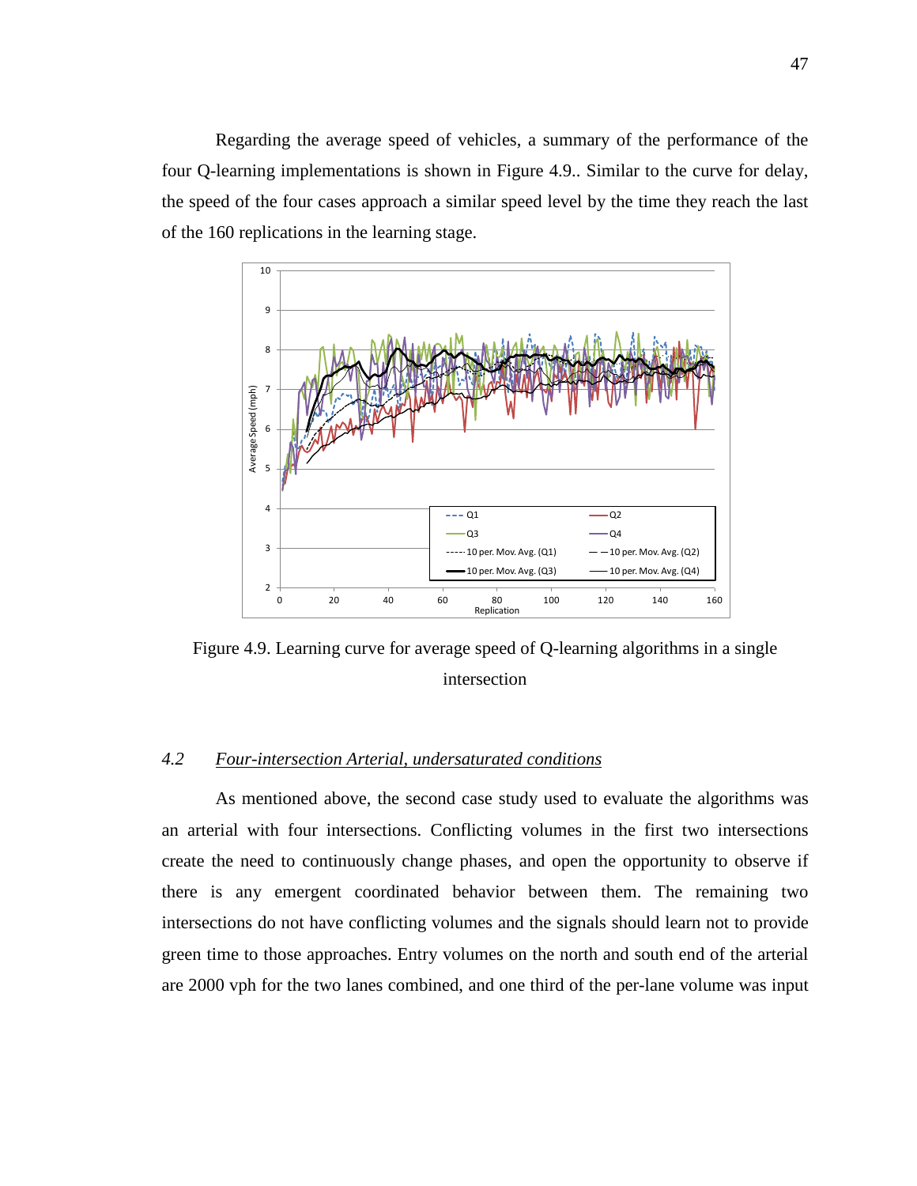Regarding the average speed of vehicles, a summary of the performance of the four Q-learning implementations is shown in Figure 4.9.. Similar to the curve for delay, the speed of the four cases approach a similar speed level by the time they reach the last of the 160 replications in the learning stage.

Figure 4.9. Learning curve for average speed of Q-learning algorithms in a single intersection

### 4.2 *Four-intersection Arterial, undersaturated conditions*

As mentioned above, the second case study used to evaluate the algorithms was an arterial with four intersections. Conflicting volumes in the first two intersections create the need to continuously change phases, and open the opportunity to observe if there is any emergent coordinated behavior between them. The remaining two intersections do not have conflicting volumes and the signals should learn not to provide green time to those approaches. Entry volumes on the north and south end of the arterial are 2000 vph for the two lanes combined, and one third of the per-lane volume was input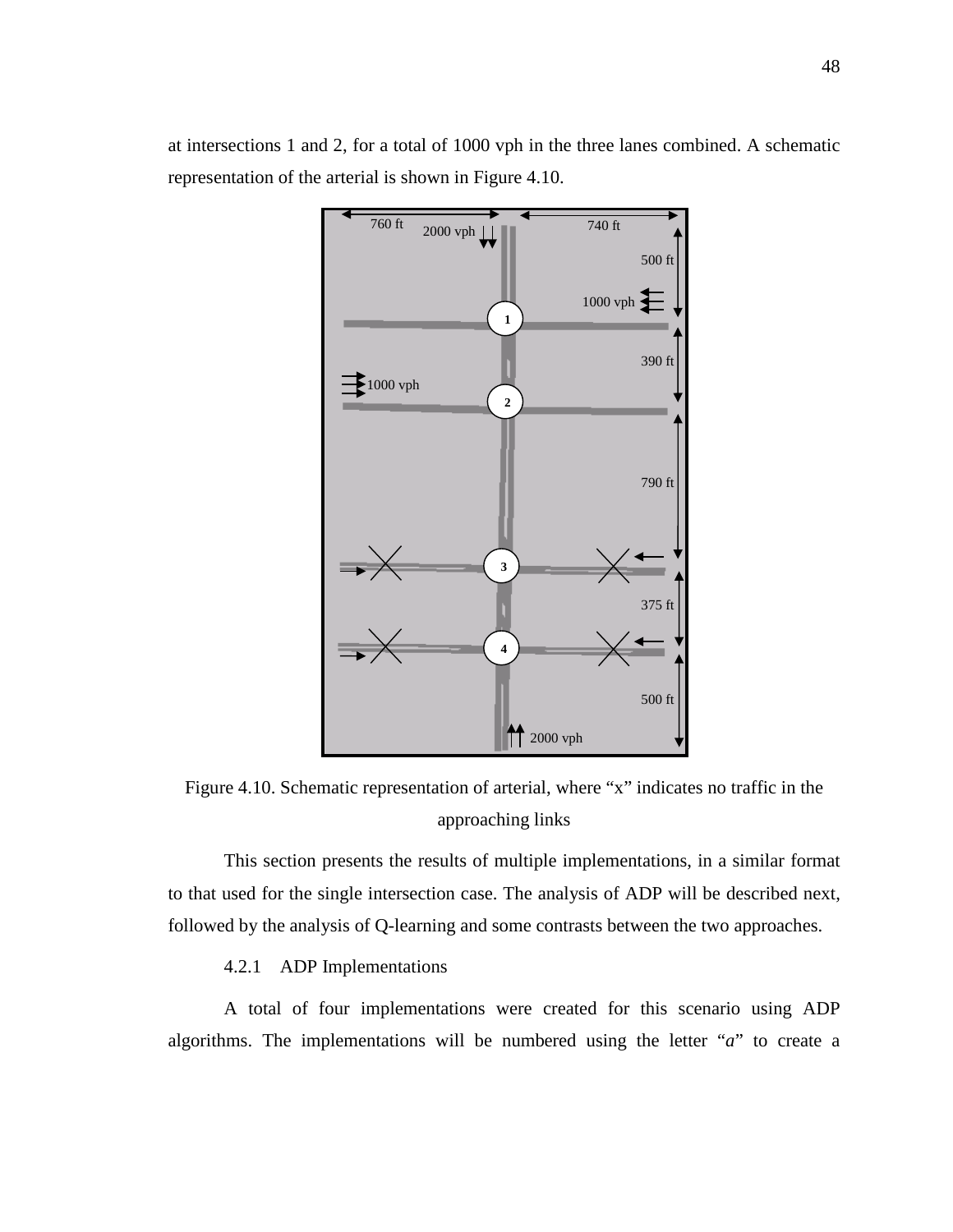at intersections 1 and 2, for a total of 1000 vph in the three lanes combined. A schematic representation of the arterial is shown in Figure 4.10.

Figure 4.10. Schematic representation of arterial, where "x" indicates no traffic in the approaching links

This section presents the results of multiple implementations, in a similar format to that used for the single intersection case. The analysis of ADP will be described next, followed by the analysis of Q-learning and some contrasts between the two approaches.

### 4.2.1 ADP Implementations

A total of four implementations were created for this scenario using ADP algorithms. The implementations will be numbered using the letter "*a*" to create a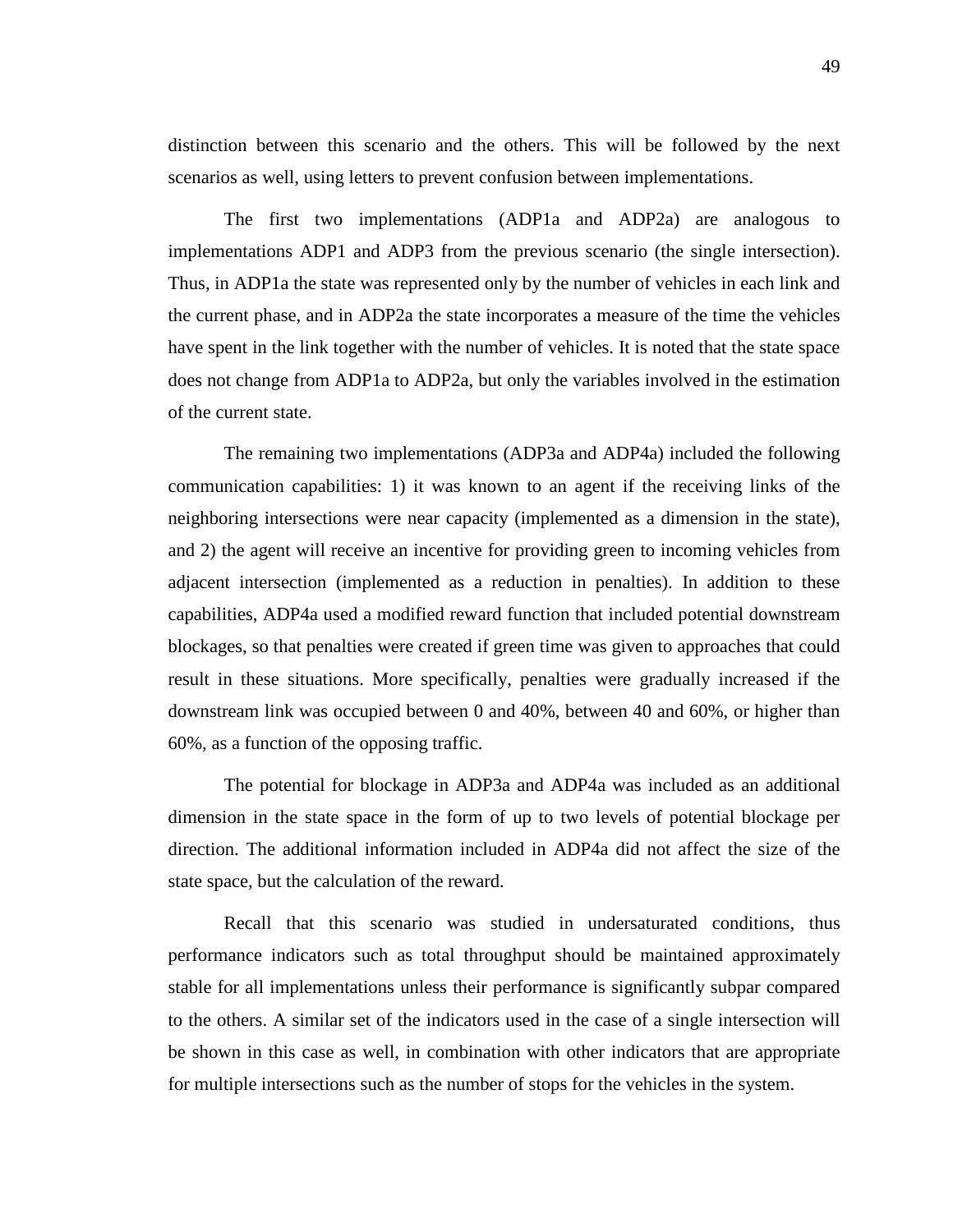distinction between this scenario and the others. This will be followed by the next scenarios as well, using letters to prevent confusion between implementations.

The first two implementations (ADP1a and ADP2a) are analogous to implementations ADP1 and ADP3 from the previous scenario (the single intersection). Thus, in ADP1a the state was represented only by the number of vehicles in each link and the current phase, and in ADP2a the state incorporates a measure of the time the vehicles have spent in the link together with the number of vehicles. It is noted that the state space does not change from ADP1a to ADP2a, but only the variables involved in the estimation of the current state.

The remaining two implementations (ADP3a and ADP4a) included the following communication capabilities: 1) it was known to an agent if the receiving links of the neighboring intersections were near capacity (implemented as a dimension in the state), and 2) the agent will receive an incentive for providing green to incoming vehicles from adjacent intersection (implemented as a reduction in penalties). In addition to these capabilities, ADP4a used a modified reward function that included potential downstream blockages, so that penalties were created if green time was given to approaches that could result in these situations. More specifically, penalties were gradually increased if the downstream link was occupied between 0 and 40%, between 40 and 60%, or higher than 60%, as a function of the opposing traffic.

The potential for blockage in ADP3a and ADP4a was included as an additional dimension in the state space in the form of up to two levels of potential blockage per direction. The additional information included in ADP4a did not affect the size of the state space, but the calculation of the reward.

Recall that this scenario was studied in undersaturated conditions, thus performance indicators such as total throughput should be maintained approximately stable for all implementations unless their performance is significantly subpar compared to the others. A similar set of the indicators used in the case of a single intersection will be shown in this case as well, in combination with other indicators that are appropriate for multiple intersections such as the number of stops for the vehicles in the system.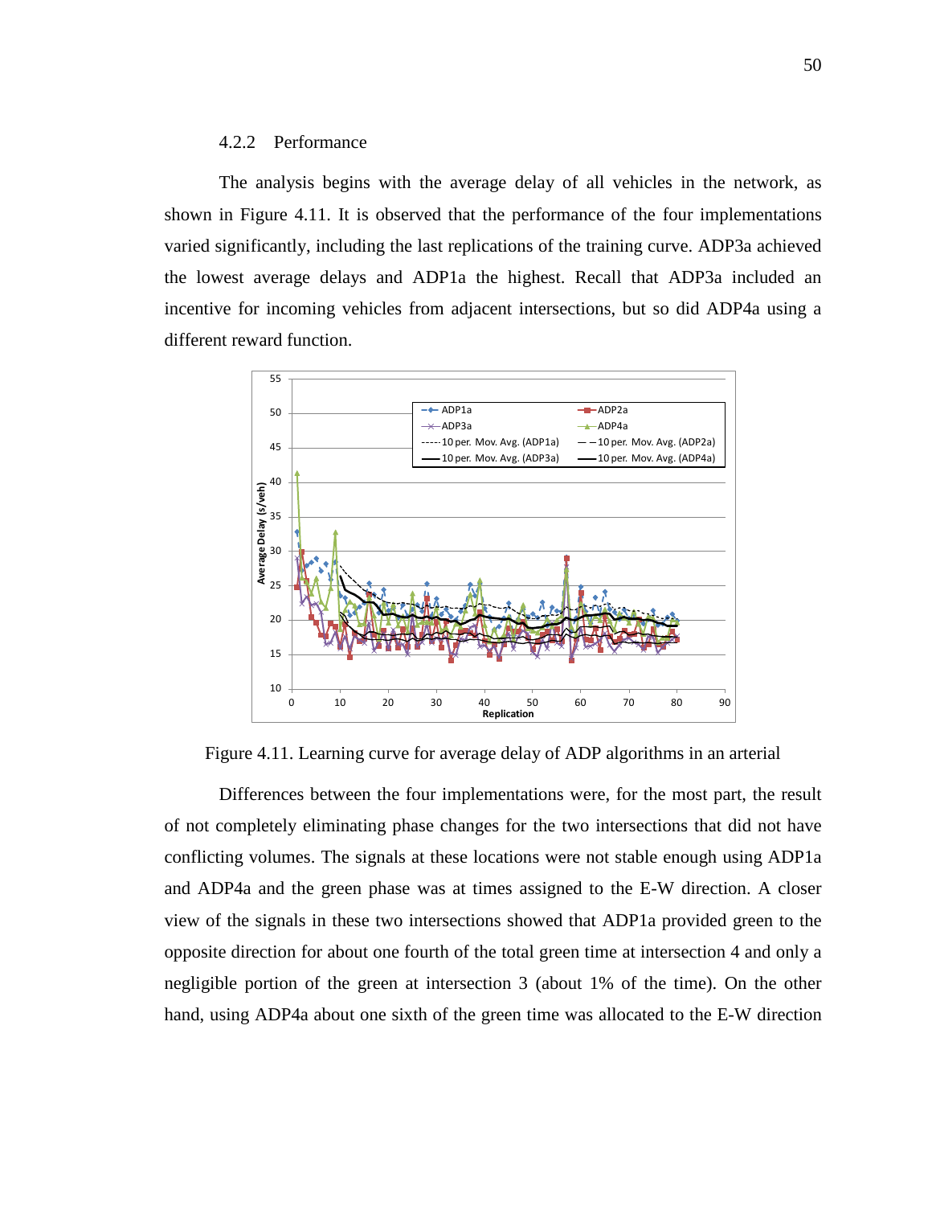### 4.2.2 Performance

The analysis begins with the average delay of all vehicles in the network, as shown in Figure 4.11. It is observed that the performance of the four implementations varied significantly, including the last replications of the training curve. ADP3a achieved the lowest average delays and ADP1a the highest. Recall that ADP3a included an incentive for incoming vehicles from adjacent intersections, but so did ADP4a using a different reward function.

Figure 4.11. Learning curve for average delay of ADP algorithms in an arterial

Differences between the four implementations were, for the most part, the result of not completely eliminating phase changes for the two intersections that did not have conflicting volumes. The signals at these locations were not stable enough using ADP1a and ADP4a and the green phase was at times assigned to the E-W direction. A closer view of the signals in these two intersections showed that ADP1a provided green to the opposite direction for about one fourth of the total green time at intersection 4 and only a negligible portion of the green at intersection 3 (about 1% of the time). On the other hand, using ADP4a about one sixth of the green time was allocated to the E-W direction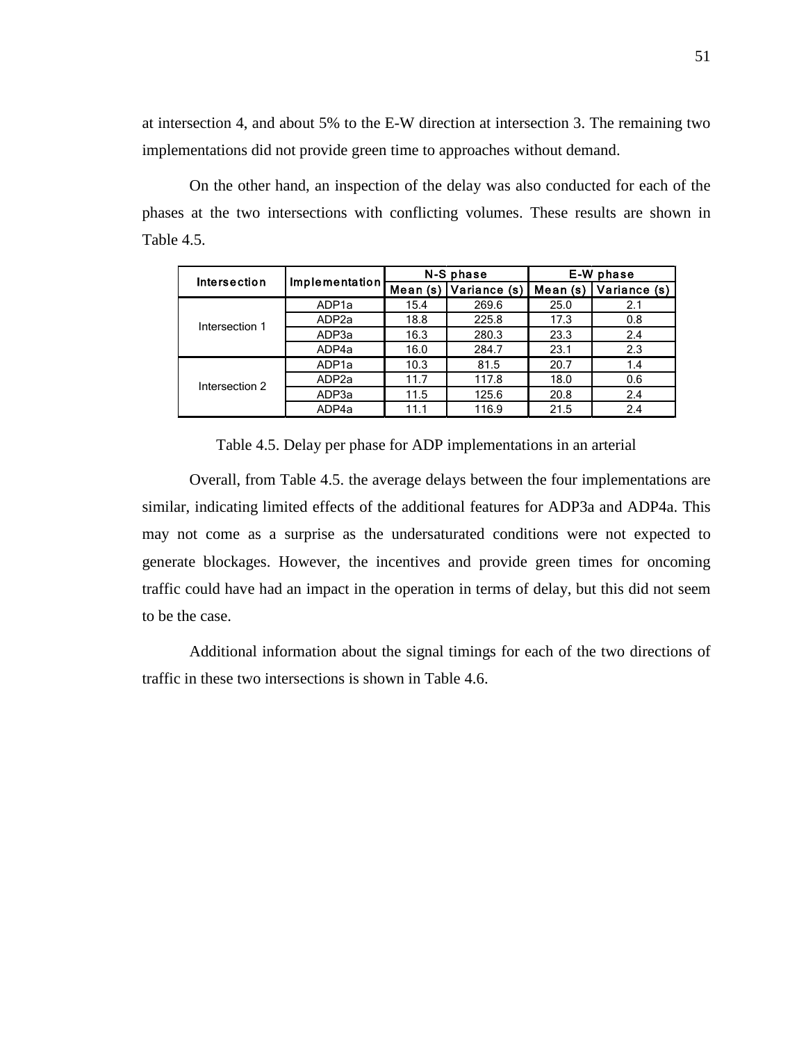at intersection 4, and about 5% to the E-W direction at intersection 3. The remaining two implementations did not provide green time to approaches without demand.

On the other hand, an inspection of the delay was also conducted for each of the phases at the two intersections with conflicting volumes. These results are shown in Table 4.5.

| Intersection | Implementation | N-S phase | | E-W phase | |
|---|---|---|---|---|---|
| | | Mean (s) | Variance (s) | Mean (s) | Variance (s) |
| Intersection 1 | ADP1a | 15.4 | 269.6 | 25.0 | 2.1 |
| | ADP2a | 18.8 | 225.8 | 17.3 | 0.8 |
| | ADP3a | 16.3 | 280.3 | 23.3 | 2.4 |
| | ADP4a | 16.0 | 284.7 | 23.1 | 2.3 |
| Intersection 2 | ADP1a | 10.3 | 81.5 | 20.7 | 1.4 |
| | ADP2a | 11.7 | 117.8 | 18.0 | 0.6 |
| | ADP3a | 11.5 | 125.6 | 20.8 | 2.4 |
| | ADP4a | 11.1 | 116.9 | 21.5 | 2.4 |

Table 4.5. Delay per phase for ADP implementations in an arterial

Overall, from Table 4.5. the average delays between the four implementations are similar, indicating limited effects of the additional features for ADP3a and ADP4a. This may not come as a surprise as the undersaturated conditions were not expected to generate blockages. However, the incentives and provide green times for oncoming traffic could have had an impact in the operation in terms of delay, but this did not seem to be the case.

Additional information about the signal timings for each of the two directions of traffic in these two intersections is shown in Table 4.6.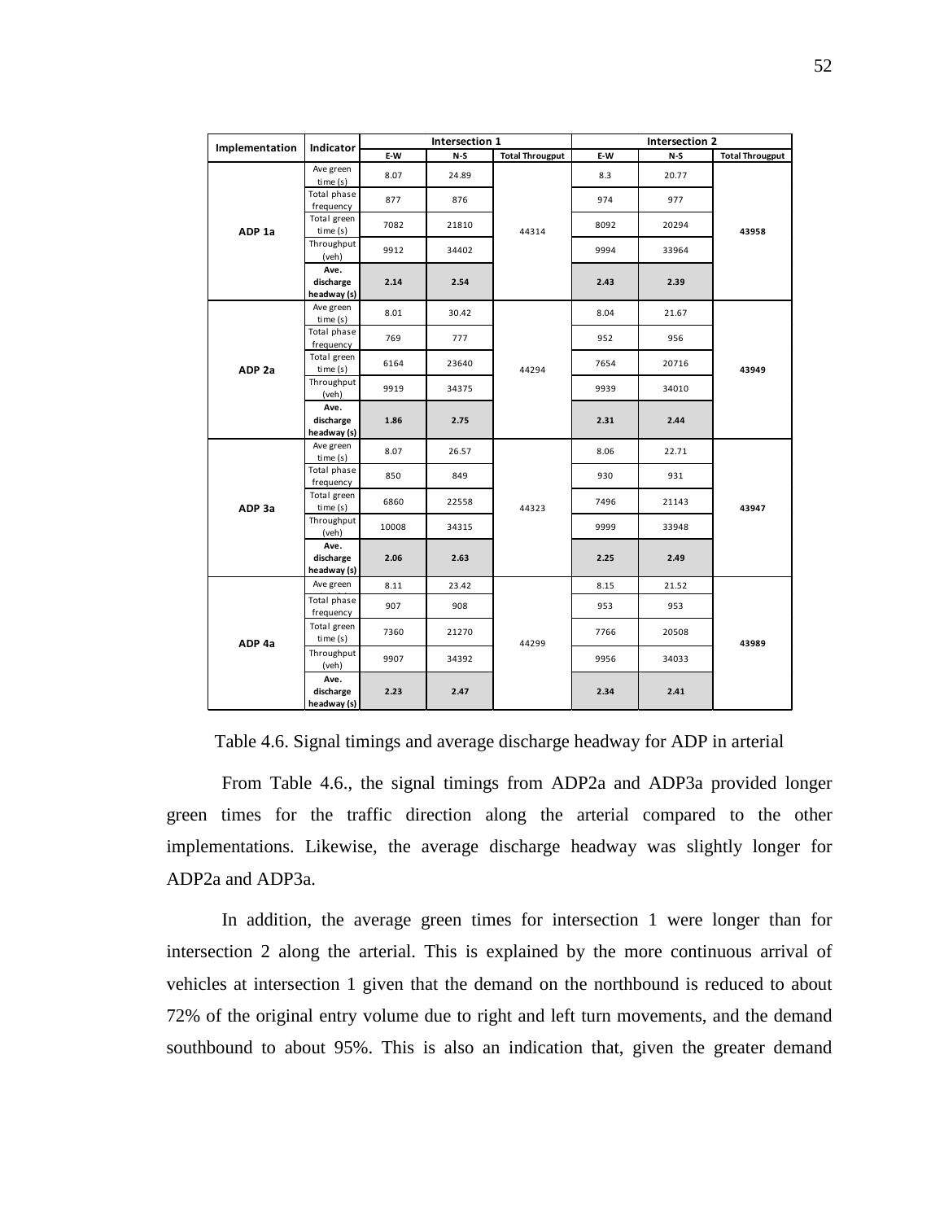| Implementation | Indicator | Intersection 1 | | | Intersection 2 | | |
|---|---|---|---|---|---|---|---|
| | | E-W | N-S | Total Througput | E-W | N-S | Total Througput |
| ADP 1a | Ave green time (s) | 8.07 | 24.89 | 44314 | 8.3 | 20.77 | 43958 |
| | Total phase frequency | 877 | 876 | | 974 | 977 | |
| | Total green time (s) | 7082 | 21810 | | 8092 | 20294 | |
| | Throughput (veh) | 9912 | 34402 | | 9994 | 33964 | |
| | **Ave. discharge headway (s)** | **2.14** | **2.54** | | **2.43** | **2.39** | |
| ADP 2a | Ave green time (s) | 8.01 | 30.42 | 44294 | 8.04 | 21.67 | 43949 |
| | Total phase frequency | 769 | 777 | | 952 | 956 | |
| | Total green time (s) | 6164 | 23640 | | 7654 | 20716 | |
| | Throughput (veh) | 9919 | 34375 | | 9939 | 34010 | |
| | **Ave. discharge headway (s)** | **1.86** | **2.75** | | **2.31** | **2.44** | |
| ADP 3a | Ave green time (s) | 8.07 | 26.57 | 44323 | 8.06 | 22.71 | 43947 |
| | Total phase frequency | 850 | 849 | | 930 | 931 | |
| | Total green time (s) | 6860 | 22558 | | 7496 | 21143 | |
| | Throughput (veh) | 10008 | 34315 | | 9999 | 33948 | |
| | **Ave. discharge headway (s)** | **2.06** | **2.63** | | **2.25** | **2.49** | |
| ADP 4a | Ave green | 8.11 | 23.42 | 44299 | 8.15 | 21.52 | 43989 |
| | Total phase frequency | 907 | 908 | | 953 | 953 | |
| | Total green time (s) | 7360 | 21270 | | 7766 | 20508 | |
| | Throughput (veh) | 9907 | 34392 | | 9956 | 34033 | |
| | **Ave. discharge headway (s)** | **2.23** | **2.47** | | **2.34** | **2.41** | |

Table 4.6. Signal timings and average discharge headway for ADP in arterial

From Table 4.6., the signal timings from ADP2a and ADP3a provided longer green times for the traffic direction along the arterial compared to the other implementations. Likewise, the average discharge headway was slightly longer for ADP2a and ADP3a.

In addition, the average green times for intersection 1 were longer than for intersection 2 along the arterial. This is explained by the more continuous arrival of vehicles at intersection 1 given that the demand on the northbound is reduced to about 72% of the original entry volume due to right and left turn movements, and the demand southbound to about 95%. This is also an indication that, given the greater demand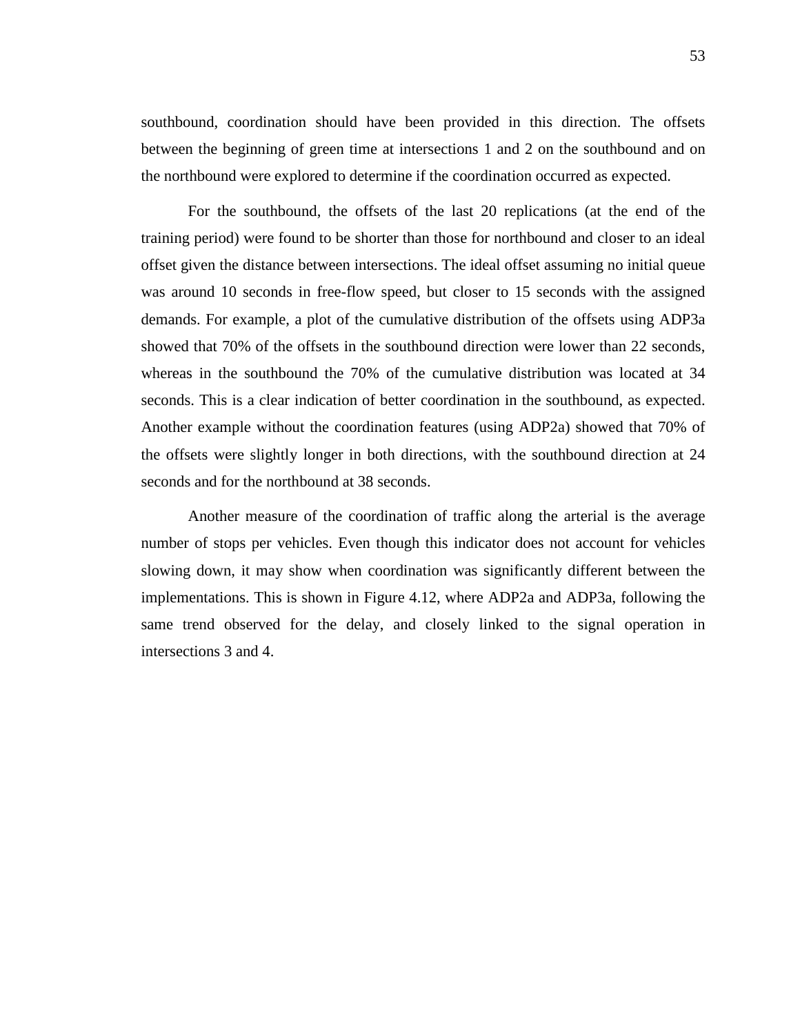southbound, coordination should have been provided in this direction. The offsets between the beginning of green time at intersections 1 and 2 on the southbound and on the northbound were explored to determine if the coordination occurred as expected.

For the southbound, the offsets of the last 20 replications (at the end of the training period) were found to be shorter than those for northbound and closer to an ideal offset given the distance between intersections. The ideal offset assuming no initial queue was around 10 seconds in free-flow speed, but closer to 15 seconds with the assigned demands. For example, a plot of the cumulative distribution of the offsets using ADP3a showed that 70% of the offsets in the southbound direction were lower than 22 seconds, whereas in the southbound the 70% of the cumulative distribution was located at 34 seconds. This is a clear indication of better coordination in the southbound, as expected. Another example without the coordination features (using ADP2a) showed that 70% of the offsets were slightly longer in both directions, with the southbound direction at 24 seconds and for the northbound at 38 seconds.

Another measure of the coordination of traffic along the arterial is the average number of stops per vehicles. Even though this indicator does not account for vehicles slowing down, it may show when coordination was significantly different between the implementations. This is shown in Figure 4.12, where ADP2a and ADP3a, following the same trend observed for the delay, and closely linked to the signal operation in intersections 3 and 4.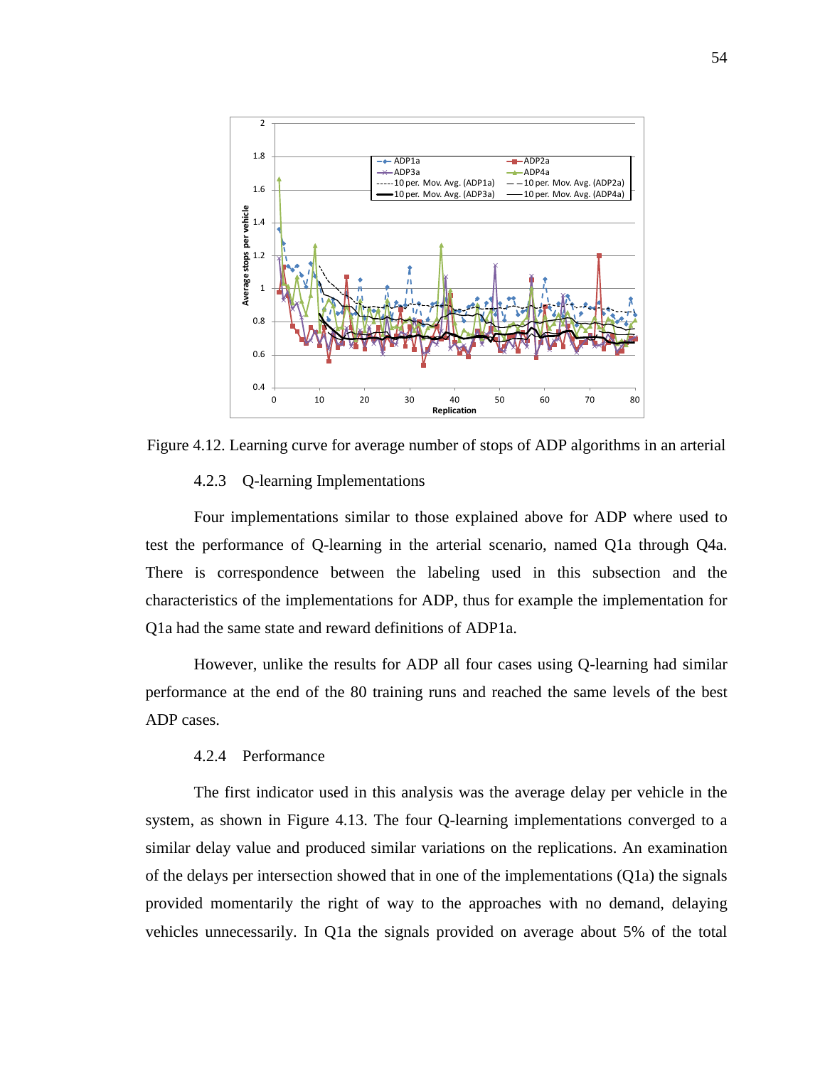Figure 4.12. Learning curve for average number of stops of ADP algorithms in an arterial

### 4.2.3 Q-learning Implementations

Four implementations similar to those explained above for ADP where used to test the performance of Q-learning in the arterial scenario, named Q1a through Q4a. There is correspondence between the labeling used in this subsection and the characteristics of the implementations for ADP, thus for example the implementation for Q1a had the same state and reward definitions of ADP1a.

However, unlike the results for ADP all four cases using Q-learning had similar performance at the end of the 80 training runs and reached the same levels of the best ADP cases.

### 4.2.4 Performance

The first indicator used in this analysis was the average delay per vehicle in the system, as shown in Figure 4.13. The four Q-learning implementations converged to a similar delay value and produced similar variations on the replications. An examination of the delays per intersection showed that in one of the implementations (Q1a) the signals provided momentarily the right of way to the approaches with no demand, delaying vehicles unnecessarily. In Q1a the signals provided on average about 5% of the total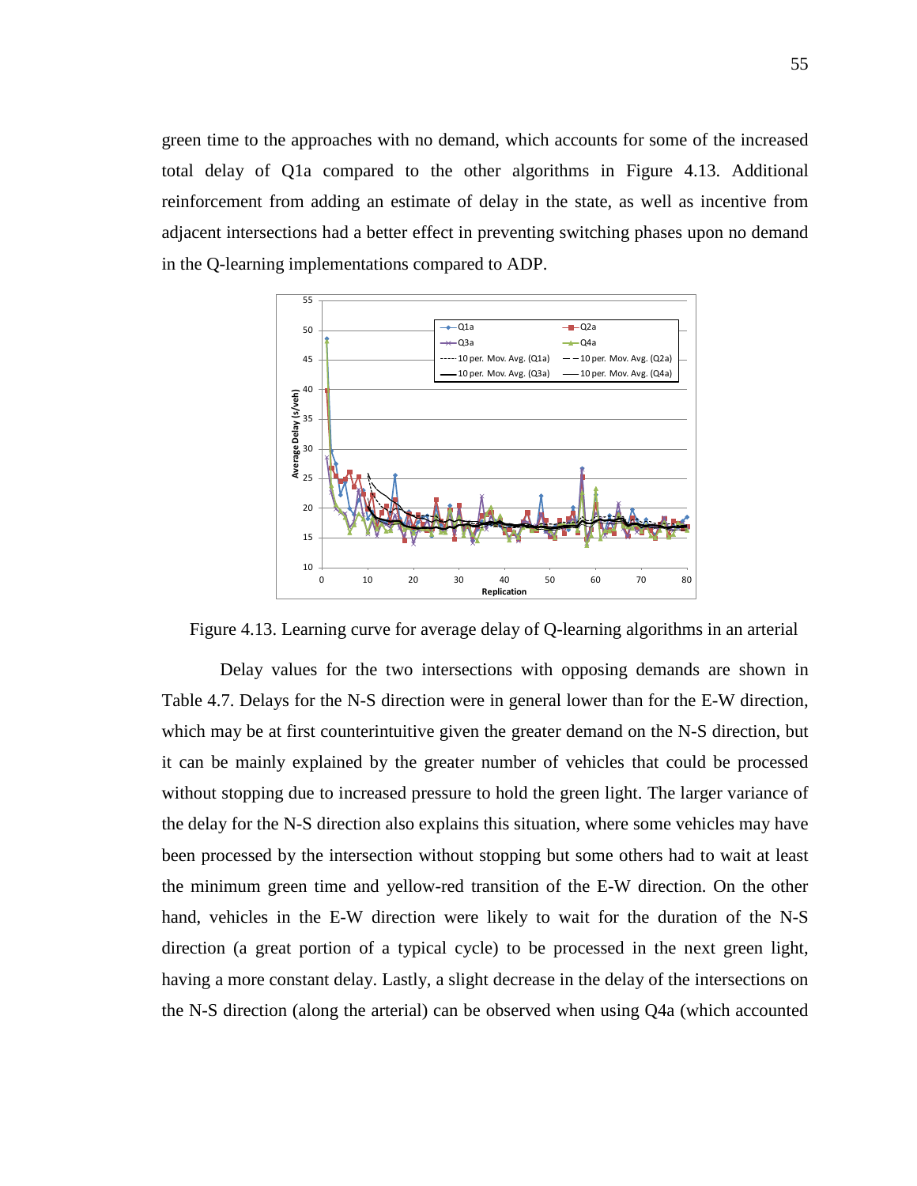green time to the approaches with no demand, which accounts for some of the increased total delay of Q1a compared to the other algorithms in Figure 4.13. Additional reinforcement from adding an estimate of delay in the state, as well as incentive from adjacent intersections had a better effect in preventing switching phases upon no demand in the Q-learning implementations compared to ADP.

Figure 4.13. Learning curve for average delay of Q-learning algorithms in an arterial

Delay values for the two intersections with opposing demands are shown in Table 4.7. Delays for the N-S direction were in general lower than for the E-W direction, which may be at first counterintuitive given the greater demand on the N-S direction, but it can be mainly explained by the greater number of vehicles that could be processed without stopping due to increased pressure to hold the green light. The larger variance of the delay for the N-S direction also explains this situation, where some vehicles may have been processed by the intersection without stopping but some others had to wait at least the minimum green time and yellow-red transition of the E-W direction. On the other hand, vehicles in the E-W direction were likely to wait for the duration of the N-S direction (a great portion of a typical cycle) to be processed in the next green light, having a more constant delay. Lastly, a slight decrease in the delay of the intersections on the N-S direction (along the arterial) can be observed when using Q4a (which accounted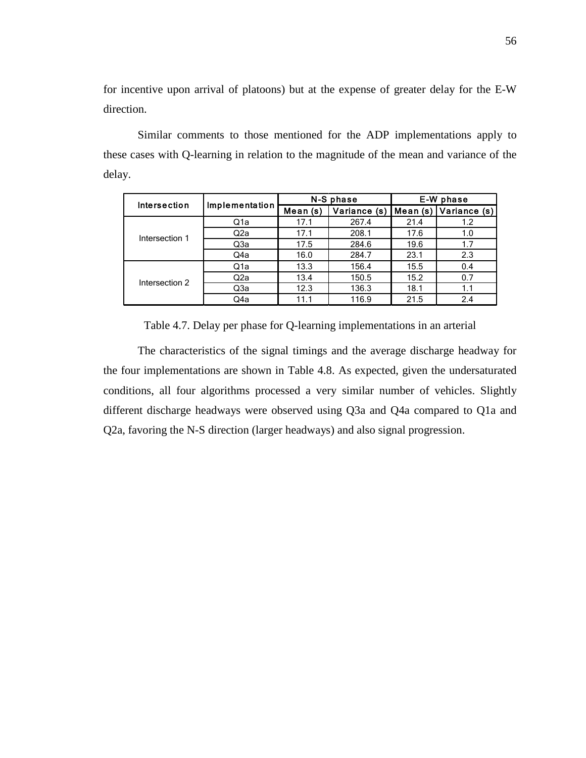for incentive upon arrival of platoons) but at the expense of greater delay for the E-W direction.

Similar comments to those mentioned for the ADP implementations apply to these cases with Q-learning in relation to the magnitude of the mean and variance of the delay.

| Intersection | Implementation | N-S phase | | E-W phase | |
|---|---|---|---|---|---|
| | | Mean (s) | Variance (s) | Mean (s) | Variance (s) |
| Intersection 1 | Q1a | 17.1 | 267.4 | 21.4 | 1.2 |
| | Q2a | 17.1 | 208.1 | 17.6 | 1.0 |
| | Q3a | 17.5 | 284.6 | 19.6 | 1.7 |
| | Q4a | 16.0 | 284.7 | 23.1 | 2.3 |
| Intersection 2 | Q1a | 13.3 | 156.4 | 15.5 | 0.4 |
| | Q2a | 13.4 | 150.5 | 15.2 | 0.7 |
| | Q3a | 12.3 | 136.3 | 18.1 | 1.1 |
| | Q4a | 11.1 | 116.9 | 21.5 | 2.4 |

Table 4.7. Delay per phase for Q-learning implementations in an arterial

The characteristics of the signal timings and the average discharge headway for the four implementations are shown in Table 4.8. As expected, given the undersaturated conditions, all four algorithms processed a very similar number of vehicles. Slightly different discharge headways were observed using Q3a and Q4a compared to Q1a and Q2a, favoring the N-S direction (larger headways) and also signal progression.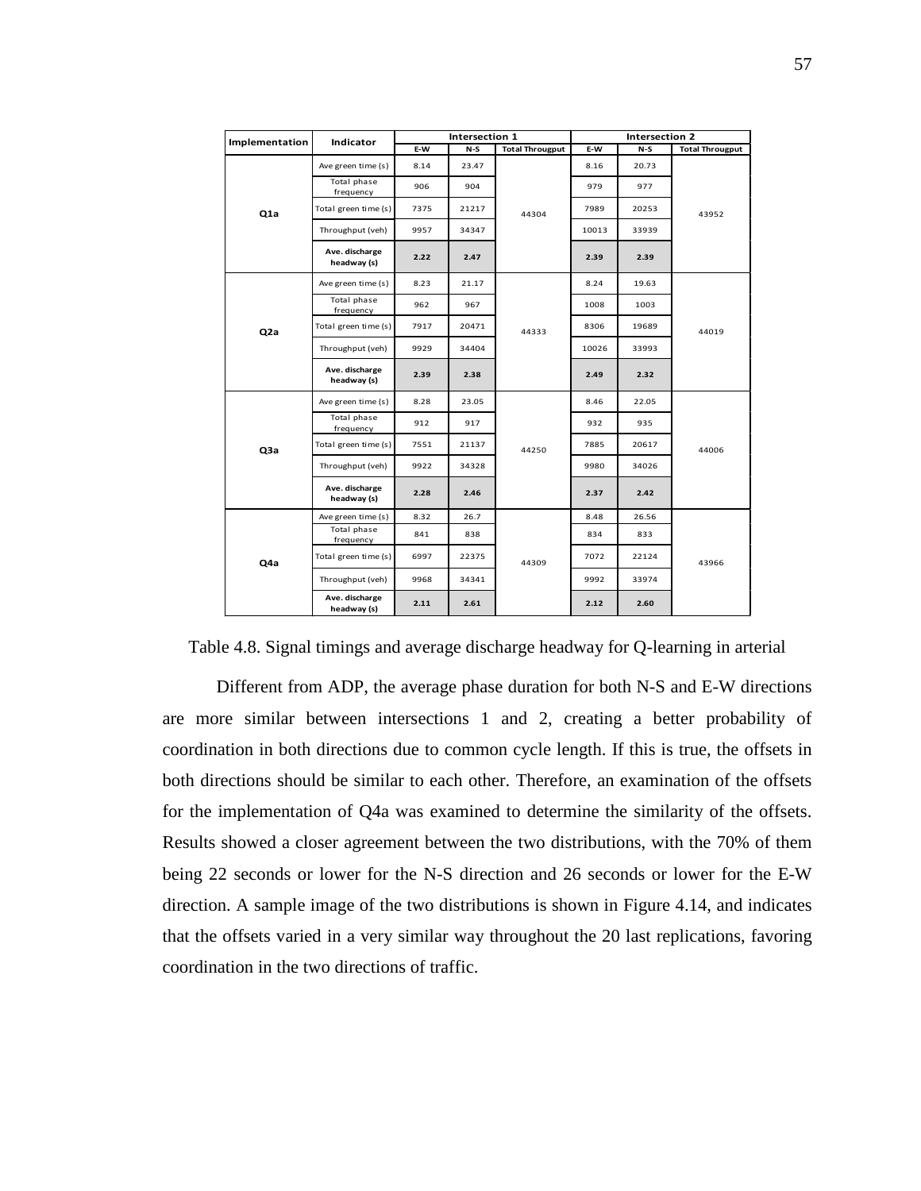| Implementation | Indicator | Intersection 1 | | | Intersection 2 | | |
|---|---|---|---|---|---|---|---|
| | | E-W | N-S | Total Througput | E-W | N-S | Total Througput |
| Q1a | Ave green time (s) | 8.14 | 23.47 | 44304 | 8.16 | 20.73 | 43952 |
| | Total phase frequency | 906 | 904 | | 979 | 977 | |
| | Total green time (s) | 7375 | 21217 | | 7989 | 20253 | |
| | Throughput (veh) | 9957 | 34347 | | 10013 | 33939 | |
| | **Ave. discharge headway (s)** | **2.22** | **2.47** | | **2.39** | **2.39** | |
| Q2a | Ave green time (s) | 8.23 | 21.17 | 44333 | 8.24 | 19.63 | 44019 |
| | Total phase frequency | 962 | 967 | | 1008 | 1003 | |
| | Total green time (s) | 7917 | 20471 | | 8306 | 19689 | |
| | Throughput (veh) | 9929 | 34404 | | 10026 | 33993 | |
| | **Ave. discharge headway (s)** | **2.39** | **2.38** | | **2.49** | **2.32** | |
| Q3a | Ave green time (s) | 8.28 | 23.05 | 44250 | 8.46 | 22.05 | 44006 |
| | Total phase frequency | 912 | 917 | | 932 | 935 | |
| | Total green time (s) | 7551 | 21137 | | 7885 | 20617 | |
| | Throughput (veh) | 9922 | 34328 | | 9980 | 34026 | |
| | **Ave. discharge headway (s)** | **2.28** | **2.46** | | **2.37** | **2.42** | |
| Q4a | Ave green time (s) | 8.32 | 26.7 | 44309 | 8.48 | 26.56 | 43966 |
| | Total phase frequency | 841 | 838 | | 834 | 833 | |
| | Total green time (s) | 6997 | 22375 | | 7072 | 22124 | |
| | Throughput (veh) | 9968 | 34341 | | 9992 | 33974 | |
| | **Ave. discharge headway (s)** | **2.11** | **2.61** | | **2.12** | **2.60** | |

Table 4.8. Signal timings and average discharge headway for Q-learning in arterial

Different from ADP, the average phase duration for both N-S and E-W directions are more similar between intersections 1 and 2, creating a better probability of coordination in both directions due to common cycle length. If this is true, the offsets in both directions should be similar to each other. Therefore, an examination of the offsets for the implementation of Q4a was examined to determine the similarity of the offsets. Results showed a closer agreement between the two distributions, with the 70% of them being 22 seconds or lower for the N-S direction and 26 seconds or lower for the E-W direction. A sample image of the two distributions is shown in Figure 4.14, and indicates that the offsets varied in a very similar way throughout the 20 last replications, favoring coordination in the two directions of traffic.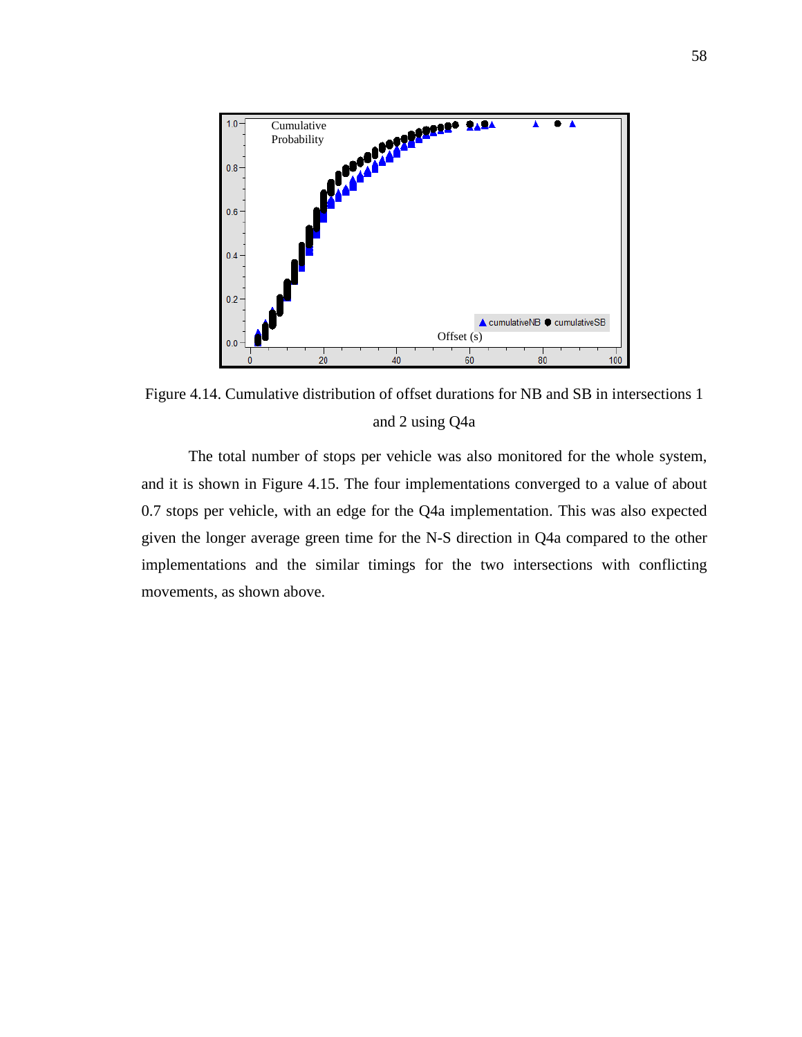Figure 4.14. Cumulative distribution of offset durations for NB and SB in intersections 1 and 2 using Q4a

The total number of stops per vehicle was also monitored for the whole system, and it is shown in Figure 4.15. The four implementations converged to a value of about 0.7 stops per vehicle, with an edge for the Q4a implementation. This was also expected given the longer average green time for the N-S direction in Q4a compared to the other implementations and the similar timings for the two intersections with conflicting movements, as shown above.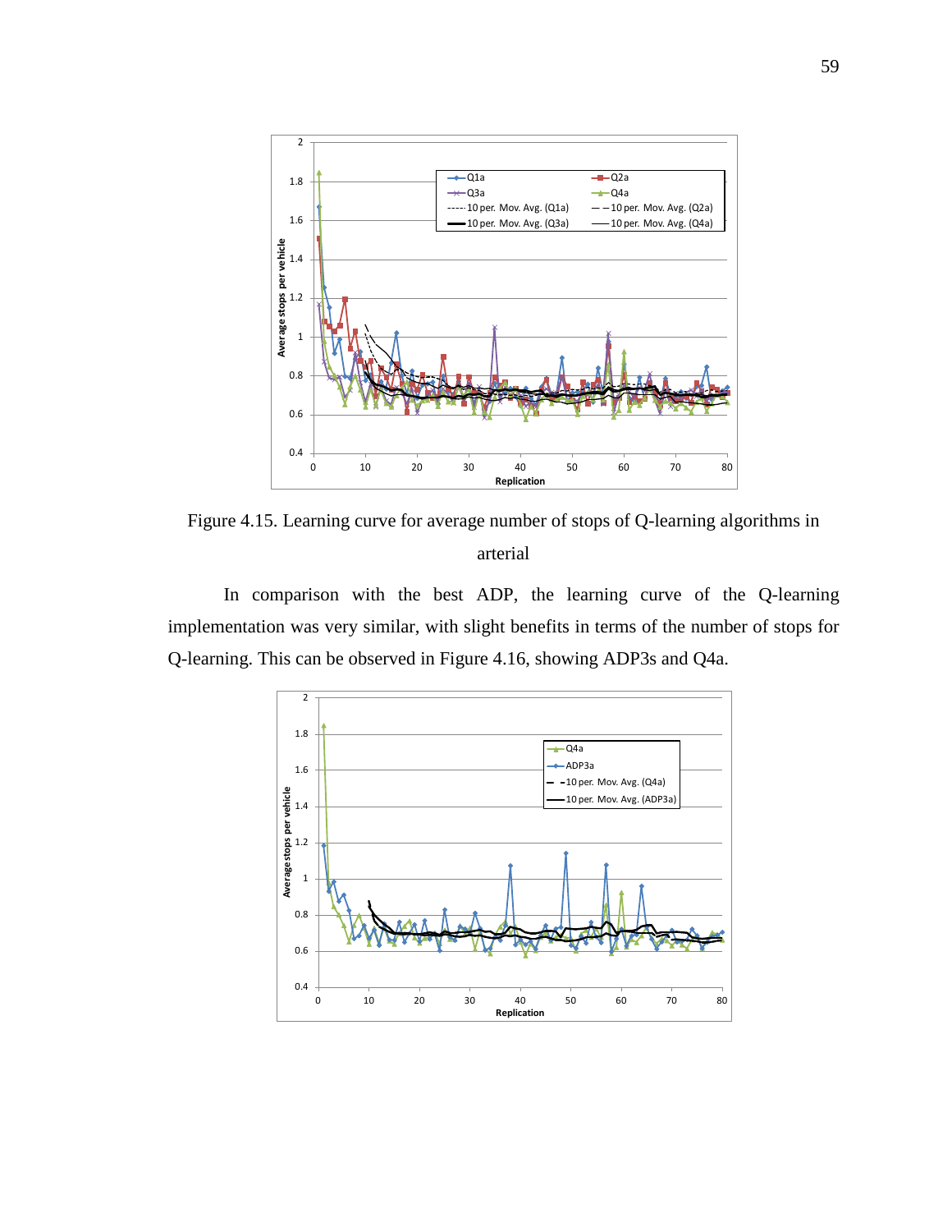Figure 4.15. Learning curve for average number of stops of Q-learning algorithms in arterial

In comparison with the best ADP, the learning curve of the Q-learning implementation was very similar, with slight benefits in terms of the number of stops for Q-learning. This can be observed in Figure 4.16, showing ADP3s and Q4a.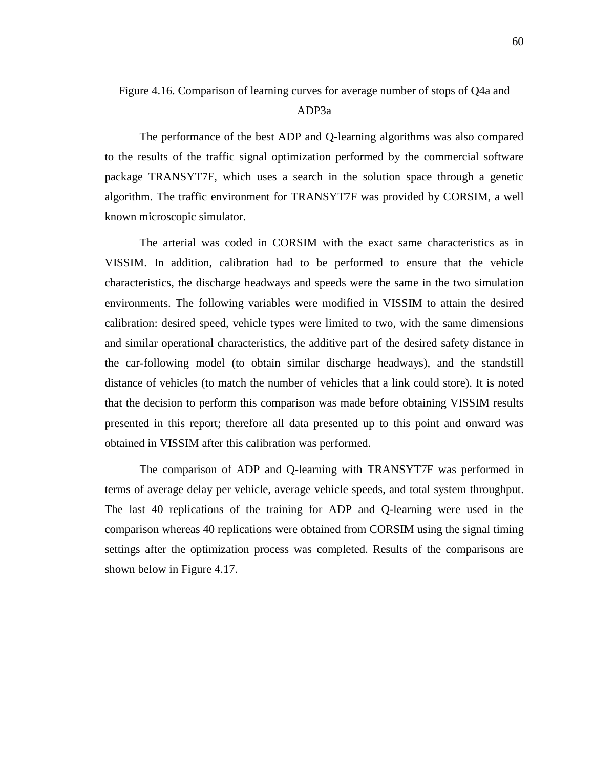Figure 4.16. Comparison of learning curves for average number of stops of Q4a and ADP3a

The performance of the best ADP and Q-learning algorithms was also compared to the results of the traffic signal optimization performed by the commercial software package TRANSYT7F, which uses a search in the solution space through a genetic algorithm. The traffic environment for TRANSYT7F was provided by CORSIM, a well known microscopic simulator.

The arterial was coded in CORSIM with the exact same characteristics as in VISSIM. In addition, calibration had to be performed to ensure that the vehicle characteristics, the discharge headways and speeds were the same in the two simulation environments. The following variables were modified in VISSIM to attain the desired calibration: desired speed, vehicle types were limited to two, with the same dimensions and similar operational characteristics, the additive part of the desired safety distance in the car-following model (to obtain similar discharge headways), and the standstill distance of vehicles (to match the number of vehicles that a link could store). It is noted that the decision to perform this comparison was made before obtaining VISSIM results presented in this report; therefore all data presented up to this point and onward was obtained in VISSIM after this calibration was performed.

The comparison of ADP and Q-learning with TRANSYT7F was performed in terms of average delay per vehicle, average vehicle speeds, and total system throughput. The last 40 replications of the training for ADP and Q-learning were used in the comparison whereas 40 replications were obtained from CORSIM using the signal timing settings after the optimization process was completed. Results of the comparisons are shown below in Figure 4.17.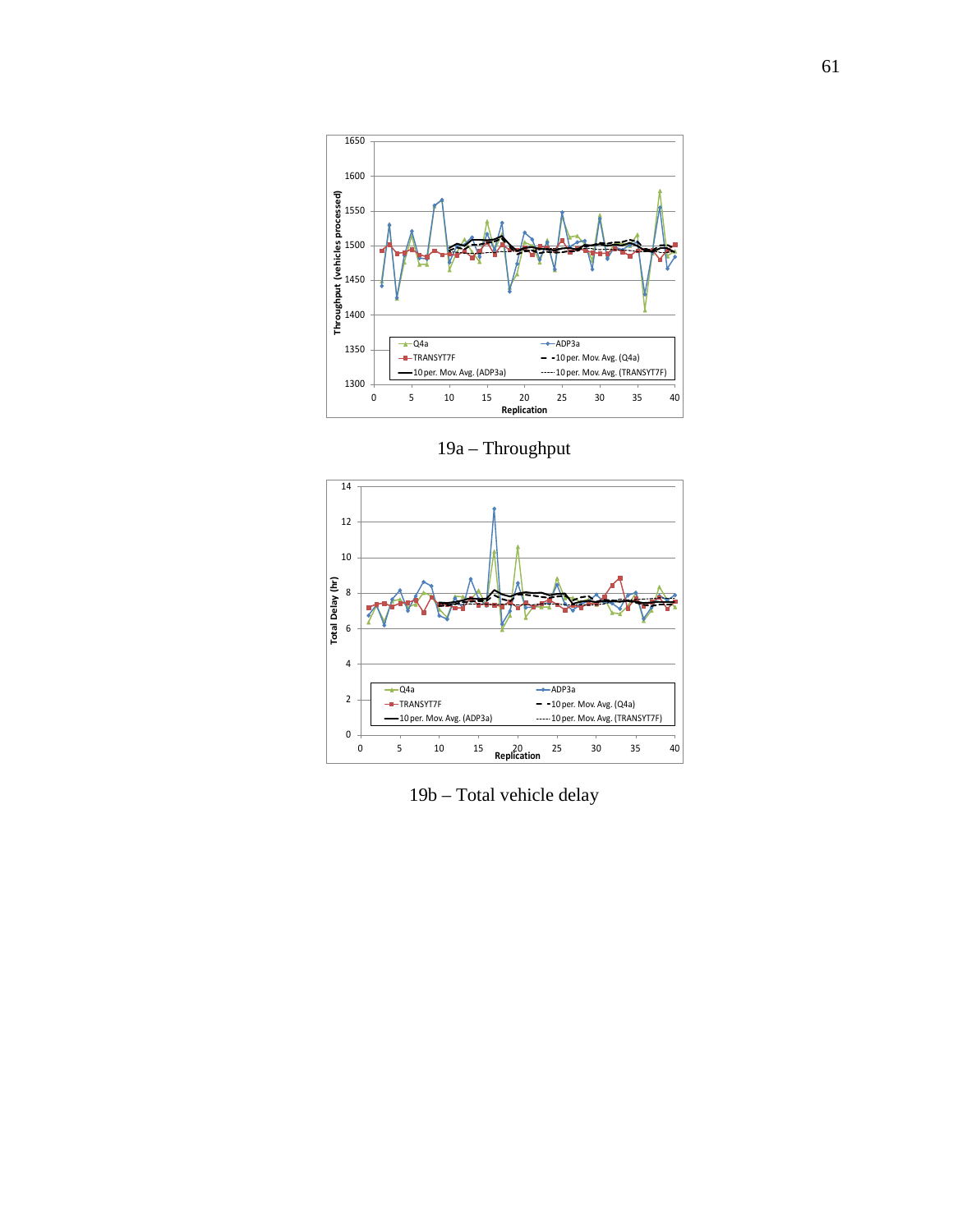19a – Throughput

19b – Total vehicle delay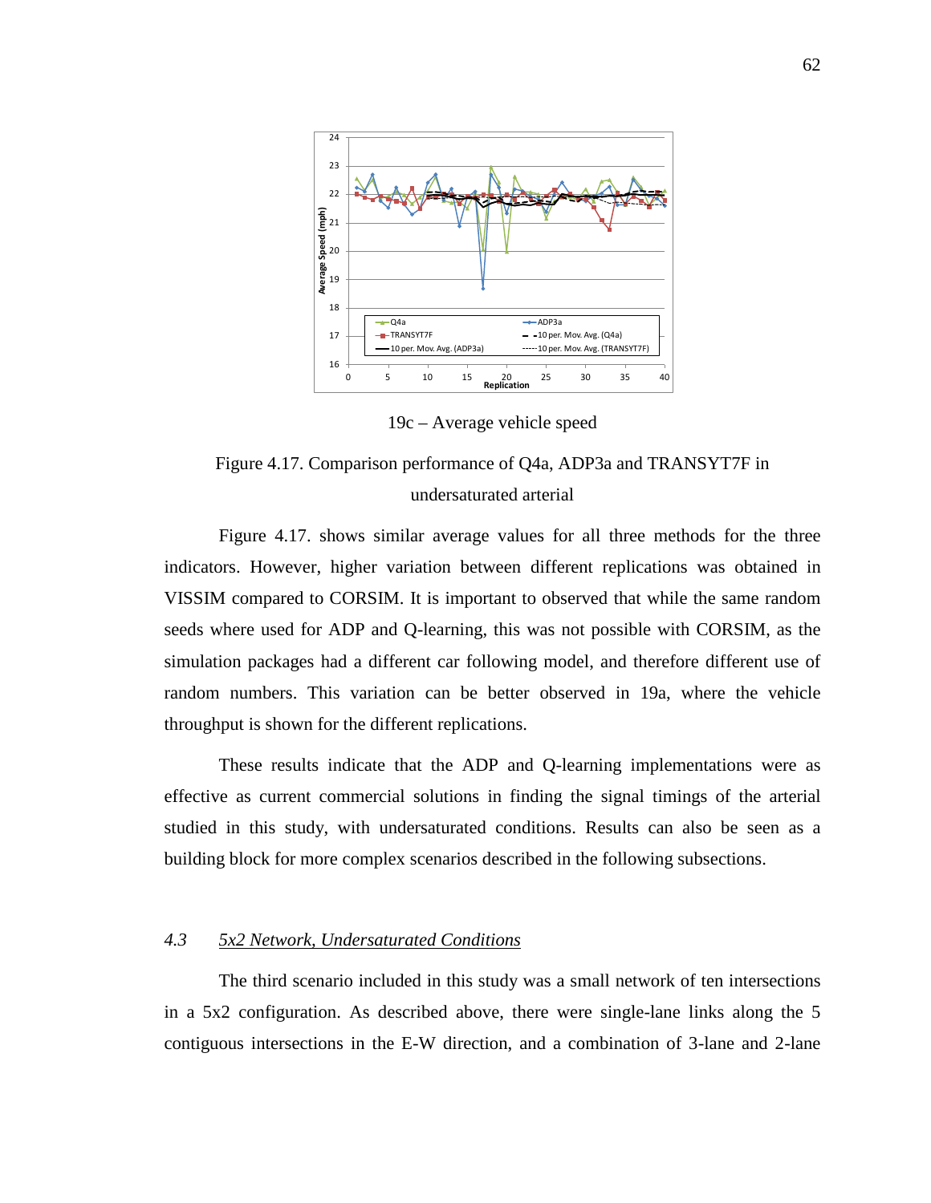19c – Average vehicle speed

Figure 4.17. Comparison performance of Q4a, ADP3a and TRANSYT7F in undersaturated arterial

Figure 4.17. shows similar average values for all three methods for the three indicators. However, higher variation between different replications was obtained in VISSIM compared to CORSIM. It is important to observed that while the same random seeds where used for ADP and Q-learning, this was not possible with CORSIM, as the simulation packages had a different car following model, and therefore different use of random numbers. This variation can be better observed in 19a, where the vehicle throughput is shown for the different replications.

These results indicate that the ADP and Q-learning implementations were as effective as current commercial solutions in finding the signal timings of the arterial studied in this study, with undersaturated conditions. Results can also be seen as a building block for more complex scenarios described in the following subsections.

### *4.3 5x2 Network, Undersaturated Conditions*

The third scenario included in this study was a small network of ten intersections in a 5x2 configuration. As described above, there were single-lane links along the 5 contiguous intersections in the E-W direction, and a combination of 3-lane and 2-lane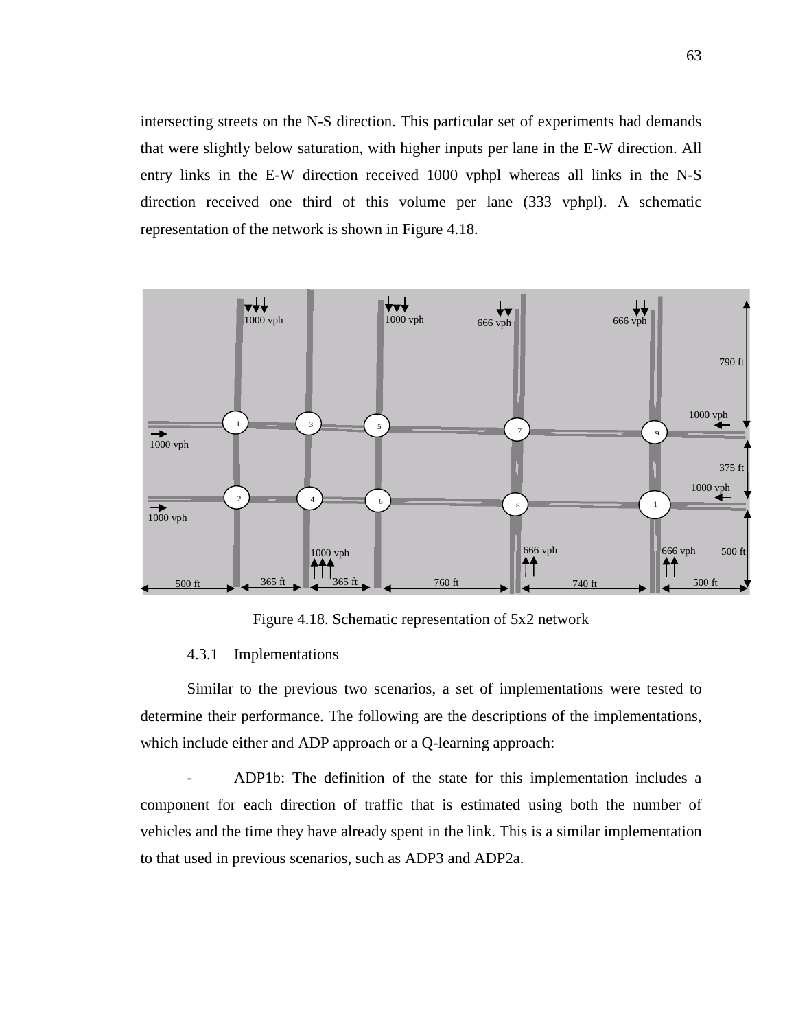intersecting streets on the N-S direction. This particular set of experiments had demands that were slightly below saturation, with higher inputs per lane in the E-W direction. All entry links in the E-W direction received 1000 vphpl whereas all links in the N-S direction received one third of this volume per lane (333 vphpl). A schematic representation of the network is shown in Figure 4.18.

Figure 4.18. Schematic representation of 5x2 network

### 4.3.1 Implementations

Similar to the previous two scenarios, a set of implementations were tested to determine their performance. The following are the descriptions of the implementations, which include either and ADP approach or a Q-learning approach:

- ADP1b: The definition of the state for this implementation includes a component for each direction of traffic that is estimated using both the number of vehicles and the time they have already spent in the link. This is a similar implementation to that used in previous scenarios, such as ADP3 and ADP2a.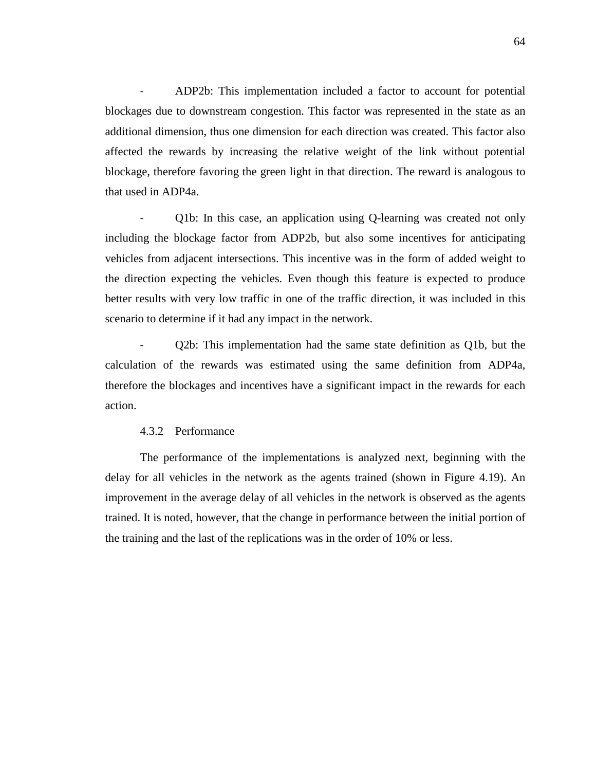- ADP2b: This implementation included a factor to account for potential blockages due to downstream congestion. This factor was represented in the state as an additional dimension, thus one dimension for each direction was created. This factor also affected the rewards by increasing the relative weight of the link without potential blockage, therefore favoring the green light in that direction. The reward is analogous to that used in ADP4a.

- Q1b: In this case, an application using Q-learning was created not only including the blockage factor from ADP2b, but also some incentives for anticipating vehicles from adjacent intersections. This incentive was in the form of added weight to the direction expecting the vehicles. Even though this feature is expected to produce better results with very low traffic in one of the traffic direction, it was included in this scenario to determine if it had any impact in the network.

- Q2b: This implementation had the same state definition as Q1b, but the calculation of the rewards was estimated using the same definition from ADP4a, therefore the blockages and incentives have a significant impact in the rewards for each action.

### 4.3.2 Performance

The performance of the implementations is analyzed next, beginning with the delay for all vehicles in the network as the agents trained (shown in Figure 4.19). An improvement in the average delay of all vehicles in the network is observed as the agents trained. It is noted, however, that the change in performance between the initial portion of the training and the last of the replications was in the order of 10% or less.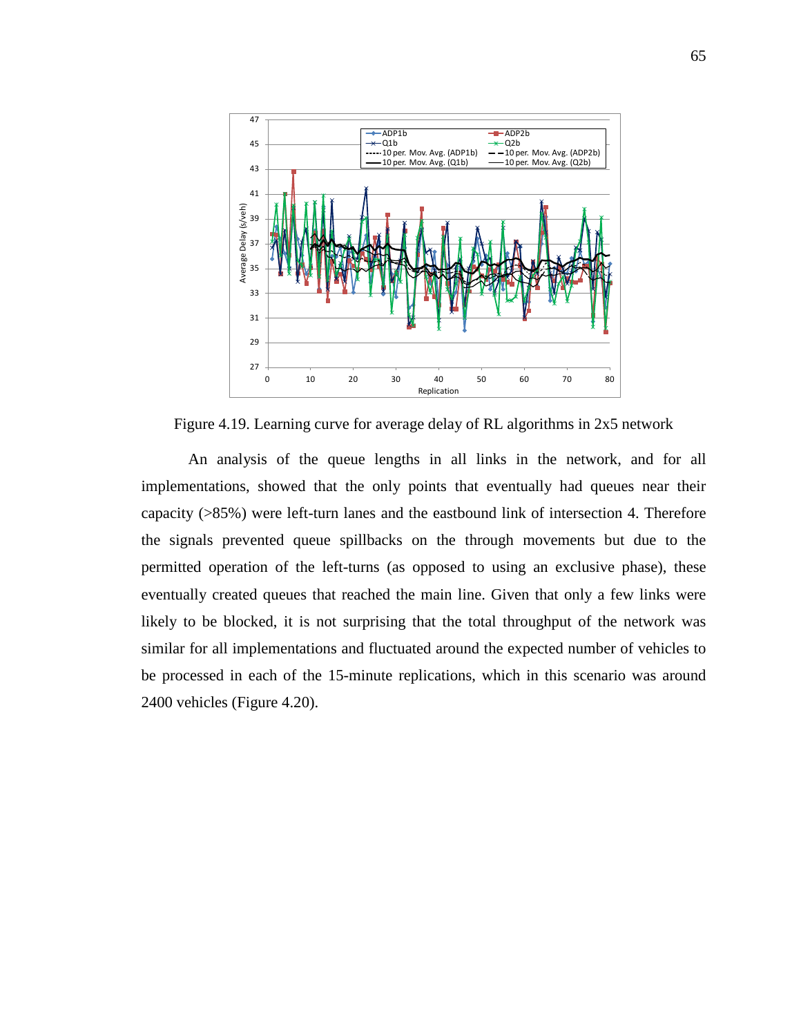Figure 4.19. Learning curve for average delay of RL algorithms in 2x5 network

An analysis of the queue lengths in all links in the network, and for all implementations, showed that the only points that eventually had queues near their capacity (>85%) were left-turn lanes and the eastbound link of intersection 4. Therefore the signals prevented queue spillbacks on the through movements but due to the permitted operation of the left-turns (as opposed to using an exclusive phase), these eventually created queues that reached the main line. Given that only a few links were likely to be blocked, it is not surprising that the total throughput of the network was similar for all implementations and fluctuated around the expected number of vehicles to be processed in each of the 15-minute replications, which in this scenario was around 2400 vehicles (Figure 4.20).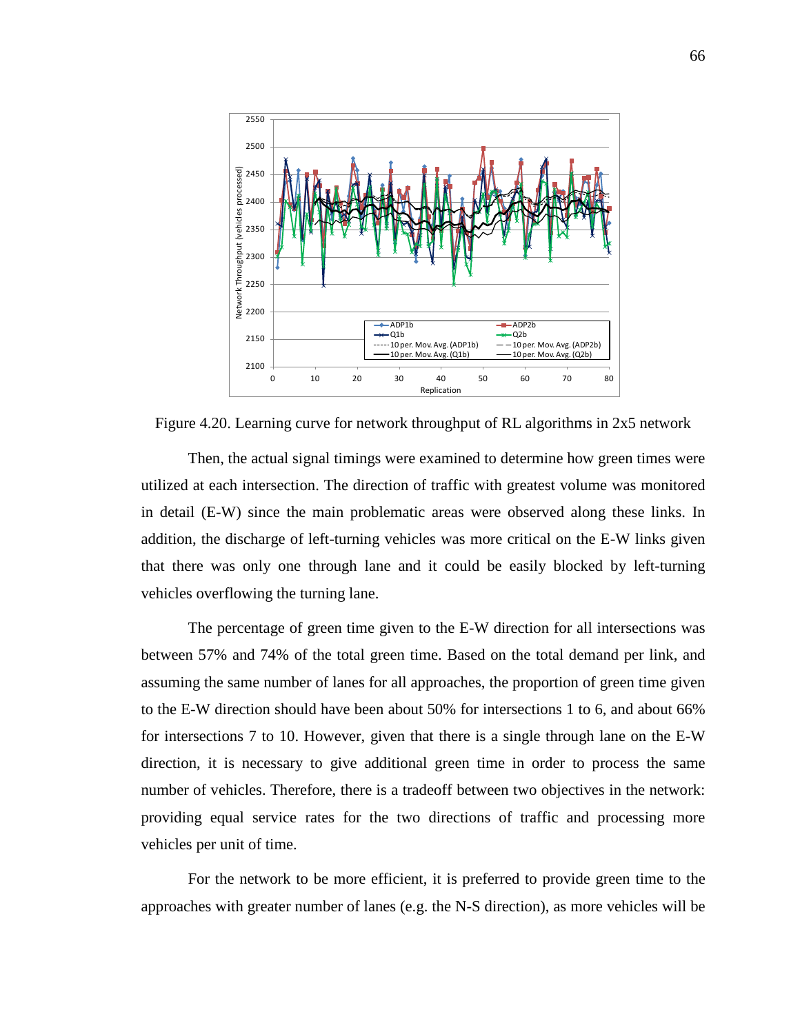Figure 4.20. Learning curve for network throughput of RL algorithms in 2x5 network

Then, the actual signal timings were examined to determine how green times were utilized at each intersection. The direction of traffic with greatest volume was monitored in detail (E-W) since the main problematic areas were observed along these links. In addition, the discharge of left-turning vehicles was more critical on the E-W links given that there was only one through lane and it could be easily blocked by left-turning vehicles overflowing the turning lane.

The percentage of green time given to the E-W direction for all intersections was between 57% and 74% of the total green time. Based on the total demand per link, and assuming the same number of lanes for all approaches, the proportion of green time given to the E-W direction should have been about 50% for intersections 1 to 6, and about 66% for intersections 7 to 10. However, given that there is a single through lane on the E-W direction, it is necessary to give additional green time in order to process the same number of vehicles. Therefore, there is a tradeoff between two objectives in the network: providing equal service rates for the two directions of traffic and processing more vehicles per unit of time.

For the network to be more efficient, it is preferred to provide green time to the approaches with greater number of lanes (e.g. the N-S direction), as more vehicles will be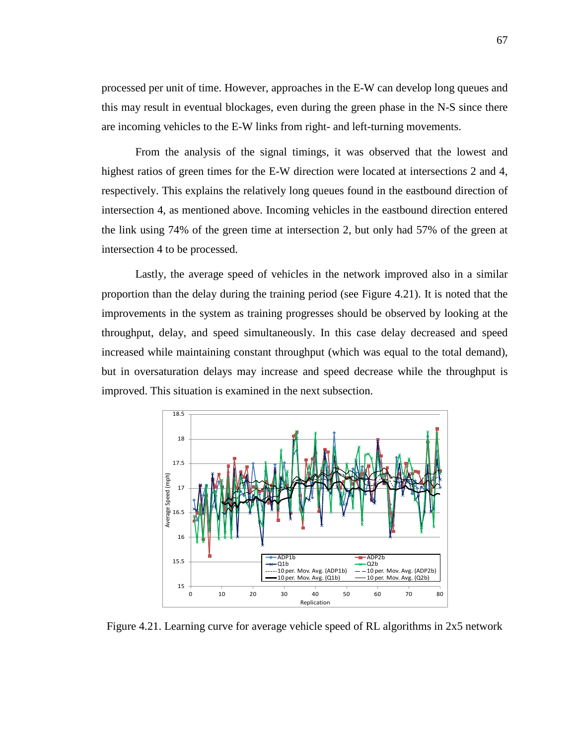processed per unit of time. However, approaches in the E-W can develop long queues and this may result in eventual blockages, even during the green phase in the N-S since there are incoming vehicles to the E-W links from right- and left-turning movements.

From the analysis of the signal timings, it was observed that the lowest and highest ratios of green times for the E-W direction were located at intersections 2 and 4, respectively. This explains the relatively long queues found in the eastbound direction of intersection 4, as mentioned above. Incoming vehicles in the eastbound direction entered the link using 74% of the green time at intersection 2, but only had 57% of the green at intersection 4 to be processed.

Lastly, the average speed of vehicles in the network improved also in a similar proportion than the delay during the training period (see Figure 4.21). It is noted that the improvements in the system as training progresses should be observed by looking at the throughput, delay, and speed simultaneously. In this case delay decreased and speed increased while maintaining constant throughput (which was equal to the total demand), but in oversaturation delays may increase and speed decrease while the throughput is improved. This situation is examined in the next subsection.

Figure 4.21. Learning curve for average vehicle speed of RL algorithms in 2x5 network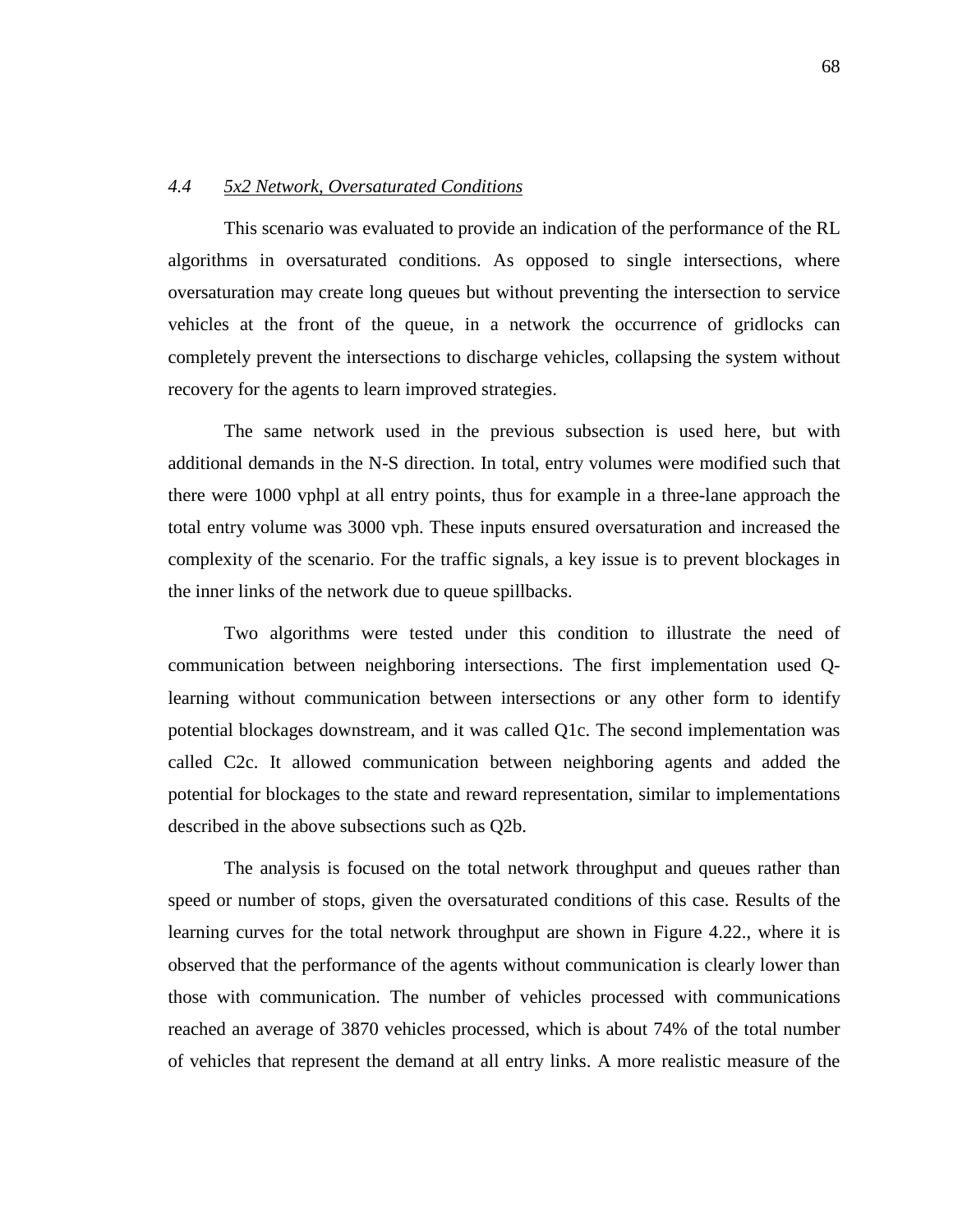### *4.4 5x2 Network, Oversaturated Conditions*

This scenario was evaluated to provide an indication of the performance of the RL algorithms in oversaturated conditions. As opposed to single intersections, where oversaturation may create long queues but without preventing the intersection to service vehicles at the front of the queue, in a network the occurrence of gridlocks can completely prevent the intersections to discharge vehicles, collapsing the system without recovery for the agents to learn improved strategies.

The same network used in the previous subsection is used here, but with additional demands in the N-S direction. In total, entry volumes were modified such that there were 1000 vphpl at all entry points, thus for example in a three-lane approach the total entry volume was 3000 vph. These inputs ensured oversaturation and increased the complexity of the scenario. For the traffic signals, a key issue is to prevent blockages in the inner links of the network due to queue spillbacks.

Two algorithms were tested under this condition to illustrate the need of communication between neighboring intersections. The first implementation used Q-learning without communication between intersections or any other form to identify potential blockages downstream, and it was called Q1c. The second implementation was called C2c. It allowed communication between neighboring agents and added the potential for blockages to the state and reward representation, similar to implementations described in the above subsections such as Q2b.

The analysis is focused on the total network throughput and queues rather than speed or number of stops, given the oversaturated conditions of this case. Results of the learning curves for the total network throughput are shown in Figure 4.22., where it is observed that the performance of the agents without communication is clearly lower than those with communication. The number of vehicles processed with communications reached an average of 3870 vehicles processed, which is about 74% of the total number of vehicles that represent the demand at all entry links. A more realistic measure of the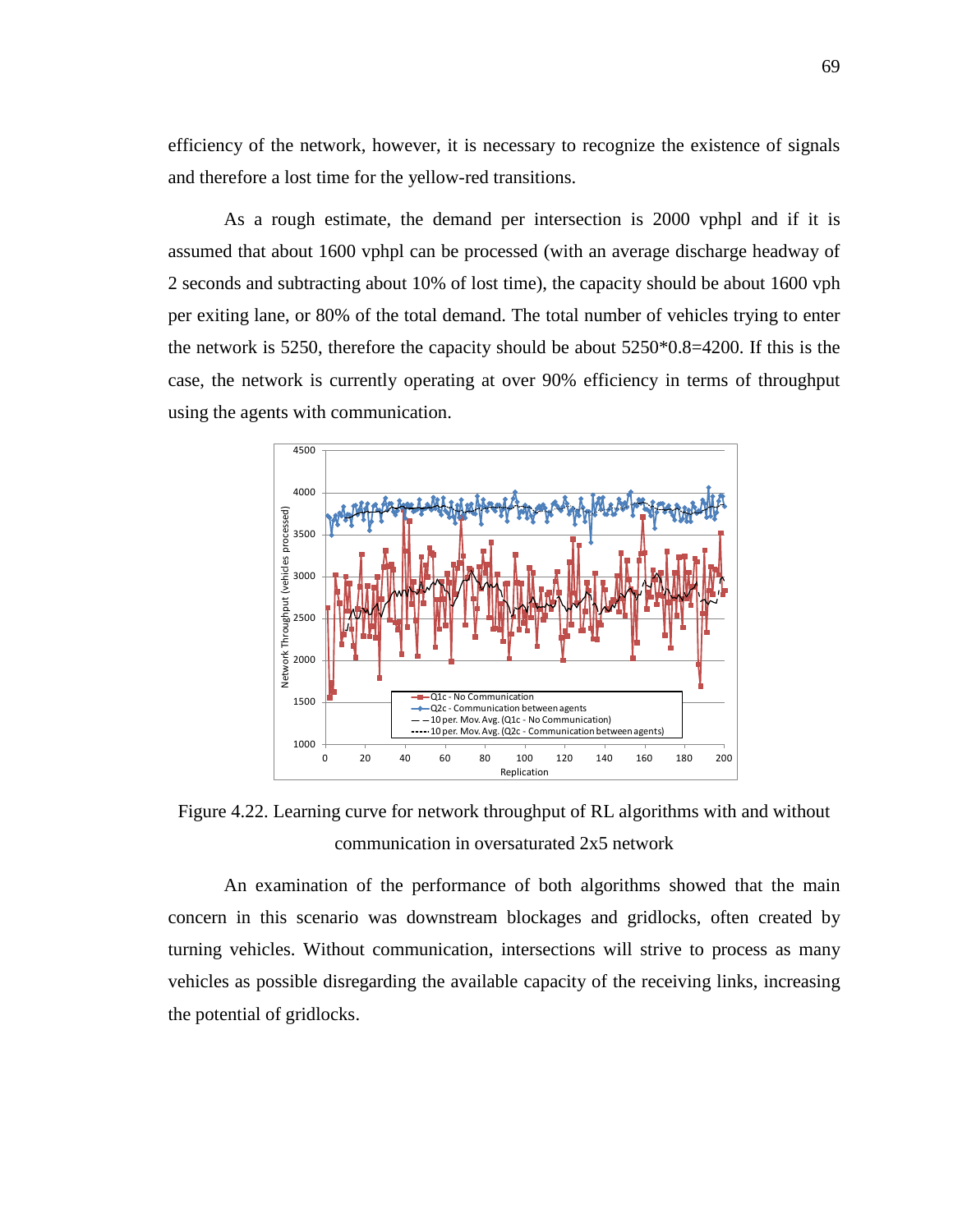efficiency of the network, however, it is necessary to recognize the existence of signals and therefore a lost time for the yellow-red transitions.

As a rough estimate, the demand per intersection is 2000 vphpl and if it is assumed that about 1600 vphpl can be processed (with an average discharge headway of 2 seconds and subtracting about 10% of lost time), the capacity should be about 1600 vph per exiting lane, or 80% of the total demand. The total number of vehicles trying to enter the network is 5250, therefore the capacity should be about 5250*0.8=4200. If this is the case, the network is currently operating at over 90% efficiency in terms of throughput using the agents with communication.

Figure 4.22. Learning curve for network throughput of RL algorithms with and without communication in oversaturated 2x5 network

An examination of the performance of both algorithms showed that the main concern in this scenario was downstream blockages and gridlocks, often created by turning vehicles. Without communication, intersections will strive to process as many vehicles as possible disregarding the available capacity of the receiving links, increasing the potential of gridlocks.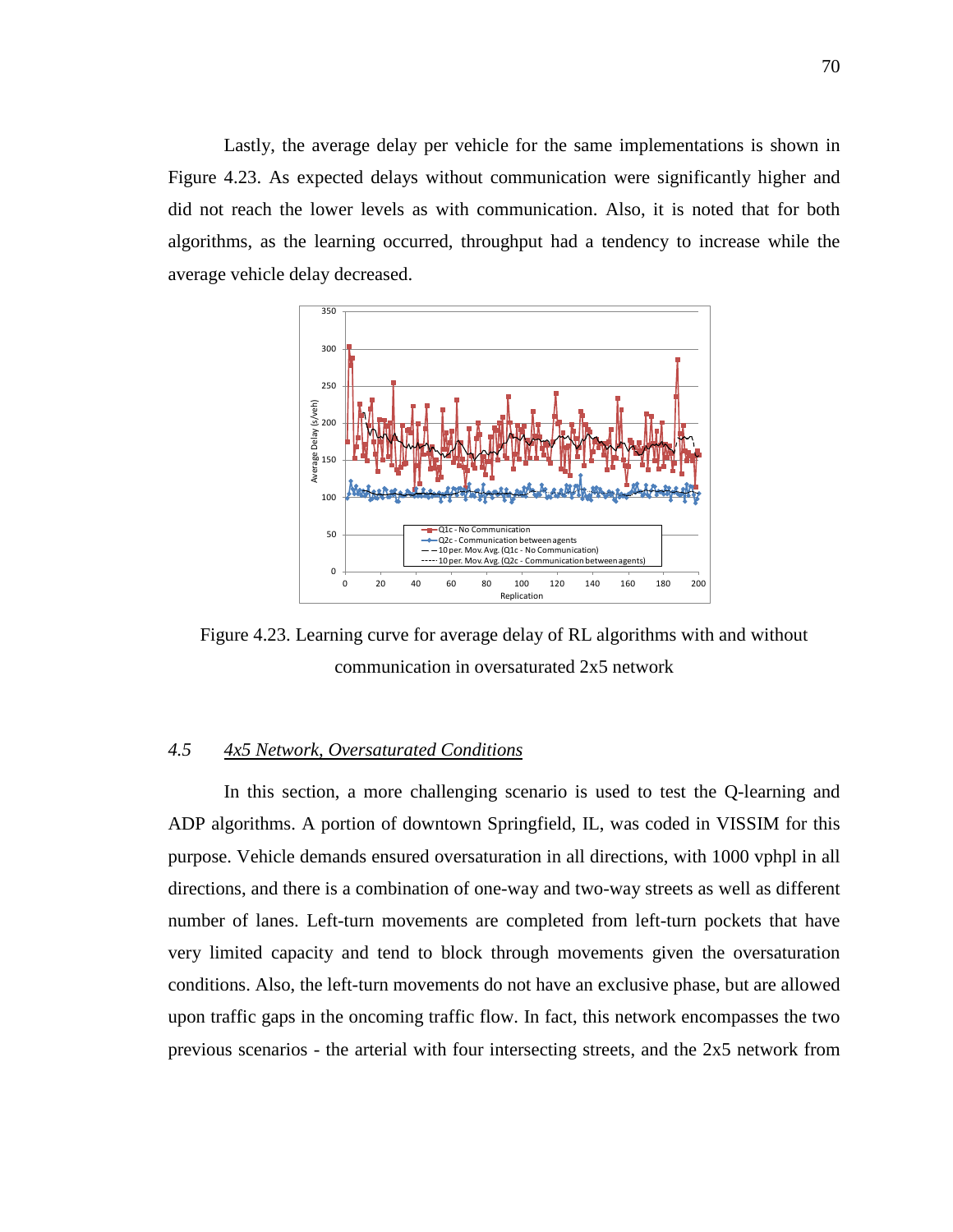Lastly, the average delay per vehicle for the same implementations is shown in Figure 4.23. As expected delays without communication were significantly higher and did not reach the lower levels as with communication. Also, it is noted that for both algorithms, as the learning occurred, throughput had a tendency to increase while the average vehicle delay decreased.

Figure 4.23. Learning curve for average delay of RL algorithms with and without communication in oversaturated 2x5 network

### 4.5 *4x5 Network, Oversaturated Conditions*

In this section, a more challenging scenario is used to test the Q-learning and ADP algorithms. A portion of downtown Springfield, IL, was coded in VISSIM for this purpose. Vehicle demands ensured oversaturation in all directions, with 1000 vphpl in all directions, and there is a combination of one-way and two-way streets as well as different number of lanes. Left-turn movements are completed from left-turn pockets that have very limited capacity and tend to block through movements given the oversaturation conditions. Also, the left-turn movements do not have an exclusive phase, but are allowed upon traffic gaps in the oncoming traffic flow. In fact, this network encompasses the two previous scenarios - the arterial with four intersecting streets, and the 2x5 network from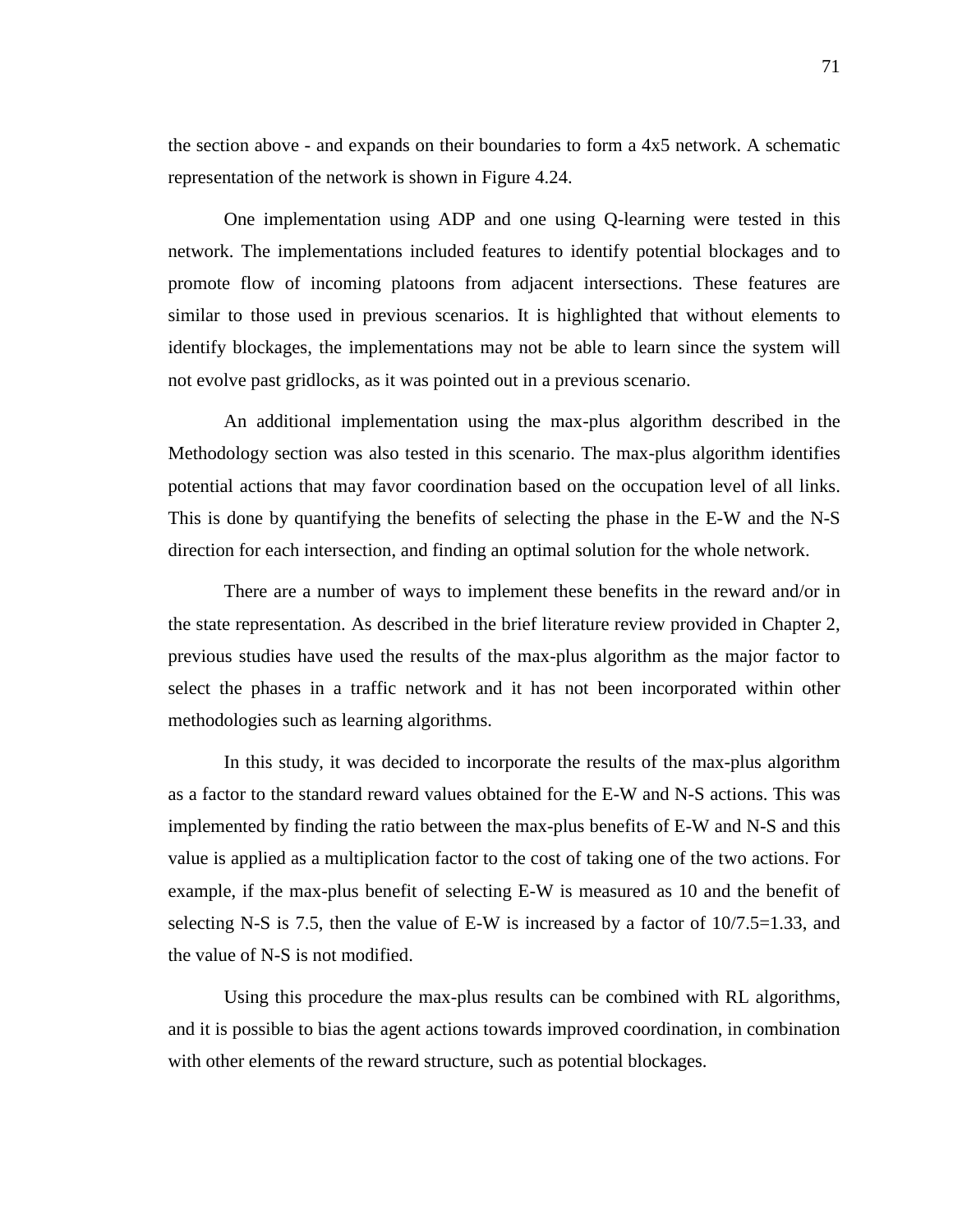the section above - and expands on their boundaries to form a 4x5 network. A schematic representation of the network is shown in Figure 4.24.

One implementation using ADP and one using Q-learning were tested in this network. The implementations included features to identify potential blockages and to promote flow of incoming platoons from adjacent intersections. These features are similar to those used in previous scenarios. It is highlighted that without elements to identify blockages, the implementations may not be able to learn since the system will not evolve past gridlocks, as it was pointed out in a previous scenario.

An additional implementation using the max-plus algorithm described in the Methodology section was also tested in this scenario. The max-plus algorithm identifies potential actions that may favor coordination based on the occupation level of all links. This is done by quantifying the benefits of selecting the phase in the E-W and the N-S direction for each intersection, and finding an optimal solution for the whole network.

There are a number of ways to implement these benefits in the reward and/or in the state representation. As described in the brief literature review provided in Chapter 2, previous studies have used the results of the max-plus algorithm as the major factor to select the phases in a traffic network and it has not been incorporated within other methodologies such as learning algorithms.

In this study, it was decided to incorporate the results of the max-plus algorithm as a factor to the standard reward values obtained for the E-W and N-S actions. This was implemented by finding the ratio between the max-plus benefits of E-W and N-S and this value is applied as a multiplication factor to the cost of taking one of the two actions. For example, if the max-plus benefit of selecting E-W is measured as 10 and the benefit of selecting N-S is 7.5, then the value of E-W is increased by a factor of 10/7.5=1.33, and the value of N-S is not modified.

Using this procedure the max-plus results can be combined with RL algorithms, and it is possible to bias the agent actions towards improved coordination, in combination with other elements of the reward structure, such as potential blockages.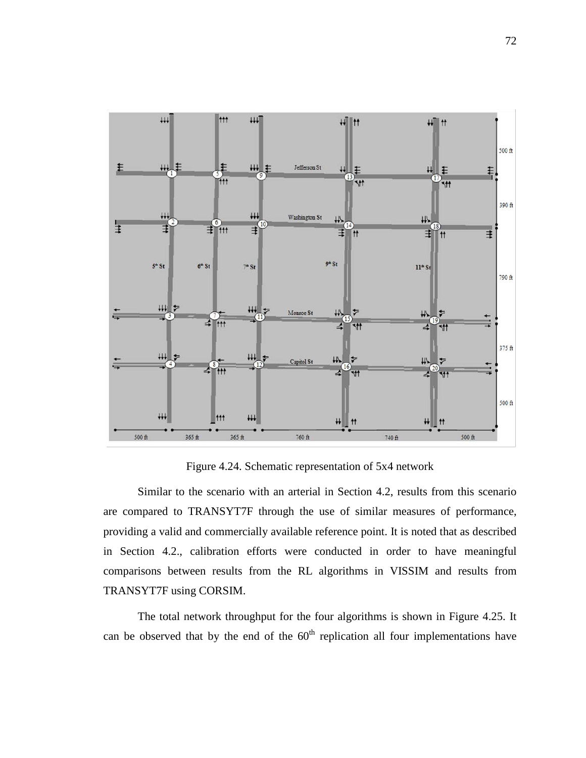Figure 4.24. Schematic representation of 5x4 network

Similar to the scenario with an arterial in Section 4.2, results from this scenario are compared to TRANSYT7F through the use of similar measures of performance, providing a valid and commercially available reference point. It is noted that as described in Section 4.2., calibration efforts were conducted in order to have meaningful comparisons between results from the RL algorithms in VISSIM and results from TRANSYT7F using CORSIM.

The total network throughput for the four algorithms is shown in Figure 4.25. It can be observed that by the end of the 60th replication all four implementations have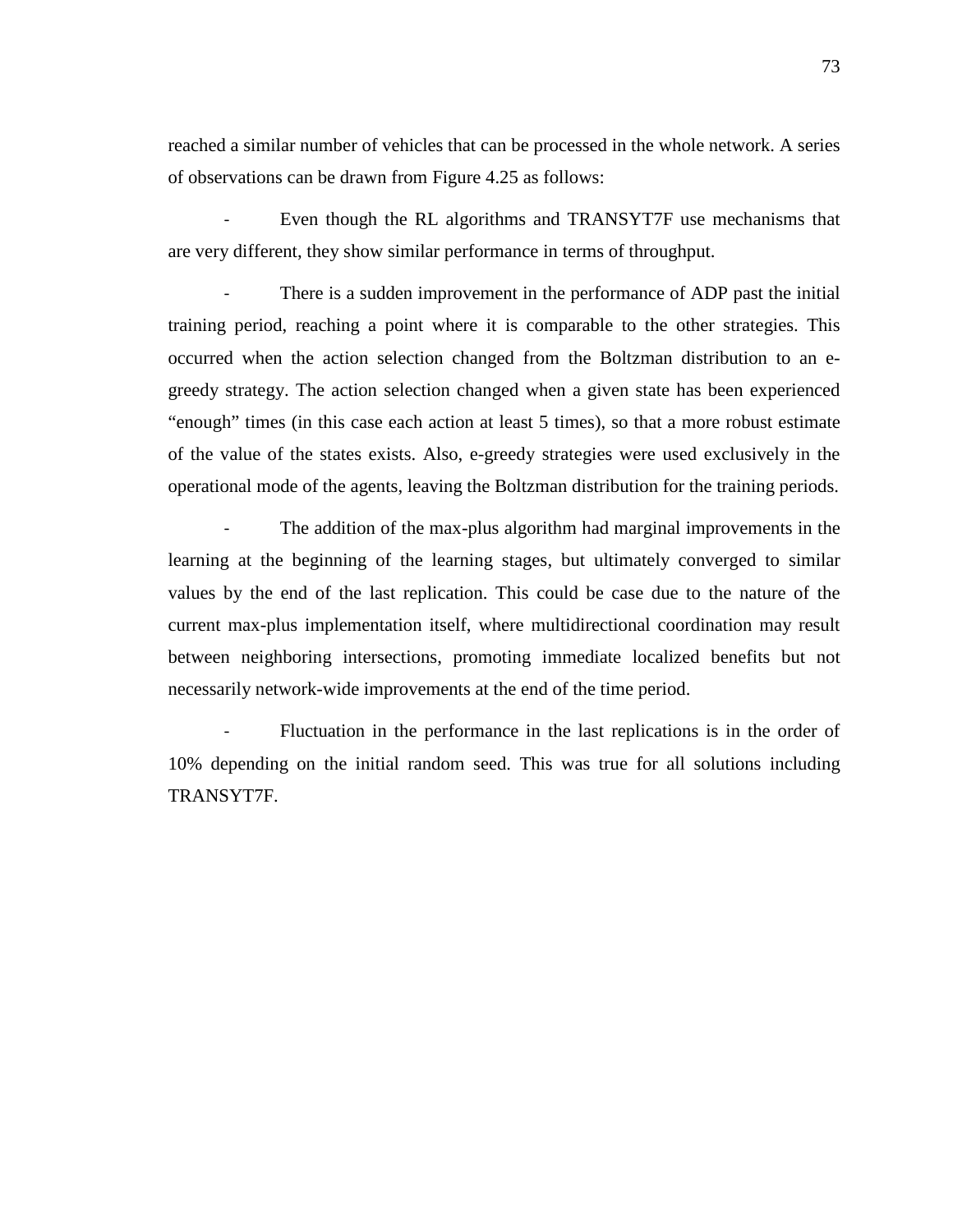reached a similar number of vehicles that can be processed in the whole network. A series of observations can be drawn from Figure 4.25 as follows:

- Even though the RL algorithms and TRANSYT7F use mechanisms that are very different, they show similar performance in terms of throughput.

- There is a sudden improvement in the performance of ADP past the initial training period, reaching a point where it is comparable to the other strategies. This occurred when the action selection changed from the Boltzman distribution to an e-greedy strategy. The action selection changed when a given state has been experienced "enough" times (in this case each action at least 5 times), so that a more robust estimate of the value of the states exists. Also, e-greedy strategies were used exclusively in the operational mode of the agents, leaving the Boltzman distribution for the training periods.

- The addition of the max-plus algorithm had marginal improvements in the learning at the beginning of the learning stages, but ultimately converged to similar values by the end of the last replication. This could be case due to the nature of the current max-plus implementation itself, where multidirectional coordination may result between neighboring intersections, promoting immediate localized benefits but not necessarily network-wide improvements at the end of the time period.

- Fluctuation in the performance in the last replications is in the order of 10% depending on the initial random seed. This was true for all solutions including TRANSYT7F.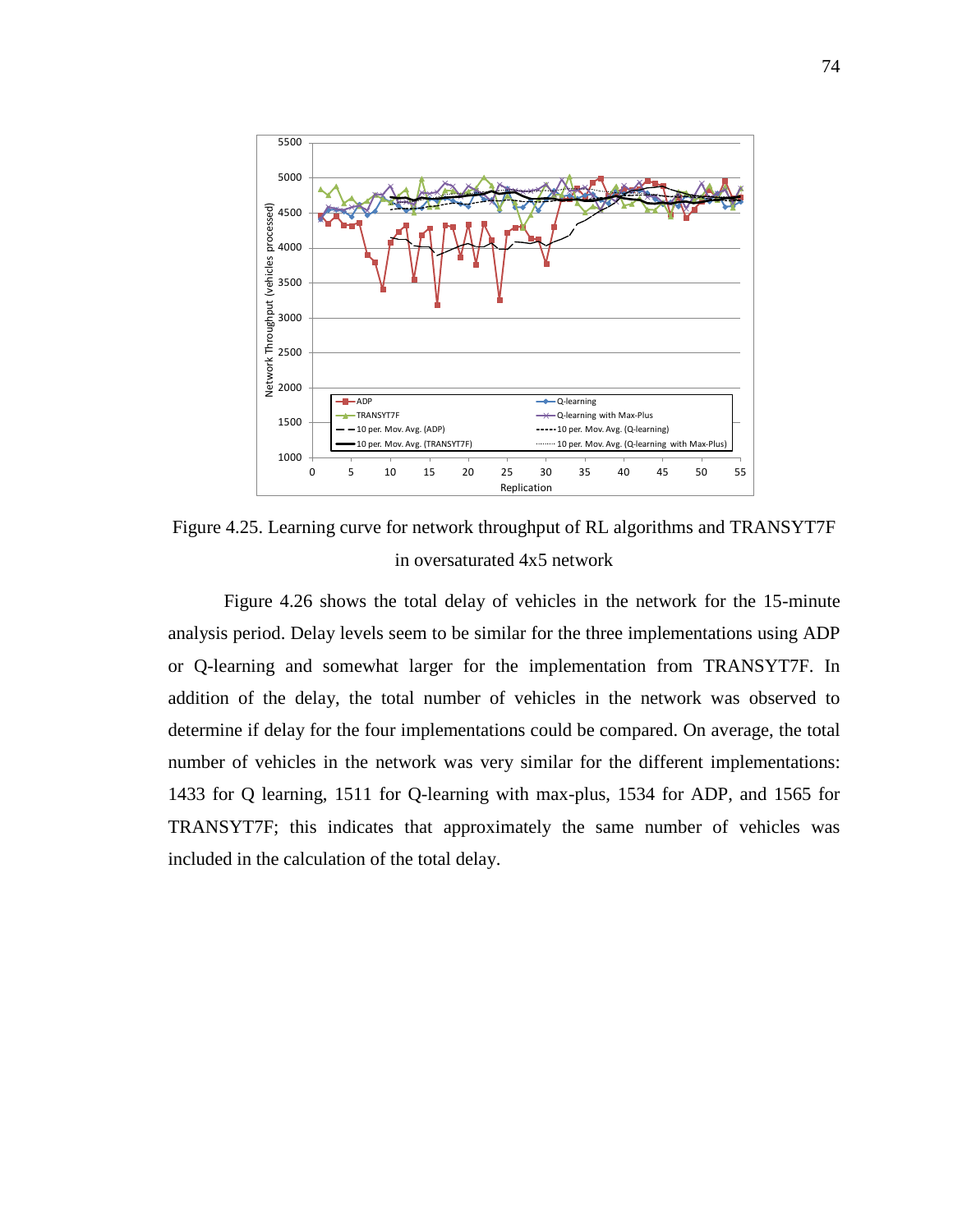Figure 4.25. Learning curve for network throughput of RL algorithms and TRANSYT7F in oversaturated 4x5 network

Figure 4.26 shows the total delay of vehicles in the network for the 15-minute analysis period. Delay levels seem to be similar for the three implementations using ADP or Q-learning and somewhat larger for the implementation from TRANSYT7F. In addition of the delay, the total number of vehicles in the network was observed to determine if delay for the four implementations could be compared. On average, the total number of vehicles in the network was very similar for the different implementations: 1433 for Q learning, 1511 for Q-learning with max-plus, 1534 for ADP, and 1565 for TRANSYT7F; this indicates that approximately the same number of vehicles was included in the calculation of the total delay.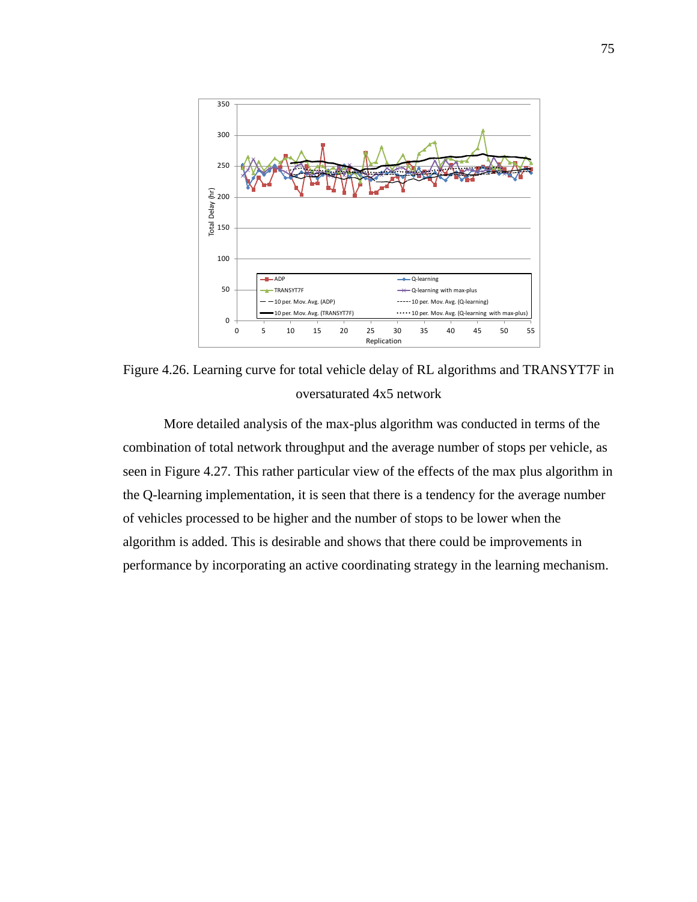Figure 4.26. Learning curve for total vehicle delay of RL algorithms and TRANSYT7F in oversaturated 4x5 network

More detailed analysis of the max-plus algorithm was conducted in terms of the combination of total network throughput and the average number of stops per vehicle, as seen in Figure 4.27. This rather particular view of the effects of the max plus algorithm in the Q-learning implementation, it is seen that there is a tendency for the average number of vehicles processed to be higher and the number of stops to be lower when the algorithm is added. This is desirable and shows that there could be improvements in performance by incorporating an active coordinating strategy in the learning mechanism.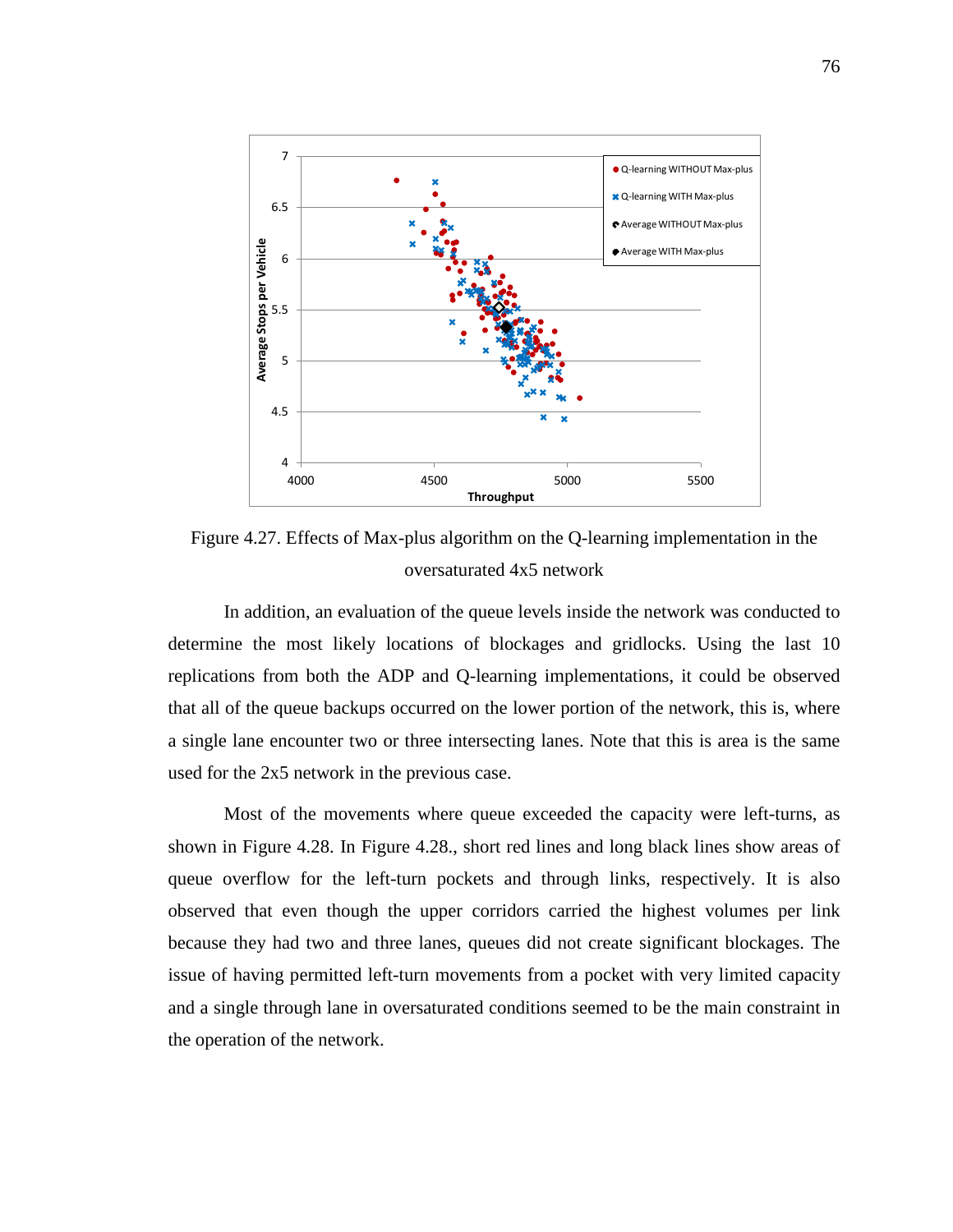Figure 4.27. Effects of Max-plus algorithm on the Q-learning implementation in the oversaturated 4x5 network

In addition, an evaluation of the queue levels inside the network was conducted to determine the most likely locations of blockages and gridlocks. Using the last 10 replications from both the ADP and Q-learning implementations, it could be observed that all of the queue backups occurred on the lower portion of the network, this is, where a single lane encounter two or three intersecting lanes. Note that this is area is the same used for the 2x5 network in the previous case.

Most of the movements where queue exceeded the capacity were left-turns, as shown in Figure 4.28. In Figure 4.28., short red lines and long black lines show areas of queue overflow for the left-turn pockets and through links, respectively. It is also observed that even though the upper corridors carried the highest volumes per link because they had two and three lanes, queues did not create significant blockages. The issue of having permitted left-turn movements from a pocket with very limited capacity and a single through lane in oversaturated conditions seemed to be the main constraint in the operation of the network.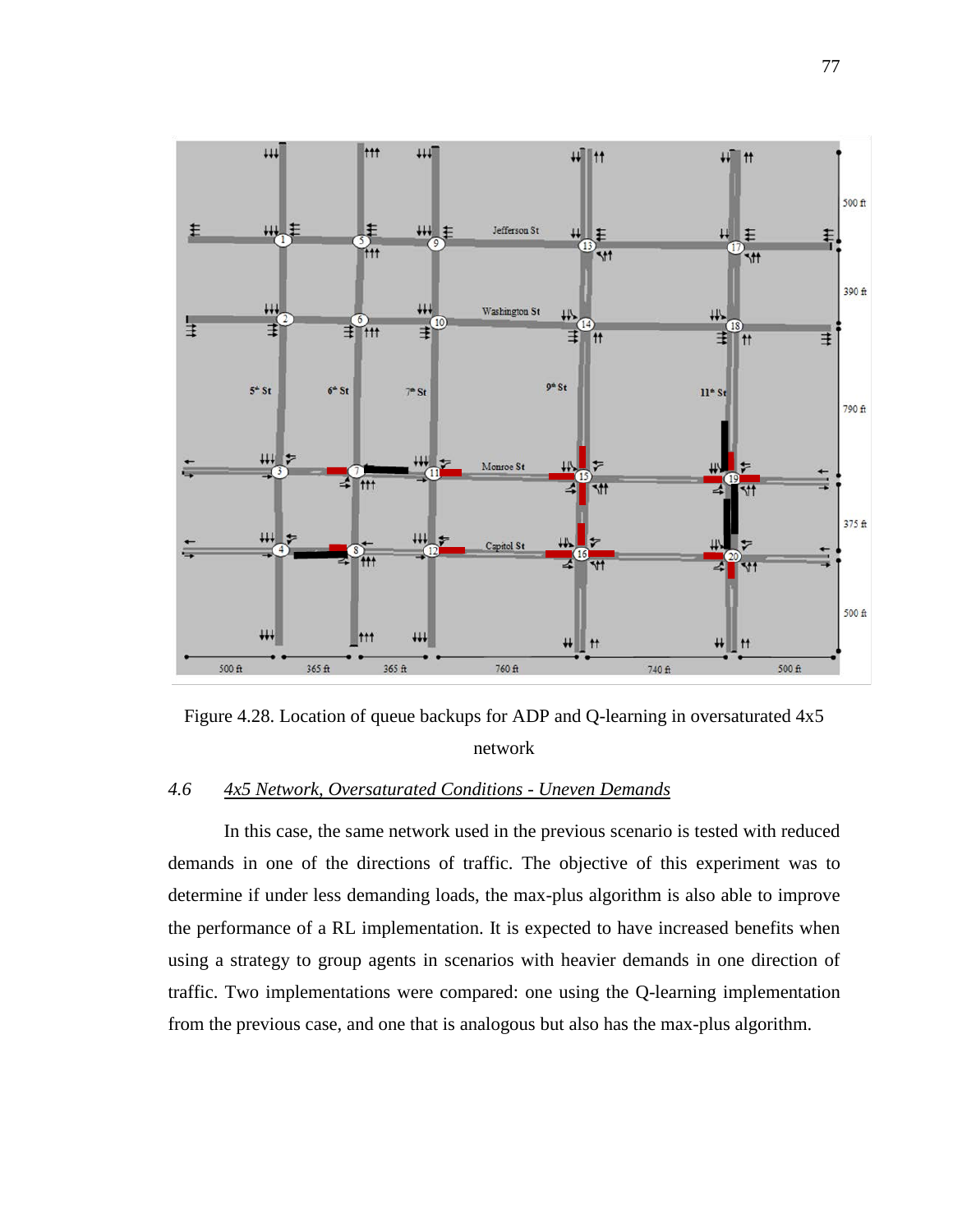Figure 4.28. Location of queue backups for ADP and Q-learning in oversaturated 4x5 network

## 4.6 4x5 Network, Oversaturated Conditions - Uneven Demands

In this case, the same network used in the previous scenario is tested with reduced demands in one of the directions of traffic. The objective of this experiment was to determine if under less demanding loads, the max-plus algorithm is also able to improve the performance of a RL implementation. It is expected to have increased benefits when using a strategy to group agents in scenarios with heavier demands in one direction of traffic. Two implementations were compared: one using the Q-learning implementation from the previous case, and one that is analogous but also has the max-plus algorithm.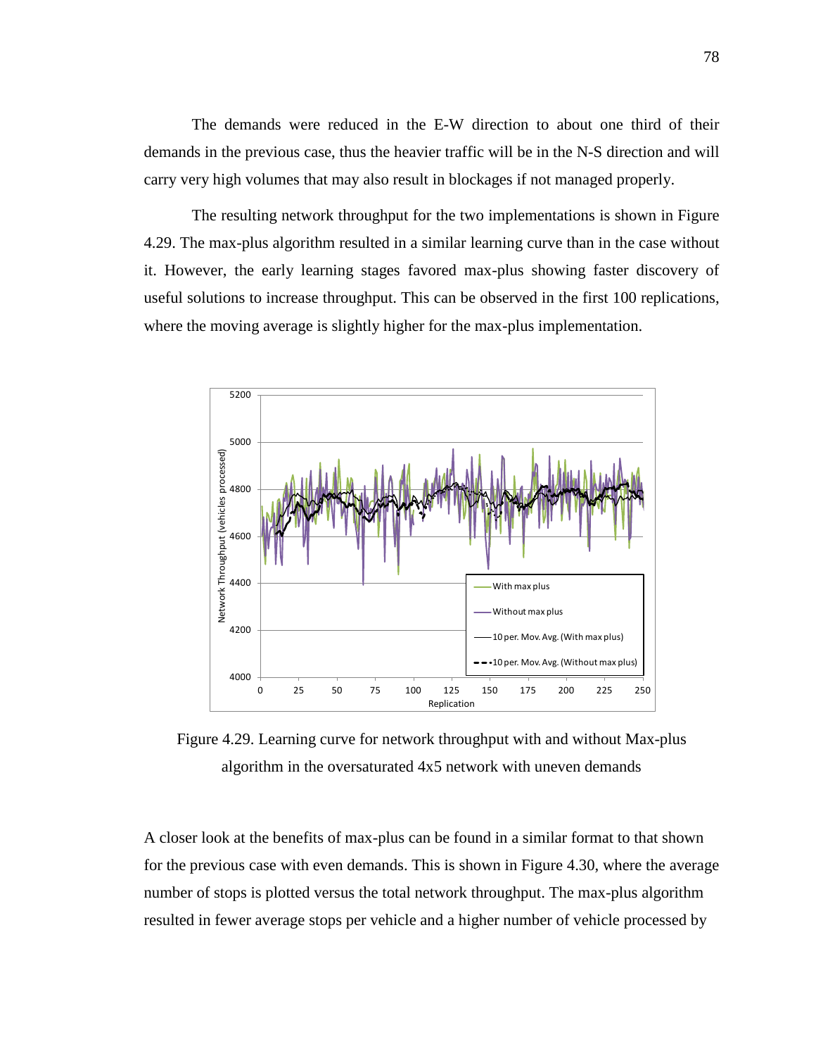The demands were reduced in the E-W direction to about one third of their demands in the previous case, thus the heavier traffic will be in the N-S direction and will carry very high volumes that may also result in blockages if not managed properly.

The resulting network throughput for the two implementations is shown in Figure 4.29. The max-plus algorithm resulted in a similar learning curve than in the case without it. However, the early learning stages favored max-plus showing faster discovery of useful solutions to increase throughput. This can be observed in the first 100 replications, where the moving average is slightly higher for the max-plus implementation.

Figure 4.29. Learning curve for network throughput with and without Max-plus algorithm in the oversaturated 4x5 network with uneven demands

A closer look at the benefits of max-plus can be found in a similar format to that shown for the previous case with even demands. This is shown in Figure 4.30, where the average number of stops is plotted versus the total network throughput. The max-plus algorithm resulted in fewer average stops per vehicle and a higher number of vehicle processed by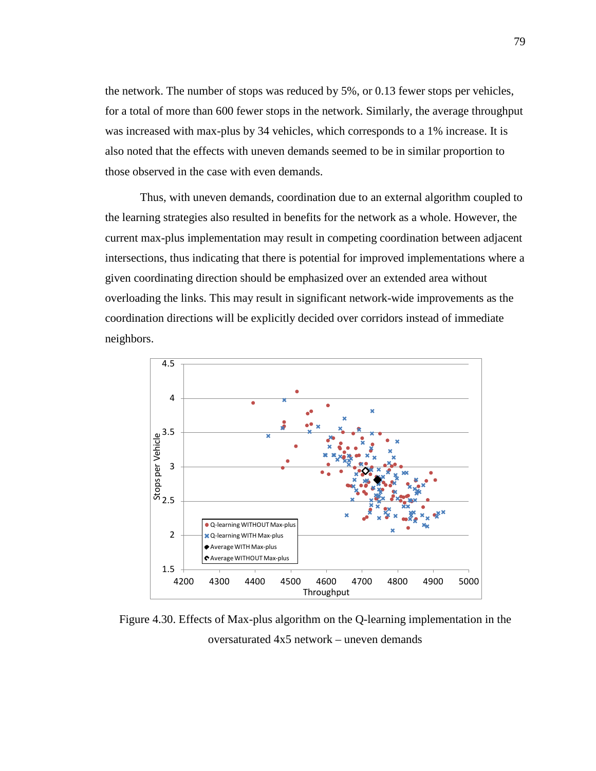the network. The number of stops was reduced by 5%, or 0.13 fewer stops per vehicles, for a total of more than 600 fewer stops in the network. Similarly, the average throughput was increased with max-plus by 34 vehicles, which corresponds to a 1% increase. It is also noted that the effects with uneven demands seemed to be in similar proportion to those observed in the case with even demands.

Thus, with uneven demands, coordination due to an external algorithm coupled to the learning strategies also resulted in benefits for the network as a whole. However, the current max-plus implementation may result in competing coordination between adjacent intersections, thus indicating that there is potential for improved implementations where a given coordinating direction should be emphasized over an extended area without overloading the links. This may result in significant network-wide improvements as the coordination directions will be explicitly decided over corridors instead of immediate neighbors.

Figure 4.30. Effects of Max-plus algorithm on the Q-learning implementation in the oversaturated 4x5 network – uneven demands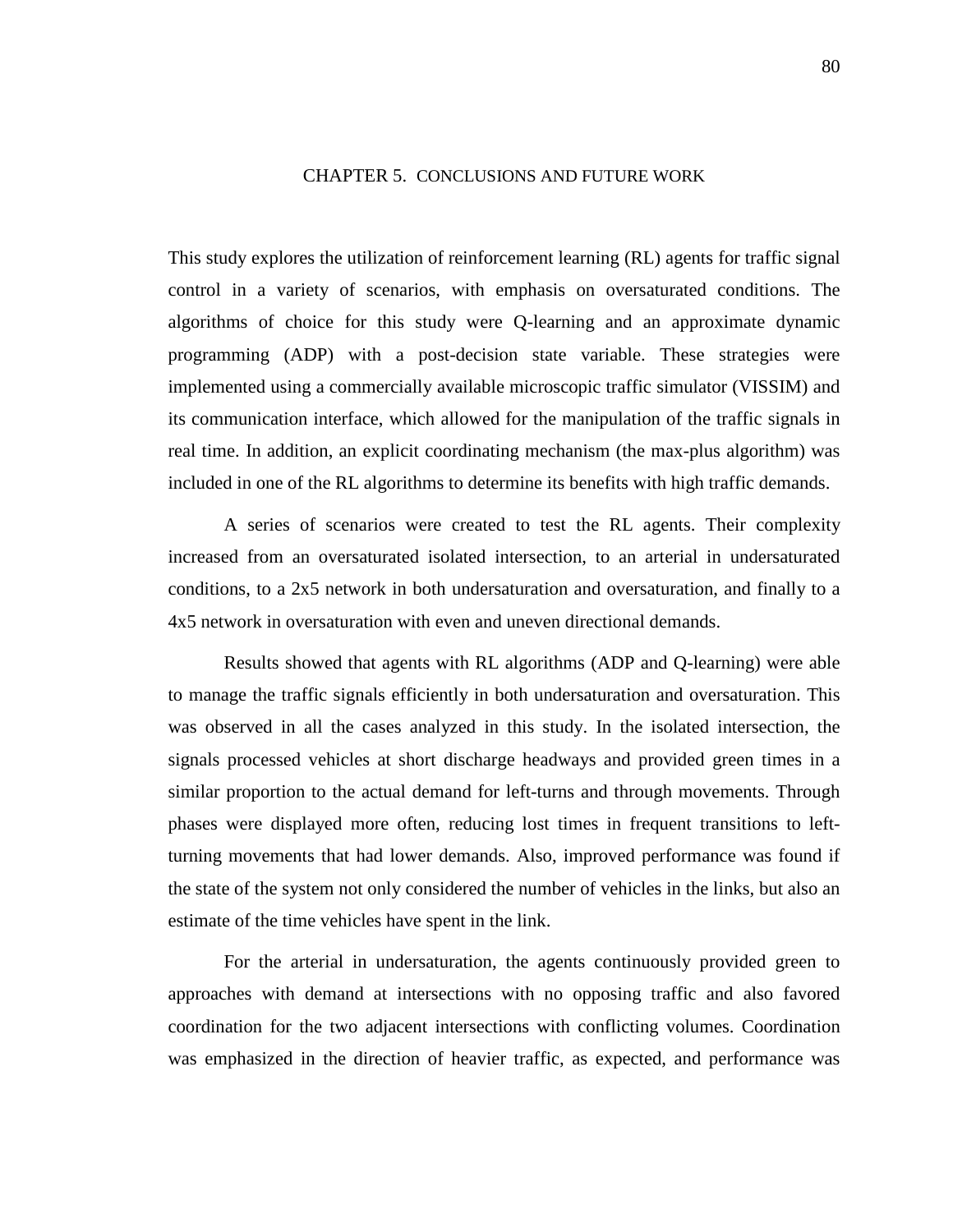# CHAPTER 5. CONCLUSIONS AND FUTURE WORK

This study explores the utilization of reinforcement learning (RL) agents for traffic signal control in a variety of scenarios, with emphasis on oversaturated conditions. The algorithms of choice for this study were Q-learning and an approximate dynamic programming (ADP) with a post-decision state variable. These strategies were implemented using a commercially available microscopic traffic simulator (VISSIM) and its communication interface, which allowed for the manipulation of the traffic signals in real time. In addition, an explicit coordinating mechanism (the max-plus algorithm) was included in one of the RL algorithms to determine its benefits with high traffic demands.

A series of scenarios were created to test the RL agents. Their complexity increased from an oversaturated isolated intersection, to an arterial in undersaturated conditions, to a 2x5 network in both undersaturation and oversaturation, and finally to a 4x5 network in oversaturation with even and uneven directional demands.

Results showed that agents with RL algorithms (ADP and Q-learning) were able to manage the traffic signals efficiently in both undersaturation and oversaturation. This was observed in all the cases analyzed in this study. In the isolated intersection, the signals processed vehicles at short discharge headways and provided green times in a similar proportion to the actual demand for left-turns and through movements. Through phases were displayed more often, reducing lost times in frequent transitions to left-turning movements that had lower demands. Also, improved performance was found if the state of the system not only considered the number of vehicles in the links, but also an estimate of the time vehicles have spent in the link.

For the arterial in undersaturation, the agents continuously provided green to approaches with demand at intersections with no opposing traffic and also favored coordination for the two adjacent intersections with conflicting volumes. Coordination was emphasized in the direction of heavier traffic, as expected, and performance was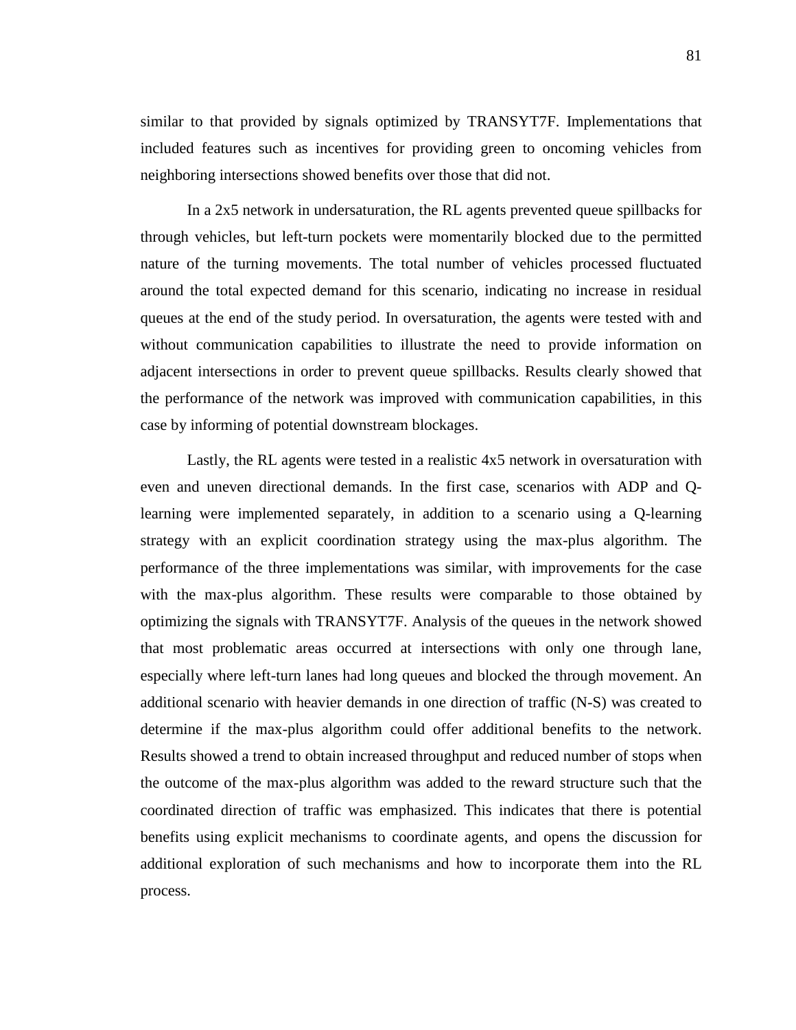similar to that provided by signals optimized by TRANSYT7F. Implementations that included features such as incentives for providing green to oncoming vehicles from neighboring intersections showed benefits over those that did not.

In a 2x5 network in undersaturation, the RL agents prevented queue spillbacks for through vehicles, but left-turn pockets were momentarily blocked due to the permitted nature of the turning movements. The total number of vehicles processed fluctuated around the total expected demand for this scenario, indicating no increase in residual queues at the end of the study period. In oversaturation, the agents were tested with and without communication capabilities to illustrate the need to provide information on adjacent intersections in order to prevent queue spillbacks. Results clearly showed that the performance of the network was improved with communication capabilities, in this case by informing of potential downstream blockages.

Lastly, the RL agents were tested in a realistic 4x5 network in oversaturation with even and uneven directional demands. In the first case, scenarios with ADP and Q-learning were implemented separately, in addition to a scenario using a Q-learning strategy with an explicit coordination strategy using the max-plus algorithm. The performance of the three implementations was similar, with improvements for the case with the max-plus algorithm. These results were comparable to those obtained by optimizing the signals with TRANSYT7F. Analysis of the queues in the network showed that most problematic areas occurred at intersections with only one through lane, especially where left-turn lanes had long queues and blocked the through movement. An additional scenario with heavier demands in one direction of traffic (N-S) was created to determine if the max-plus algorithm could offer additional benefits to the network. Results showed a trend to obtain increased throughput and reduced number of stops when the outcome of the max-plus algorithm was added to the reward structure such that the coordinated direction of traffic was emphasized. This indicates that there is potential benefits using explicit mechanisms to coordinate agents, and opens the discussion for additional exploration of such mechanisms and how to incorporate them into the RL process.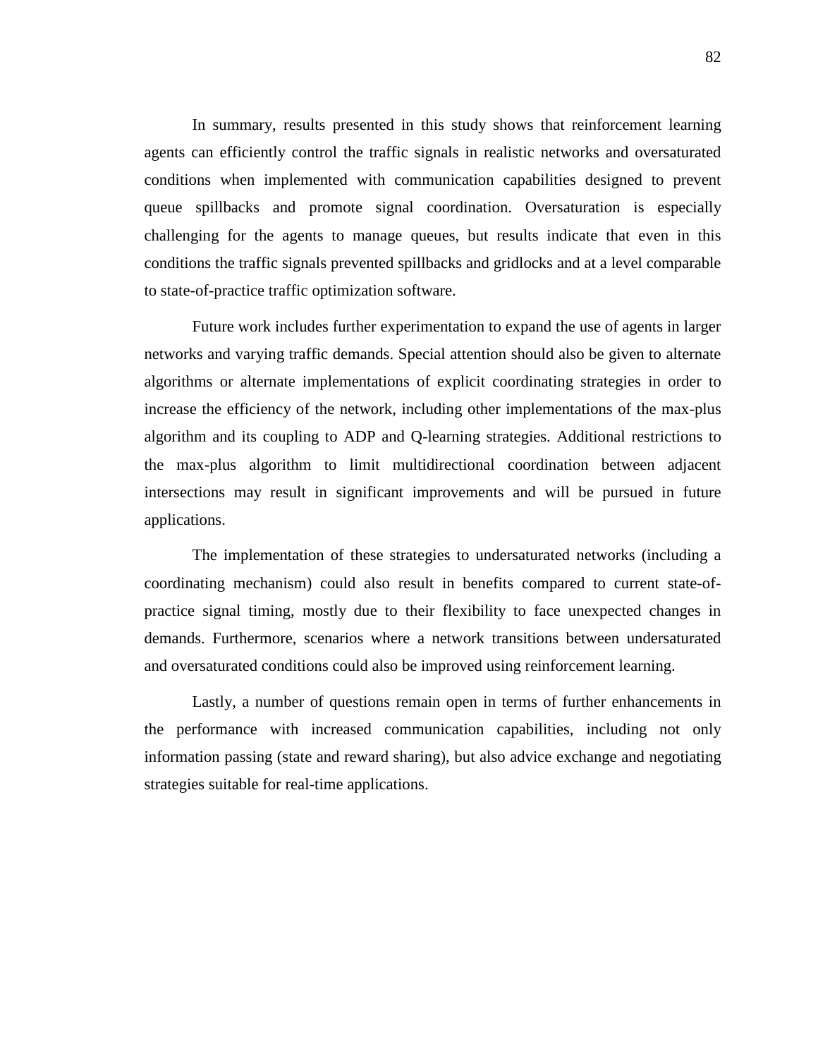In summary, results presented in this study shows that reinforcement learning agents can efficiently control the traffic signals in realistic networks and oversaturated conditions when implemented with communication capabilities designed to prevent queue spillbacks and promote signal coordination. Oversaturation is especially challenging for the agents to manage queues, but results indicate that even in this conditions the traffic signals prevented spillbacks and gridlocks and at a level comparable to state-of-practice traffic optimization software.

Future work includes further experimentation to expand the use of agents in larger networks and varying traffic demands. Special attention should also be given to alternate algorithms or alternate implementations of explicit coordinating strategies in order to increase the efficiency of the network, including other implementations of the max-plus algorithm and its coupling to ADP and Q-learning strategies. Additional restrictions to the max-plus algorithm to limit multidirectional coordination between adjacent intersections may result in significant improvements and will be pursued in future applications.

The implementation of these strategies to undersaturated networks (including a coordinating mechanism) could also result in benefits compared to current state-of-practice signal timing, mostly due to their flexibility to face unexpected changes in demands. Furthermore, scenarios where a network transitions between undersaturated and oversaturated conditions could also be improved using reinforcement learning.

Lastly, a number of questions remain open in terms of further enhancements in the performance with increased communication capabilities, including not only information passing (state and reward sharing), but also advice exchange and negotiating strategies suitable for real-time applications.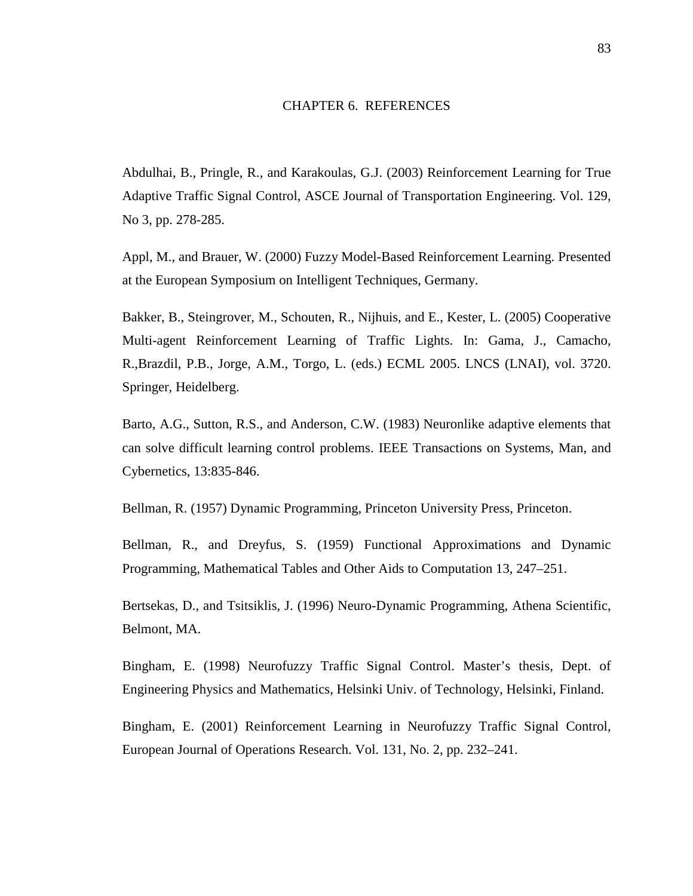# CHAPTER 6. REFERENCES

Abdulhai, B., Pringle, R., and Karakoulas, G.J. (2003) Reinforcement Learning for True Adaptive Traffic Signal Control, ASCE Journal of Transportation Engineering. Vol. 129, No 3, pp. 278-285.

Appl, M., and Brauer, W. (2000) Fuzzy Model-Based Reinforcement Learning. Presented at the European Symposium on Intelligent Techniques, Germany.

Bakker, B., Steingrover, M., Schouten, R., Nijhuis, and E., Kester, L. (2005) Cooperative Multi-agent Reinforcement Learning of Traffic Lights. In: Gama, J., Camacho, R.,Brazdil, P.B., Jorge, A.M., Torgo, L. (eds.) ECML 2005. LNCS (LNAI), vol. 3720. Springer, Heidelberg.

Barto, A.G., Sutton, R.S., and Anderson, C.W. (1983) Neuronlike adaptive elements that can solve difficult learning control problems. IEEE Transactions on Systems, Man, and Cybernetics, 13:835-846.

Bellman, R. (1957) Dynamic Programming, Princeton University Press, Princeton.

Bellman, R., and Dreyfus, S. (1959) Functional Approximations and Dynamic Programming, Mathematical Tables and Other Aids to Computation 13, 247–251.

Bertsekas, D., and Tsitsiklis, J. (1996) Neuro-Dynamic Programming, Athena Scientific, Belmont, MA.

Bingham, E. (1998) Neurofuzzy Traffic Signal Control. Master's thesis, Dept. of Engineering Physics and Mathematics, Helsinki Univ. of Technology, Helsinki, Finland.

Bingham, E. (2001) Reinforcement Learning in Neurofuzzy Traffic Signal Control, European Journal of Operations Research. Vol. 131, No. 2, pp. 232–241.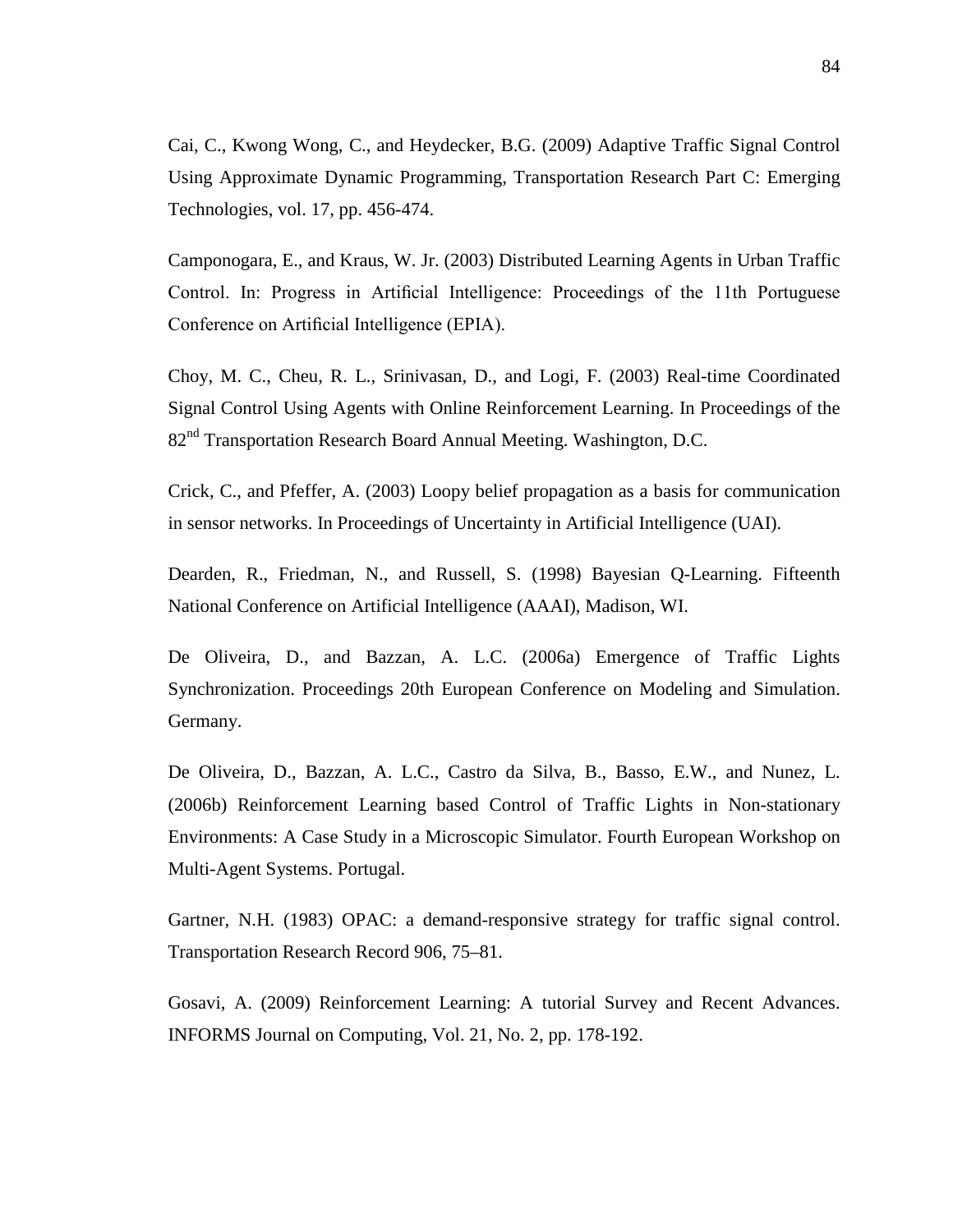Cai, C., Kwong Wong, C., and Heydecker, B.G. (2009) Adaptive Traffic Signal Control Using Approximate Dynamic Programming, Transportation Research Part C: Emerging Technologies, vol. 17, pp. 456-474.

Camponogara, E., and Kraus, W. Jr. (2003) Distributed Learning Agents in Urban Traffic Control. In: Progress in Artificial Intelligence: Proceedings of the 11th Portuguese Conference on Artificial Intelligence (EPIA).

Choy, M. C., Cheu, R. L., Srinivasan, D., and Logi, F. (2003) Real-time Coordinated Signal Control Using Agents with Online Reinforcement Learning. In Proceedings of the 82nd Transportation Research Board Annual Meeting. Washington, D.C.

Crick, C., and Pfeffer, A. (2003) Loopy belief propagation as a basis for communication in sensor networks. In Proceedings of Uncertainty in Artificial Intelligence (UAI).

Dearden, R., Friedman, N., and Russell, S. (1998) Bayesian Q-Learning. Fifteenth National Conference on Artificial Intelligence (AAAI), Madison, WI.

De Oliveira, D., and Bazzan, A. L.C. (2006a) Emergence of Traffic Lights Synchronization. Proceedings 20th European Conference on Modeling and Simulation. Germany.

De Oliveira, D., Bazzan, A. L.C., Castro da Silva, B., Basso, E.W., and Nunez, L. (2006b) Reinforcement Learning based Control of Traffic Lights in Non-stationary Environments: A Case Study in a Microscopic Simulator. Fourth European Workshop on Multi-Agent Systems. Portugal.

Gartner, N.H. (1983) OPAC: a demand-responsive strategy for traffic signal control. Transportation Research Record 906, 75–81.

Gosavi, A. (2009) Reinforcement Learning: A tutorial Survey and Recent Advances. INFORMS Journal on Computing, Vol. 21, No. 2, pp. 178-192.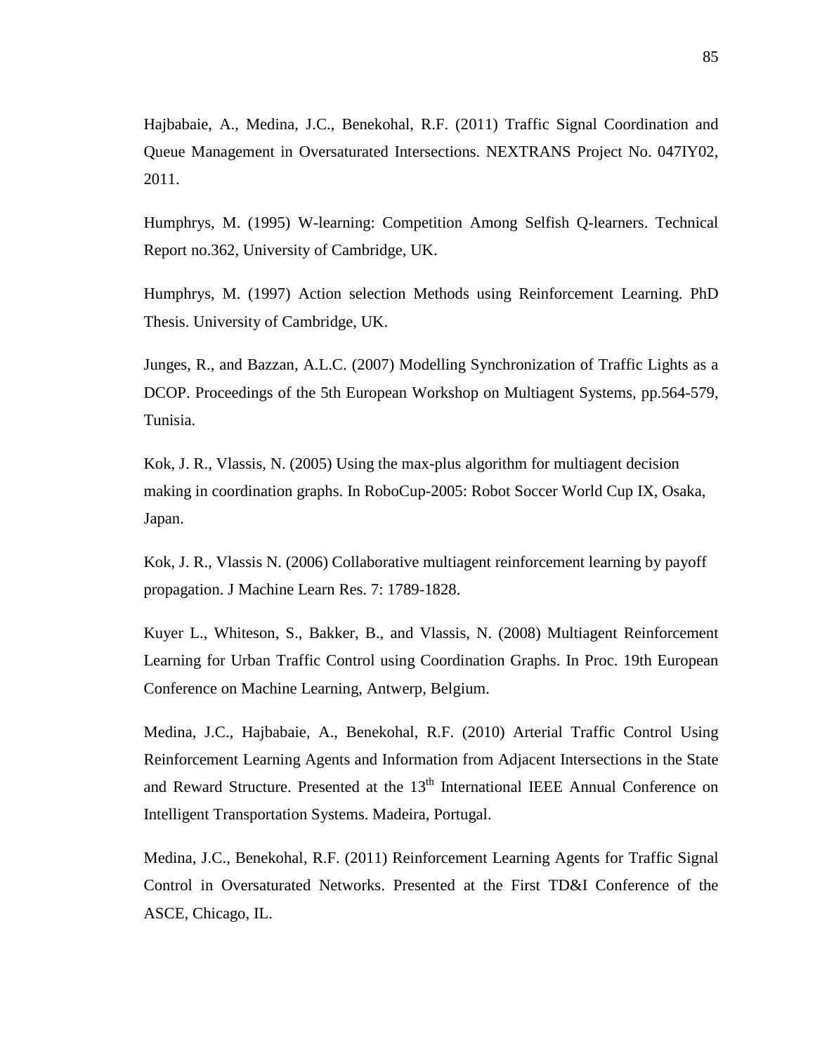Hajbabaie, A., Medina, J.C., Benekohal, R.F. (2011) Traffic Signal Coordination and Queue Management in Oversaturated Intersections. NEXTRANS Project No. 047IY02, 2011.

Humphrys, M. (1995) W-learning: Competition Among Selfish Q-learners. Technical Report no.362, University of Cambridge, UK.

Humphrys, M. (1997) Action selection Methods using Reinforcement Learning. PhD Thesis. University of Cambridge, UK.

Junges, R., and Bazzan, A.L.C. (2007) Modelling Synchronization of Traffic Lights as a DCOP. Proceedings of the 5th European Workshop on Multiagent Systems, pp.564-579, Tunisia.

Kok, J. R., Vlassis, N. (2005) Using the max-plus algorithm for multiagent decision making in coordination graphs. In RoboCup-2005: Robot Soccer World Cup IX, Osaka, Japan.

Kok, J. R., Vlassis N. (2006) Collaborative multiagent reinforcement learning by payoff propagation. J Machine Learn Res. 7: 1789-1828.

Kuyer L., Whiteson, S., Bakker, B., and Vlassis, N. (2008) Multiagent Reinforcement Learning for Urban Traffic Control using Coordination Graphs. In Proc. 19th European Conference on Machine Learning, Antwerp, Belgium.

Medina, J.C., Hajbabaie, A., Benekohal, R.F. (2010) Arterial Traffic Control Using Reinforcement Learning Agents and Information from Adjacent Intersections in the State and Reward Structure. Presented at the 13th International IEEE Annual Conference on Intelligent Transportation Systems. Madeira, Portugal.

Medina, J.C., Benekohal, R.F. (2011) Reinforcement Learning Agents for Traffic Signal Control in Oversaturated Networks. Presented at the First TD&I Conference of the ASCE, Chicago, IL.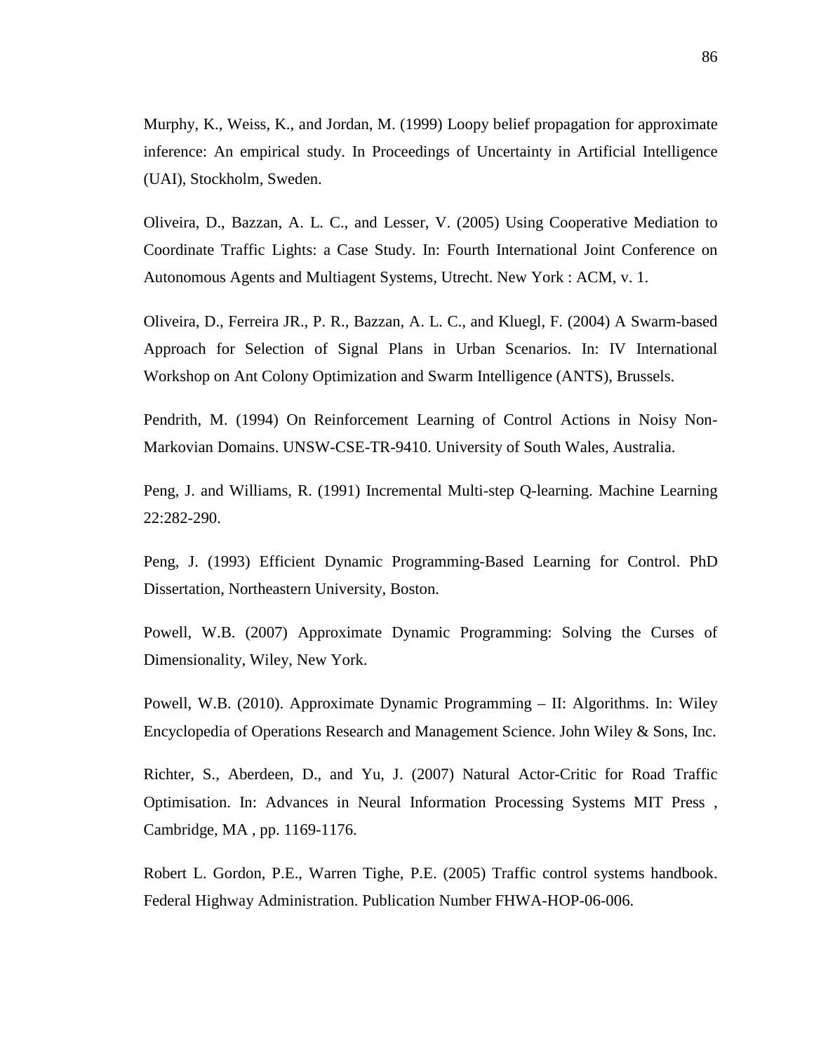Murphy, K., Weiss, K., and Jordan, M. (1999) Loopy belief propagation for approximate inference: An empirical study. In Proceedings of Uncertainty in Artificial Intelligence (UAI), Stockholm, Sweden.

Oliveira, D., Bazzan, A. L. C., and Lesser, V. (2005) Using Cooperative Mediation to Coordinate Traffic Lights: a Case Study. In: Fourth International Joint Conference on Autonomous Agents and Multiagent Systems, Utrecht. New York : ACM, v. 1.

Oliveira, D., Ferreira JR., P. R., Bazzan, A. L. C., and Kluegl, F. (2004) A Swarm-based Approach for Selection of Signal Plans in Urban Scenarios. In: IV International Workshop on Ant Colony Optimization and Swarm Intelligence (ANTS), Brussels.

Pendrith, M. (1994) On Reinforcement Learning of Control Actions in Noisy Non-Markovian Domains. UNSW-CSE-TR-9410. University of South Wales, Australia.

Peng, J. and Williams, R. (1991) Incremental Multi-step Q-learning. Machine Learning 22:282-290.

Peng, J. (1993) Efficient Dynamic Programming-Based Learning for Control. PhD Dissertation, Northeastern University, Boston.

Powell, W.B. (2007) Approximate Dynamic Programming: Solving the Curses of Dimensionality, Wiley, New York.

Powell, W.B. (2010). Approximate Dynamic Programming – II: Algorithms. In: Wiley Encyclopedia of Operations Research and Management Science. John Wiley & Sons, Inc.

Richter, S., Aberdeen, D., and Yu, J. (2007) Natural Actor-Critic for Road Traffic Optimisation. In: Advances in Neural Information Processing Systems MIT Press , Cambridge, MA , pp. 1169-1176.

Robert L. Gordon, P.E., Warren Tighe, P.E. (2005) Traffic control systems handbook. Federal Highway Administration. Publication Number FHWA-HOP-06-006.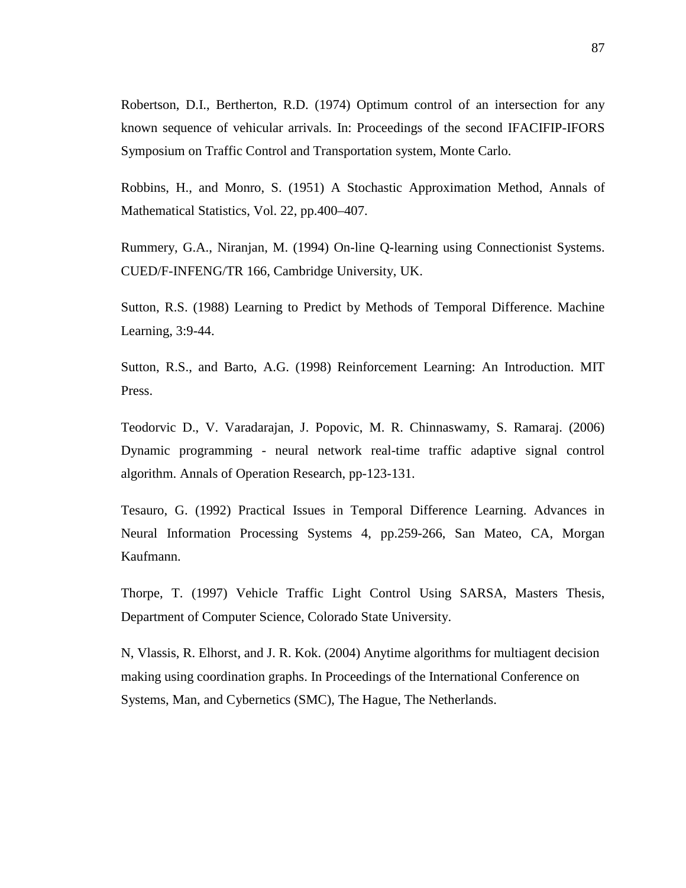Robertson, D.I., Bertherton, R.D. (1974) Optimum control of an intersection for any known sequence of vehicular arrivals. In: Proceedings of the second IFACIFIP-IFORS Symposium on Traffic Control and Transportation system, Monte Carlo.

Robbins, H., and Monro, S. (1951) A Stochastic Approximation Method, Annals of Mathematical Statistics, Vol. 22, pp.400–407.

Rummery, G.A., Niranjan, M. (1994) On-line Q-learning using Connectionist Systems. CUED/F-INFENG/TR 166, Cambridge University, UK.

Sutton, R.S. (1988) Learning to Predict by Methods of Temporal Difference. Machine Learning, 3:9-44.

Sutton, R.S., and Barto, A.G. (1998) Reinforcement Learning: An Introduction. MIT Press.

Teodorvic D., V. Varadarajan, J. Popovic, M. R. Chinnaswamy, S. Ramaraj. (2006) Dynamic programming - neural network real-time traffic adaptive signal control algorithm. Annals of Operation Research, pp-123-131.

Tesauro, G. (1992) Practical Issues in Temporal Difference Learning. Advances in Neural Information Processing Systems 4, pp.259-266, San Mateo, CA, Morgan Kaufmann.

Thorpe, T. (1997) Vehicle Traffic Light Control Using SARSA, Masters Thesis, Department of Computer Science, Colorado State University.

N, Vlassis, R. Elhorst, and J. R. Kok. (2004) Anytime algorithms for multiagent decision making using coordination graphs. In Proceedings of the International Conference on Systems, Man, and Cybernetics (SMC), The Hague, The Netherlands.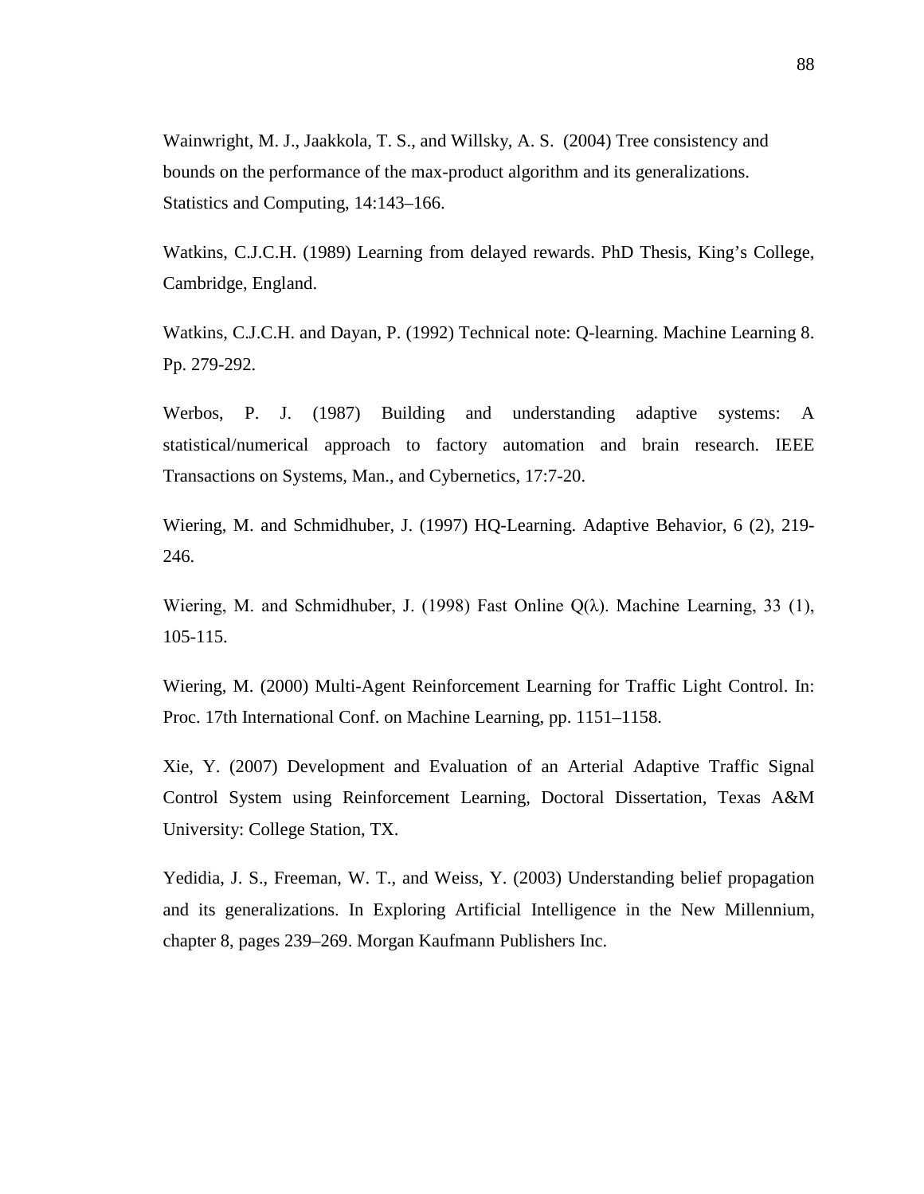Wainwright, M. J., Jaakkola, T. S., and Willsky, A. S. (2004) Tree consistency and bounds on the performance of the max-product algorithm and its generalizations. Statistics and Computing, 14:143–166.

Watkins, C.J.C.H. (1989) Learning from delayed rewards. PhD Thesis, King's College, Cambridge, England.

Watkins, C.J.C.H. and Dayan, P. (1992) Technical note: Q-learning. Machine Learning 8. Pp. 279-292.

Werbos, P. J. (1987) Building and understanding adaptive systems: A statistical/numerical approach to factory automation and brain research. IEEE Transactions on Systems, Man., and Cybernetics, 17:7-20.

Wiering, M. and Schmidhuber, J. (1997) HQ-Learning. Adaptive Behavior, 6 (2), 219-246.

Wiering, M. and Schmidhuber, J. (1998) Fast Online Q(λ). Machine Learning, 33 (1), 105-115.

Wiering, M. (2000) Multi-Agent Reinforcement Learning for Traffic Light Control. In: Proc. 17th International Conf. on Machine Learning, pp. 1151–1158.

Xie, Y. (2007) Development and Evaluation of an Arterial Adaptive Traffic Signal Control System using Reinforcement Learning, Doctoral Dissertation, Texas A&M University: College Station, TX.

Yedidia, J. S., Freeman, W. T., and Weiss, Y. (2003) Understanding belief propagation and its generalizations. In Exploring Artificial Intelligence in the New Millennium, chapter 8, pages 239–269. Morgan Kaufmann Publishers Inc.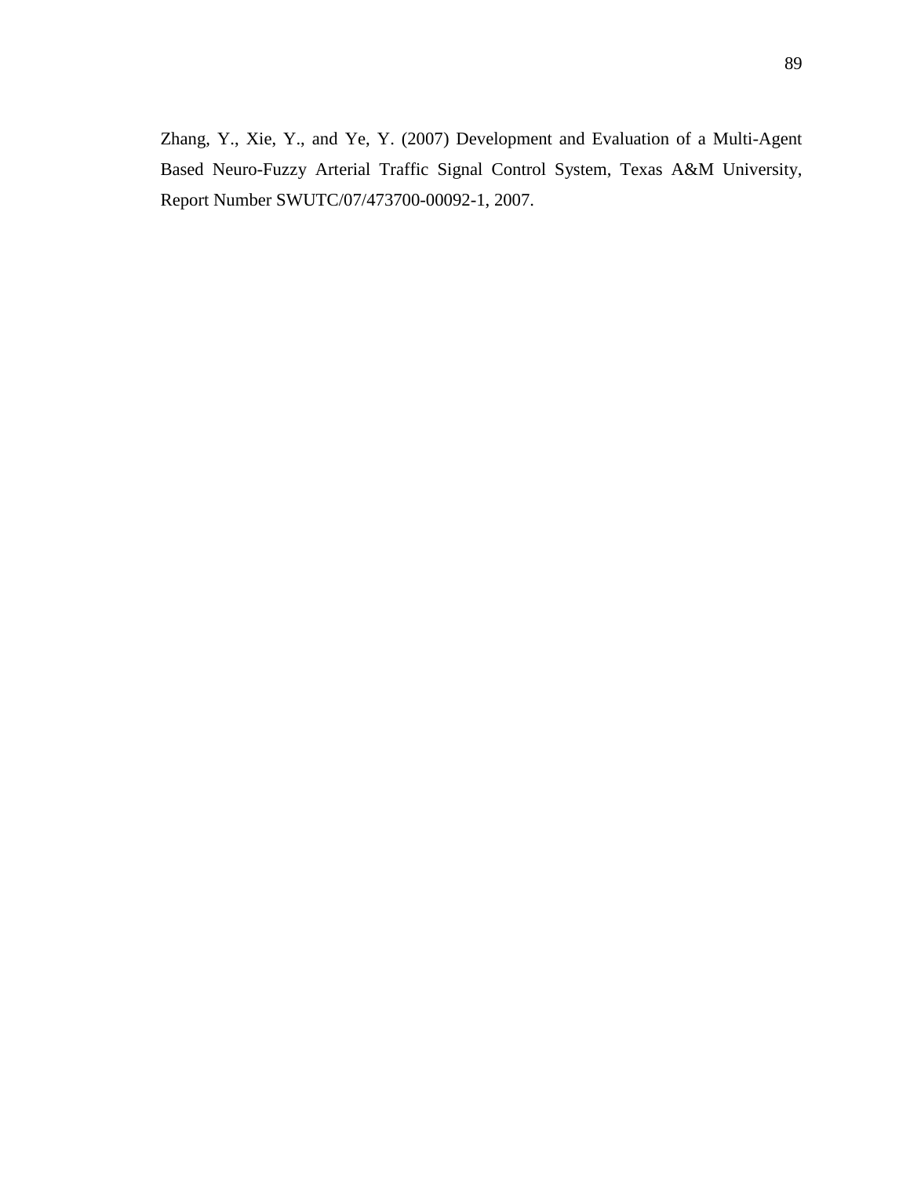Zhang, Y., Xie, Y., and Ye, Y. (2007) Development and Evaluation of a Multi-Agent Based Neuro-Fuzzy Arterial Traffic Signal Control System, Texas A&M University, Report Number SWUTC/07/473700-00092-1, 2007.